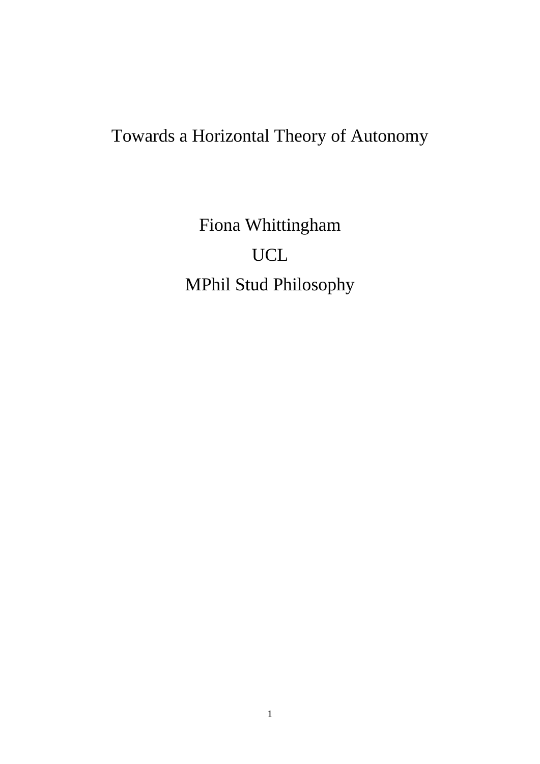# Towards a Horizontal Theory of Autonomy

Fiona Whittingham

UCL

MPhil Stud Philosophy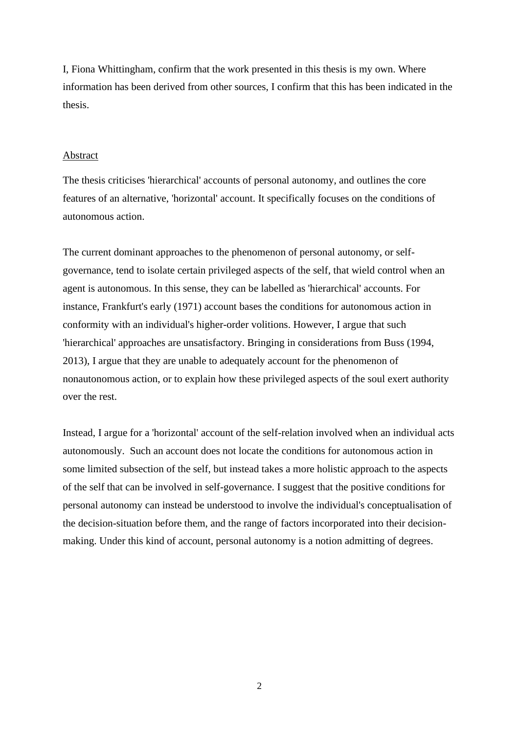I, Fiona Whittingham, confirm that the work presented in this thesis is my own. Where information has been derived from other sources, I confirm that this has been indicated in the thesis.

## Abstract

The thesis criticises 'hierarchical' accounts of personal autonomy, and outlines the core features of an alternative, 'horizontal' account. It specifically focuses on the conditions of autonomous action.

The current dominant approaches to the phenomenon of personal autonomy, or self-governance, tend to isolate certain privileged aspects of the self, that wield control when an agent is autonomous. In this sense, they can be labelled as 'hierarchical' accounts. For instance, Frankfurt's early (1971) account bases the conditions for autonomous action in conformity with an individual's higher-order volitions. However, I argue that such 'hierarchical' approaches are unsatisfactory. Bringing in considerations from Buss (1994, 2013), I argue that they are unable to adequately account for the phenomenon of nonautonomous action, or to explain how these privileged aspects of the soul exert authority over the rest.

Instead, I argue for a 'horizontal' account of the self-relation involved when an individual acts autonomously. Such an account does not locate the conditions for autonomous action in some limited subsection of the self, but instead takes a more holistic approach to the aspects of the self that can be involved in self-governance. I suggest that the positive conditions for personal autonomy can instead be understood to involve the individual's conceptualisation of the decision-situation before them, and the range of factors incorporated into their decision-making. Under this kind of account, personal autonomy is a notion admitting of degrees.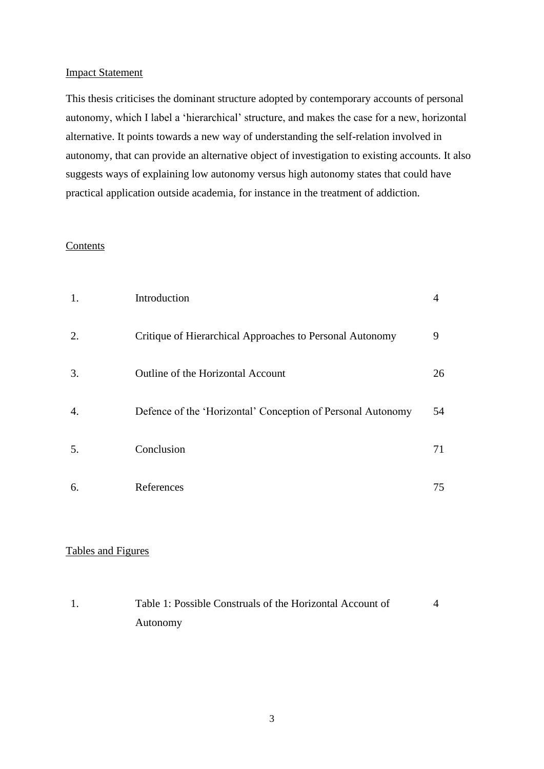## Impact Statement

This thesis criticises the dominant structure adopted by contemporary accounts of personal autonomy, which I label a 'hierarchical' structure, and makes the case for a new, horizontal alternative. It points towards a new way of understanding the self-relation involved in autonomy, that can provide an alternative object of investigation to existing accounts. It also suggests ways of explaining low autonomy versus high autonomy states that could have practical application outside academia, for instance in the treatment of addiction.

## Contents

| | | |
|---|---|---|
| 1. | Introduction | 4 |
| 2. | Critique of Hierarchical Approaches to Personal Autonomy | 9 |
| 3. | Outline of the Horizontal Account | 26 |
| 4. | Defence of the 'Horizontal' Conception of Personal Autonomy | 54 |
| 5. | Conclusion | 71 |
| 6. | References | 75 |

## Tables and Figures

| | | |
|---|---|---|
| 1. | Table 1: Possible Construals of the Horizontal Account of Autonomy | 4 |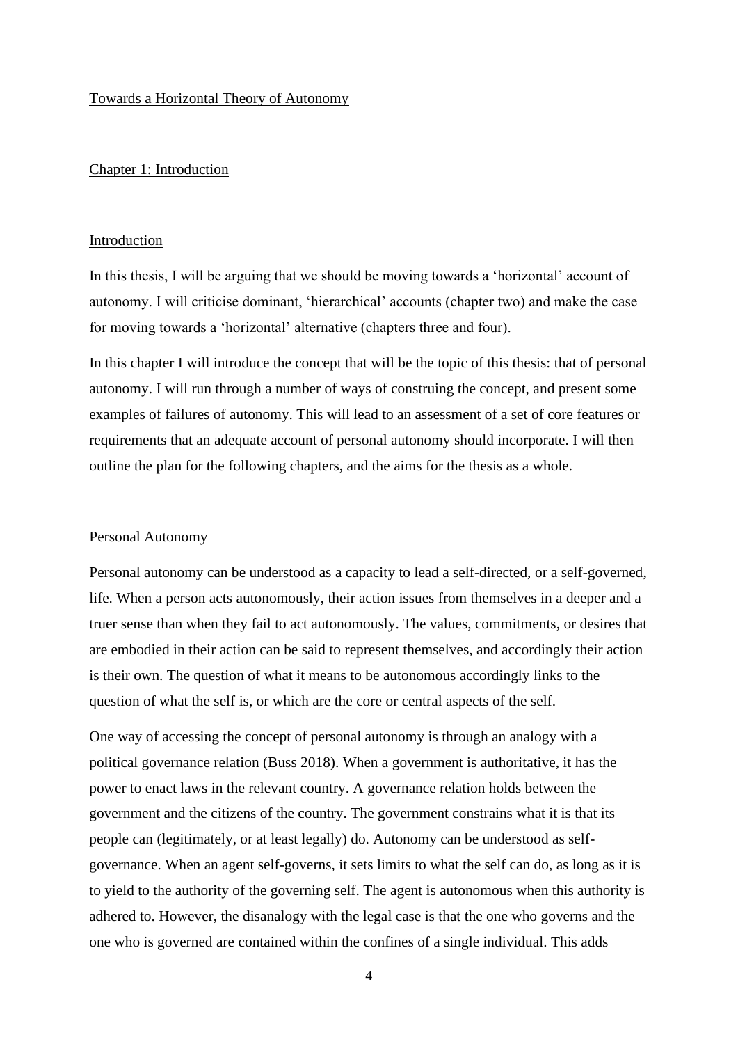# Towards a Horizontal Theory of Autonomy

## Chapter 1: Introduction

### Introduction

In this thesis, I will be arguing that we should be moving towards a 'horizontal' account of autonomy. I will criticise dominant, 'hierarchical' accounts (chapter two) and make the case for moving towards a 'horizontal' alternative (chapters three and four).

In this chapter I will introduce the concept that will be the topic of this thesis: that of personal autonomy. I will run through a number of ways of construing the concept, and present some examples of failures of autonomy. This will lead to an assessment of a set of core features or requirements that an adequate account of personal autonomy should incorporate. I will then outline the plan for the following chapters, and the aims for the thesis as a whole.

### Personal Autonomy

Personal autonomy can be understood as a capacity to lead a self-directed, or a self-governed, life. When a person acts autonomously, their action issues from themselves in a deeper and a truer sense than when they fail to act autonomously. The values, commitments, or desires that are embodied in their action can be said to represent themselves, and accordingly their action is their own. The question of what it means to be autonomous accordingly links to the question of what the self is, or which are the core or central aspects of the self.

One way of accessing the concept of personal autonomy is through an analogy with a political governance relation (Buss 2018). When a government is authoritative, it has the power to enact laws in the relevant country. A governance relation holds between the government and the citizens of the country. The government constrains what it is that its people can (legitimately, or at least legally) do. Autonomy can be understood as self-governance. When an agent self-governs, it sets limits to what the self can do, as long as it is to yield to the authority of the governing self. The agent is autonomous when this authority is adhered to. However, the disanalogy with the legal case is that the one who governs and the one who is governed are contained within the confines of a single individual. This adds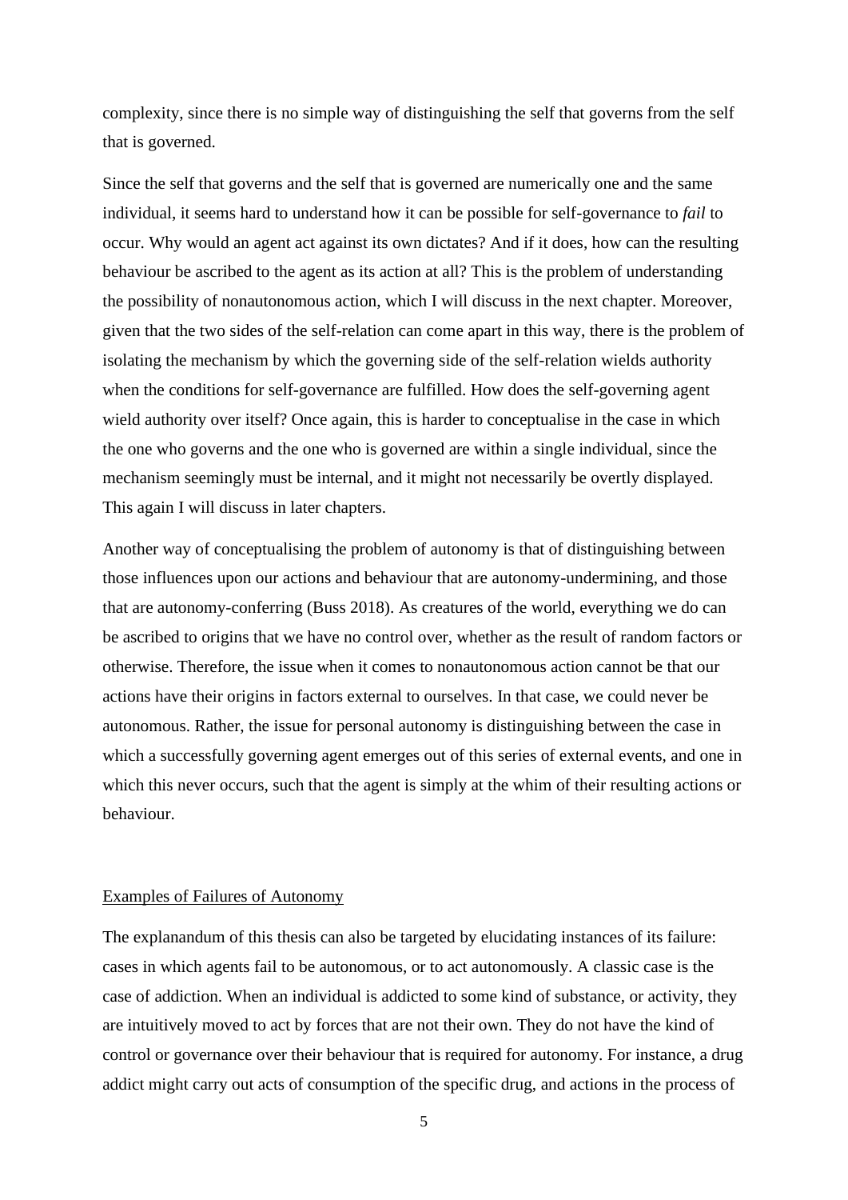complexity, since there is no simple way of distinguishing the self that governs from the self that is governed.

Since the self that governs and the self that is governed are numerically one and the same individual, it seems hard to understand how it can be possible for self-governance to *fail* to occur. Why would an agent act against its own dictates? And if it does, how can the resulting behaviour be ascribed to the agent as its action at all? This is the problem of understanding the possibility of nonautonomous action, which I will discuss in the next chapter. Moreover, given that the two sides of the self-relation can come apart in this way, there is the problem of isolating the mechanism by which the governing side of the self-relation wields authority when the conditions for self-governance are fulfilled. How does the self-governing agent wield authority over itself? Once again, this is harder to conceptualise in the case in which the one who governs and the one who is governed are within a single individual, since the mechanism seemingly must be internal, and it might not necessarily be overtly displayed. This again I will discuss in later chapters.

Another way of conceptualising the problem of autonomy is that of distinguishing between those influences upon our actions and behaviour that are autonomy-undermining, and those that are autonomy-conferring (Buss 2018). As creatures of the world, everything we do can be ascribed to origins that we have no control over, whether as the result of random factors or otherwise. Therefore, the issue when it comes to nonautonomous action cannot be that our actions have their origins in factors external to ourselves. In that case, we could never be autonomous. Rather, the issue for personal autonomy is distinguishing between the case in which a successfully governing agent emerges out of this series of external events, and one in which this never occurs, such that the agent is simply at the whim of their resulting actions or behaviour.

## Examples of Failures of Autonomy

The explanandum of this thesis can also be targeted by elucidating instances of its failure: cases in which agents fail to be autonomous, or to act autonomously. A classic case is the case of addiction. When an individual is addicted to some kind of substance, or activity, they are intuitively moved to act by forces that are not their own. They do not have the kind of control or governance over their behaviour that is required for autonomy. For instance, a drug addict might carry out acts of consumption of the specific drug, and actions in the process of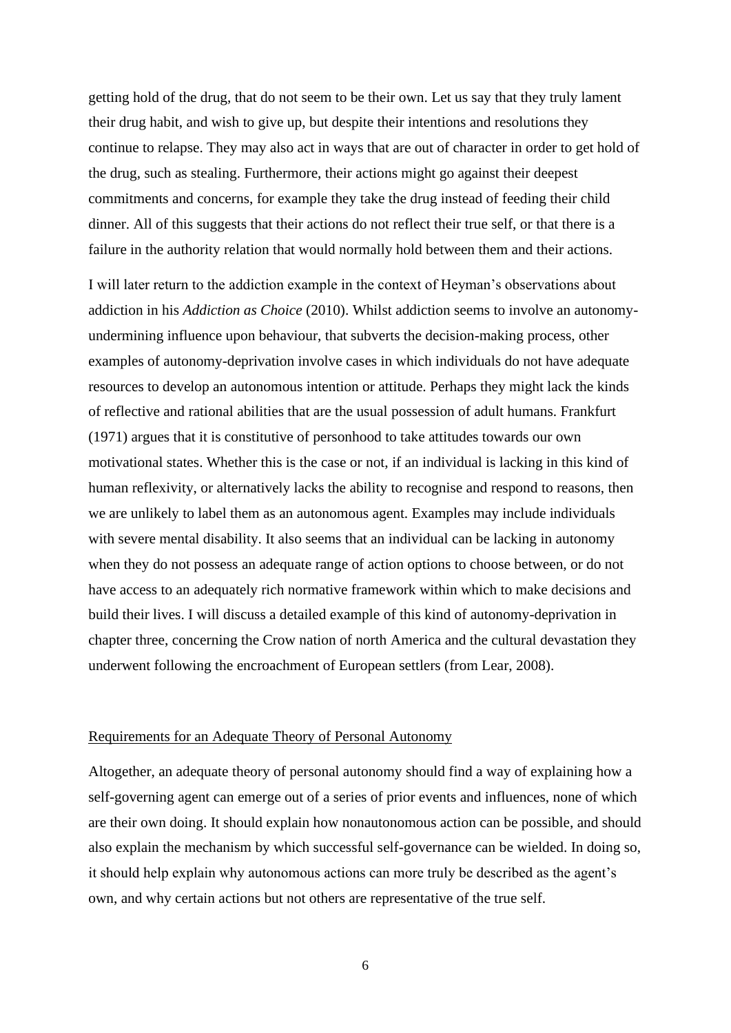getting hold of the drug, that do not seem to be their own. Let us say that they truly lament their drug habit, and wish to give up, but despite their intentions and resolutions they continue to relapse. They may also act in ways that are out of character in order to get hold of the drug, such as stealing. Furthermore, their actions might go against their deepest commitments and concerns, for example they take the drug instead of feeding their child dinner. All of this suggests that their actions do not reflect their true self, or that there is a failure in the authority relation that would normally hold between them and their actions.

I will later return to the addiction example in the context of Heyman's observations about addiction in his *Addiction as Choice* (2010). Whilst addiction seems to involve an autonomy-undermining influence upon behaviour, that subverts the decision-making process, other examples of autonomy-deprivation involve cases in which individuals do not have adequate resources to develop an autonomous intention or attitude. Perhaps they might lack the kinds of reflective and rational abilities that are the usual possession of adult humans. Frankfurt (1971) argues that it is constitutive of personhood to take attitudes towards our own motivational states. Whether this is the case or not, if an individual is lacking in this kind of human reflexivity, or alternatively lacks the ability to recognise and respond to reasons, then we are unlikely to label them as an autonomous agent. Examples may include individuals with severe mental disability. It also seems that an individual can be lacking in autonomy when they do not possess an adequate range of action options to choose between, or do not have access to an adequately rich normative framework within which to make decisions and build their lives. I will discuss a detailed example of this kind of autonomy-deprivation in chapter three, concerning the Crow nation of north America and the cultural devastation they underwent following the encroachment of European settlers (from Lear, 2008).

## Requirements for an Adequate Theory of Personal Autonomy

Altogether, an adequate theory of personal autonomy should find a way of explaining how a self-governing agent can emerge out of a series of prior events and influences, none of which are their own doing. It should explain how nonautonomous action can be possible, and should also explain the mechanism by which successful self-governance can be wielded. In doing so, it should help explain why autonomous actions can more truly be described as the agent's own, and why certain actions but not others are representative of the true self.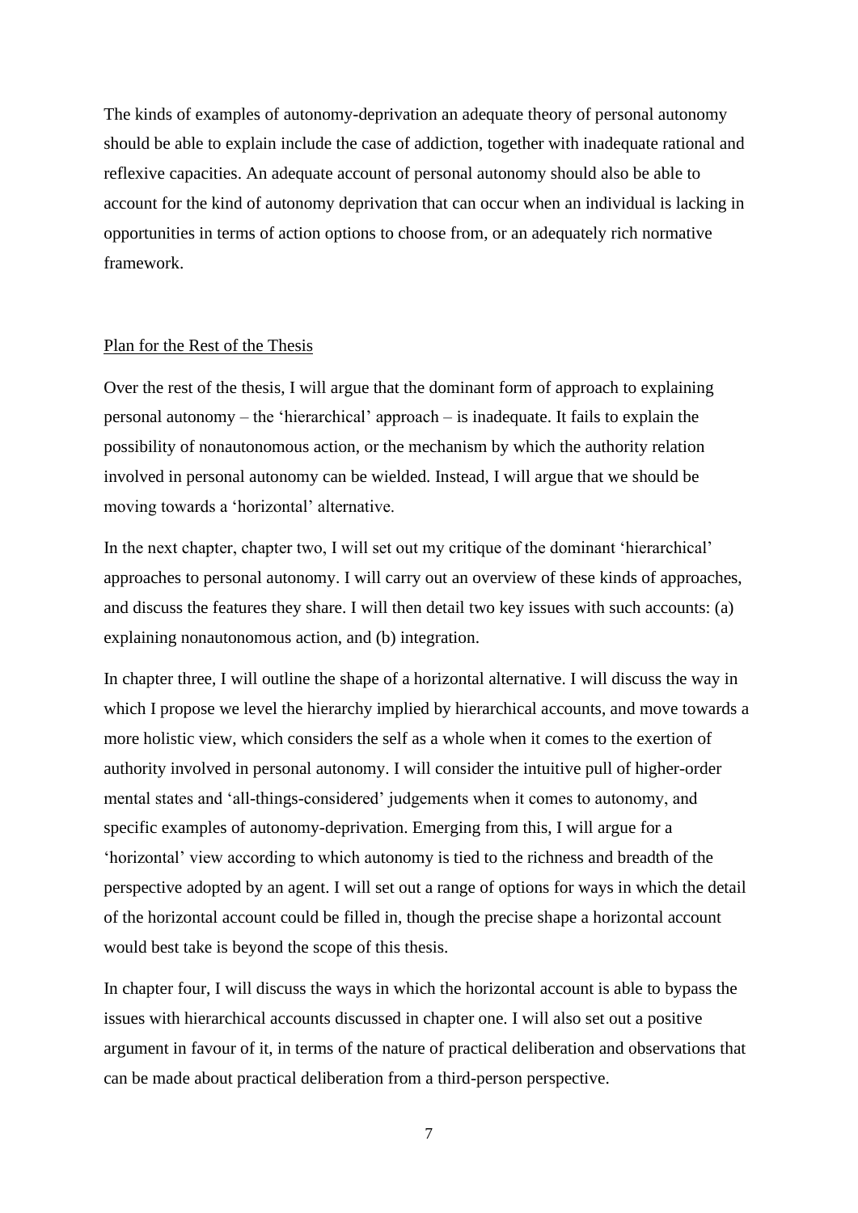The kinds of examples of autonomy-deprivation an adequate theory of personal autonomy should be able to explain include the case of addiction, together with inadequate rational and reflexive capacities. An adequate account of personal autonomy should also be able to account for the kind of autonomy deprivation that can occur when an individual is lacking in opportunities in terms of action options to choose from, or an adequately rich normative framework.

## Plan for the Rest of the Thesis

Over the rest of the thesis, I will argue that the dominant form of approach to explaining personal autonomy – the 'hierarchical' approach – is inadequate. It fails to explain the possibility of nonautonomous action, or the mechanism by which the authority relation involved in personal autonomy can be wielded. Instead, I will argue that we should be moving towards a 'horizontal' alternative.

In the next chapter, chapter two, I will set out my critique of the dominant 'hierarchical' approaches to personal autonomy. I will carry out an overview of these kinds of approaches, and discuss the features they share. I will then detail two key issues with such accounts: (a) explaining nonautonomous action, and (b) integration.

In chapter three, I will outline the shape of a horizontal alternative. I will discuss the way in which I propose we level the hierarchy implied by hierarchical accounts, and move towards a more holistic view, which considers the self as a whole when it comes to the exertion of authority involved in personal autonomy. I will consider the intuitive pull of higher-order mental states and 'all-things-considered' judgements when it comes to autonomy, and specific examples of autonomy-deprivation. Emerging from this, I will argue for a 'horizontal' view according to which autonomy is tied to the richness and breadth of the perspective adopted by an agent. I will set out a range of options for ways in which the detail of the horizontal account could be filled in, though the precise shape a horizontal account would best take is beyond the scope of this thesis.

In chapter four, I will discuss the ways in which the horizontal account is able to bypass the issues with hierarchical accounts discussed in chapter one. I will also set out a positive argument in favour of it, in terms of the nature of practical deliberation and observations that can be made about practical deliberation from a third-person perspective.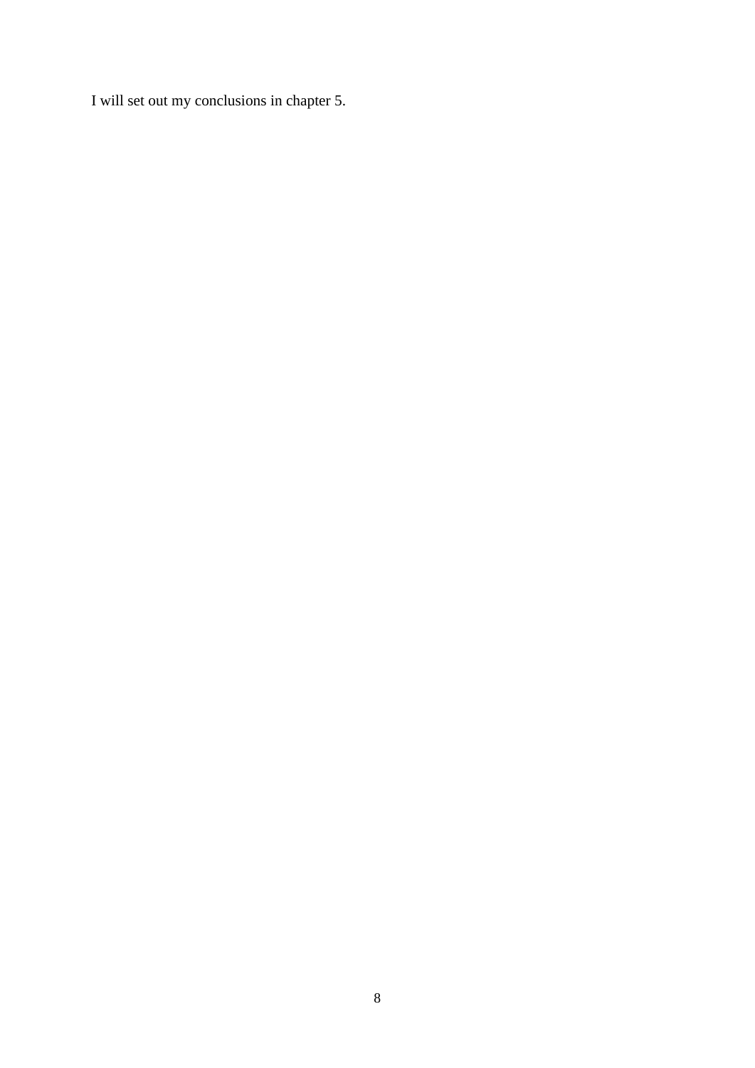I will set out my conclusions in chapter 5.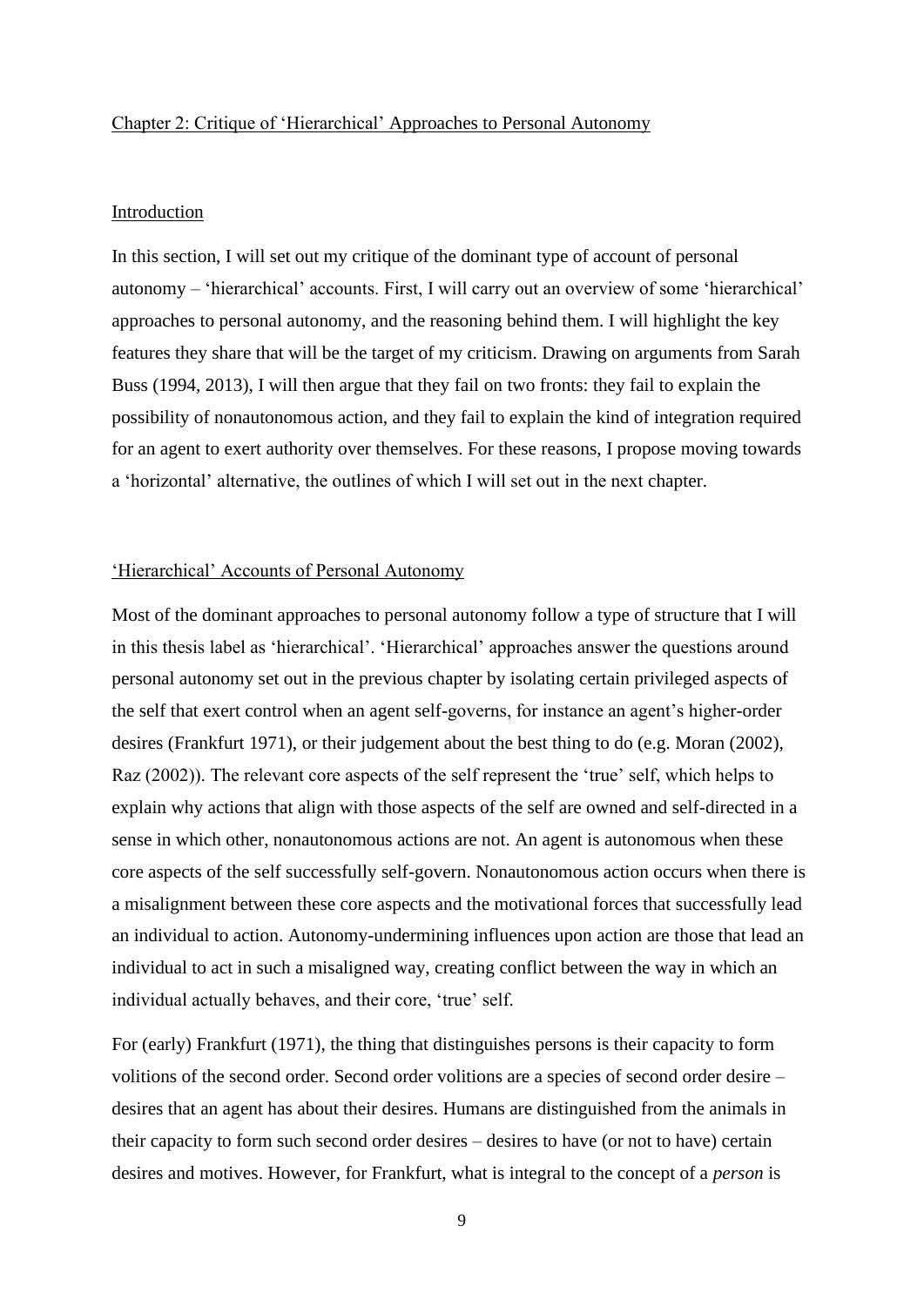## Chapter 2: Critique of 'Hierarchical' Approaches to Personal Autonomy

### Introduction

In this section, I will set out my critique of the dominant type of account of personal autonomy – 'hierarchical' accounts. First, I will carry out an overview of some 'hierarchical' approaches to personal autonomy, and the reasoning behind them. I will highlight the key features they share that will be the target of my criticism. Drawing on arguments from Sarah Buss (1994, 2013), I will then argue that they fail on two fronts: they fail to explain the possibility of nonautonomous action, and they fail to explain the kind of integration required for an agent to exert authority over themselves. For these reasons, I propose moving towards a 'horizontal' alternative, the outlines of which I will set out in the next chapter.

### 'Hierarchical' Accounts of Personal Autonomy

Most of the dominant approaches to personal autonomy follow a type of structure that I will in this thesis label as 'hierarchical'. 'Hierarchical' approaches answer the questions around personal autonomy set out in the previous chapter by isolating certain privileged aspects of the self that exert control when an agent self-governs, for instance an agent's higher-order desires (Frankfurt 1971), or their judgement about the best thing to do (e.g. Moran (2002), Raz (2002)). The relevant core aspects of the self represent the 'true' self, which helps to explain why actions that align with those aspects of the self are owned and self-directed in a sense in which other, nonautonomous actions are not. An agent is autonomous when these core aspects of the self successfully self-govern. Nonautonomous action occurs when there is a misalignment between these core aspects and the motivational forces that successfully lead an individual to action. Autonomy-undermining influences upon action are those that lead an individual to act in such a misaligned way, creating conflict between the way in which an individual actually behaves, and their core, 'true' self.

For (early) Frankfurt (1971), the thing that distinguishes persons is their capacity to form volitions of the second order. Second order volitions are a species of second order desire – desires that an agent has about their desires. Humans are distinguished from the animals in their capacity to form such second order desires – desires to have (or not to have) certain desires and motives. However, for Frankfurt, what is integral to the concept of a *person* is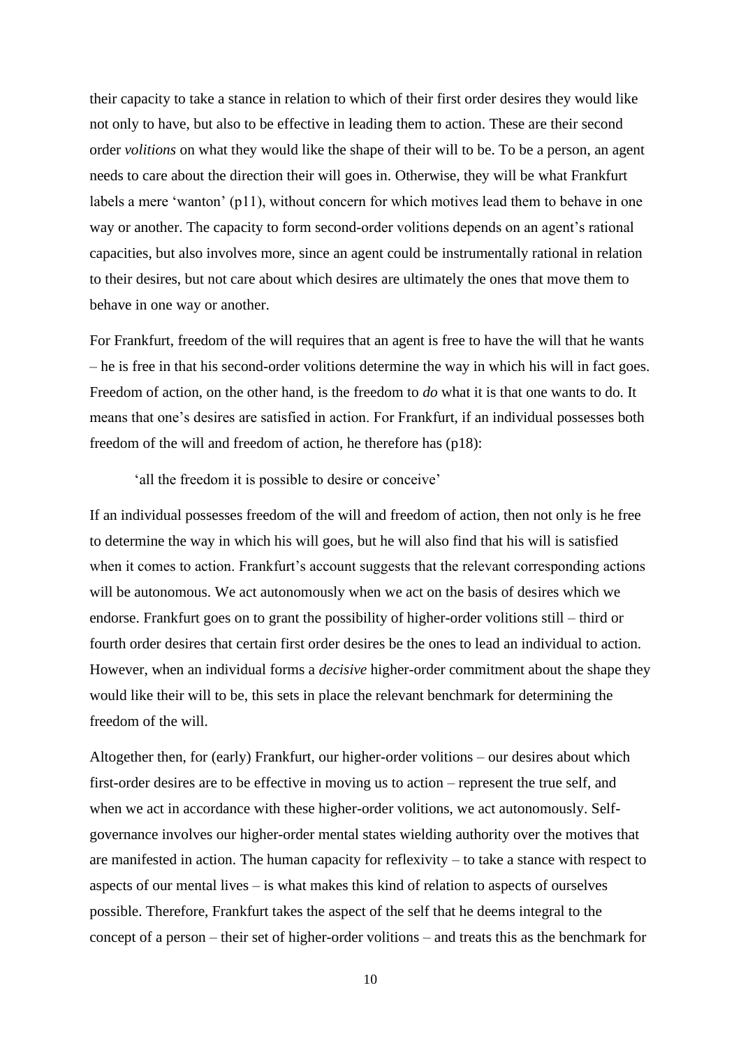their capacity to take a stance in relation to which of their first order desires they would like not only to have, but also to be effective in leading them to action. These are their second order *volitions* on what they would like the shape of their will to be. To be a person, an agent needs to care about the direction their will goes in. Otherwise, they will be what Frankfurt labels a mere 'wanton' (p11), without concern for which motives lead them to behave in one way or another. The capacity to form second-order volitions depends on an agent's rational capacities, but also involves more, since an agent could be instrumentally rational in relation to their desires, but not care about which desires are ultimately the ones that move them to behave in one way or another.

For Frankfurt, freedom of the will requires that an agent is free to have the will that he wants – he is free in that his second-order volitions determine the way in which his will in fact goes. Freedom of action, on the other hand, is the freedom to *do* what it is that one wants to do. It means that one's desires are satisfied in action. For Frankfurt, if an individual possesses both freedom of the will and freedom of action, he therefore has (p18):

> 'all the freedom it is possible to desire or conceive'

If an individual possesses freedom of the will and freedom of action, then not only is he free to determine the way in which his will goes, but he will also find that his will is satisfied when it comes to action. Frankfurt's account suggests that the relevant corresponding actions will be autonomous. We act autonomously when we act on the basis of desires which we endorse. Frankfurt goes on to grant the possibility of higher-order volitions still – third or fourth order desires that certain first order desires be the ones to lead an individual to action. However, when an individual forms a *decisive* higher-order commitment about the shape they would like their will to be, this sets in place the relevant benchmark for determining the freedom of the will.

Altogether then, for (early) Frankfurt, our higher-order volitions – our desires about which first-order desires are to be effective in moving us to action – represent the true self, and when we act in accordance with these higher-order volitions, we act autonomously. Self-governance involves our higher-order mental states wielding authority over the motives that are manifested in action. The human capacity for reflexivity – to take a stance with respect to aspects of our mental lives – is what makes this kind of relation to aspects of ourselves possible. Therefore, Frankfurt takes the aspect of the self that he deems integral to the concept of a person – their set of higher-order volitions – and treats this as the benchmark for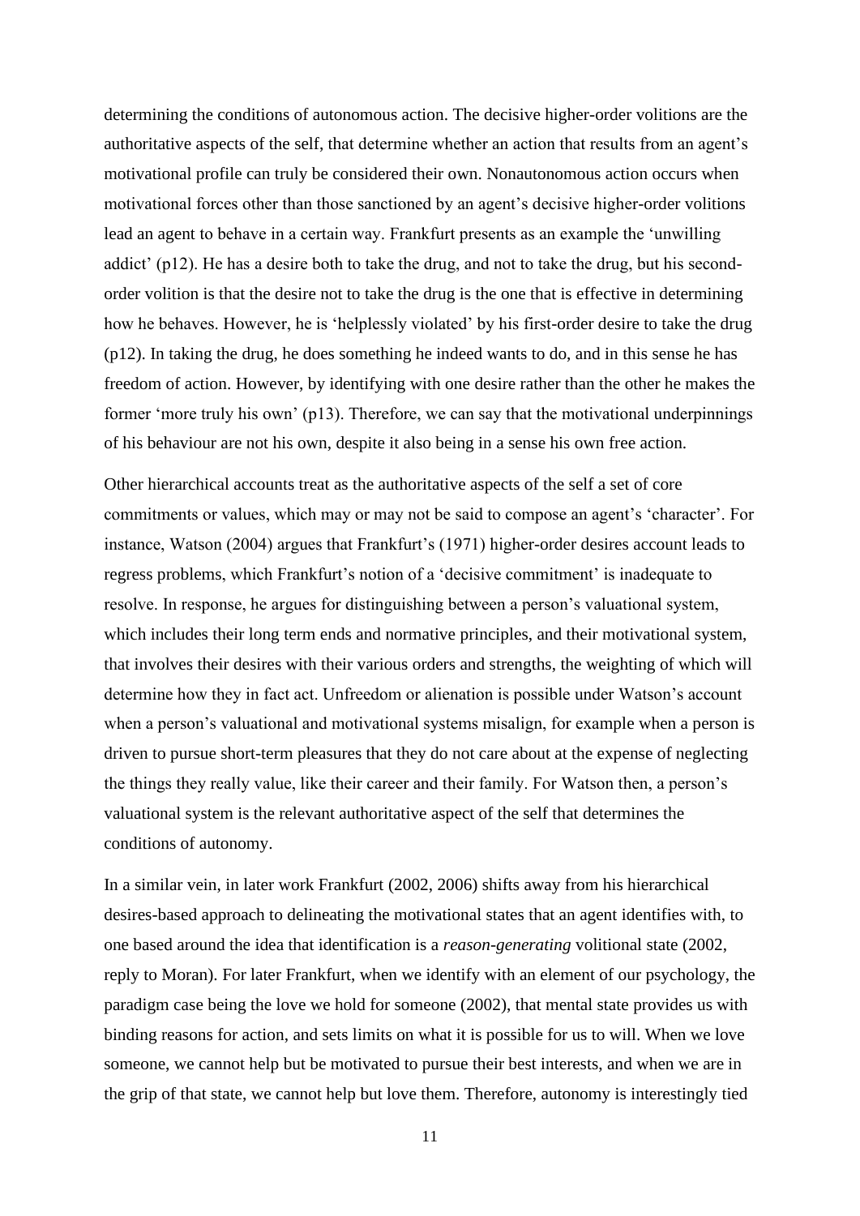determining the conditions of autonomous action. The decisive higher-order volitions are the authoritative aspects of the self, that determine whether an action that results from an agent's motivational profile can truly be considered their own. Nonautonomous action occurs when motivational forces other than those sanctioned by an agent's decisive higher-order volitions lead an agent to behave in a certain way. Frankfurt presents as an example the 'unwilling addict' (p12). He has a desire both to take the drug, and not to take the drug, but his second-order volition is that the desire not to take the drug is the one that is effective in determining how he behaves. However, he is 'helplessly violated' by his first-order desire to take the drug (p12). In taking the drug, he does something he indeed wants to do, and in this sense he has freedom of action. However, by identifying with one desire rather than the other he makes the former 'more truly his own' (p13). Therefore, we can say that the motivational underpinnings of his behaviour are not his own, despite it also being in a sense his own free action.

Other hierarchical accounts treat as the authoritative aspects of the self a set of core commitments or values, which may or may not be said to compose an agent's 'character'. For instance, Watson (2004) argues that Frankfurt's (1971) higher-order desires account leads to regress problems, which Frankfurt's notion of a 'decisive commitment' is inadequate to resolve. In response, he argues for distinguishing between a person's valuational system, which includes their long term ends and normative principles, and their motivational system, that involves their desires with their various orders and strengths, the weighting of which will determine how they in fact act. Unfreedom or alienation is possible under Watson's account when a person's valuational and motivational systems misalign, for example when a person is driven to pursue short-term pleasures that they do not care about at the expense of neglecting the things they really value, like their career and their family. For Watson then, a person's valuational system is the relevant authoritative aspect of the self that determines the conditions of autonomy.

In a similar vein, in later work Frankfurt (2002, 2006) shifts away from his hierarchical desires-based approach to delineating the motivational states that an agent identifies with, to one based around the idea that identification is a *reason-generating* volitional state (2002, reply to Moran). For later Frankfurt, when we identify with an element of our psychology, the paradigm case being the love we hold for someone (2002), that mental state provides us with binding reasons for action, and sets limits on what it is possible for us to will. When we love someone, we cannot help but be motivated to pursue their best interests, and when we are in the grip of that state, we cannot help but love them. Therefore, autonomy is interestingly tied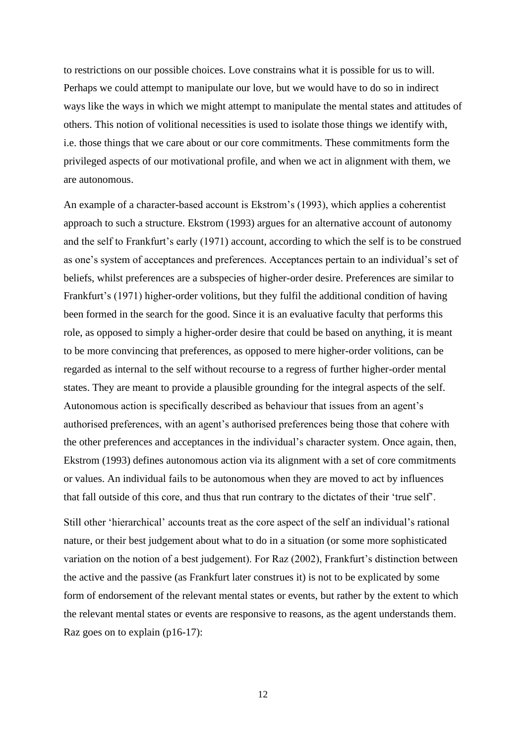to restrictions on our possible choices. Love constrains what it is possible for us to will. Perhaps we could attempt to manipulate our love, but we would have to do so in indirect ways like the ways in which we might attempt to manipulate the mental states and attitudes of others. This notion of volitional necessities is used to isolate those things we identify with, i.e. those things that we care about or our core commitments. These commitments form the privileged aspects of our motivational profile, and when we act in alignment with them, we are autonomous.

An example of a character-based account is Ekstrom's (1993), which applies a coherentist approach to such a structure. Ekstrom (1993) argues for an alternative account of autonomy and the self to Frankfurt's early (1971) account, according to which the self is to be construed as one's system of acceptances and preferences. Acceptances pertain to an individual's set of beliefs, whilst preferences are a subspecies of higher-order desire. Preferences are similar to Frankfurt's (1971) higher-order volitions, but they fulfil the additional condition of having been formed in the search for the good. Since it is an evaluative faculty that performs this role, as opposed to simply a higher-order desire that could be based on anything, it is meant to be more convincing that preferences, as opposed to mere higher-order volitions, can be regarded as internal to the self without recourse to a regress of further higher-order mental states. They are meant to provide a plausible grounding for the integral aspects of the self. Autonomous action is specifically described as behaviour that issues from an agent's authorised preferences, with an agent's authorised preferences being those that cohere with the other preferences and acceptances in the individual's character system. Once again, then, Ekstrom (1993) defines autonomous action via its alignment with a set of core commitments or values. An individual fails to be autonomous when they are moved to act by influences that fall outside of this core, and thus that run contrary to the dictates of their 'true self'.

Still other 'hierarchical' accounts treat as the core aspect of the self an individual's rational nature, or their best judgement about what to do in a situation (or some more sophisticated variation on the notion of a best judgement). For Raz (2002), Frankfurt's distinction between the active and the passive (as Frankfurt later construes it) is not to be explicated by some form of endorsement of the relevant mental states or events, but rather by the extent to which the relevant mental states or events are responsive to reasons, as the agent understands them. Raz goes on to explain (p16-17):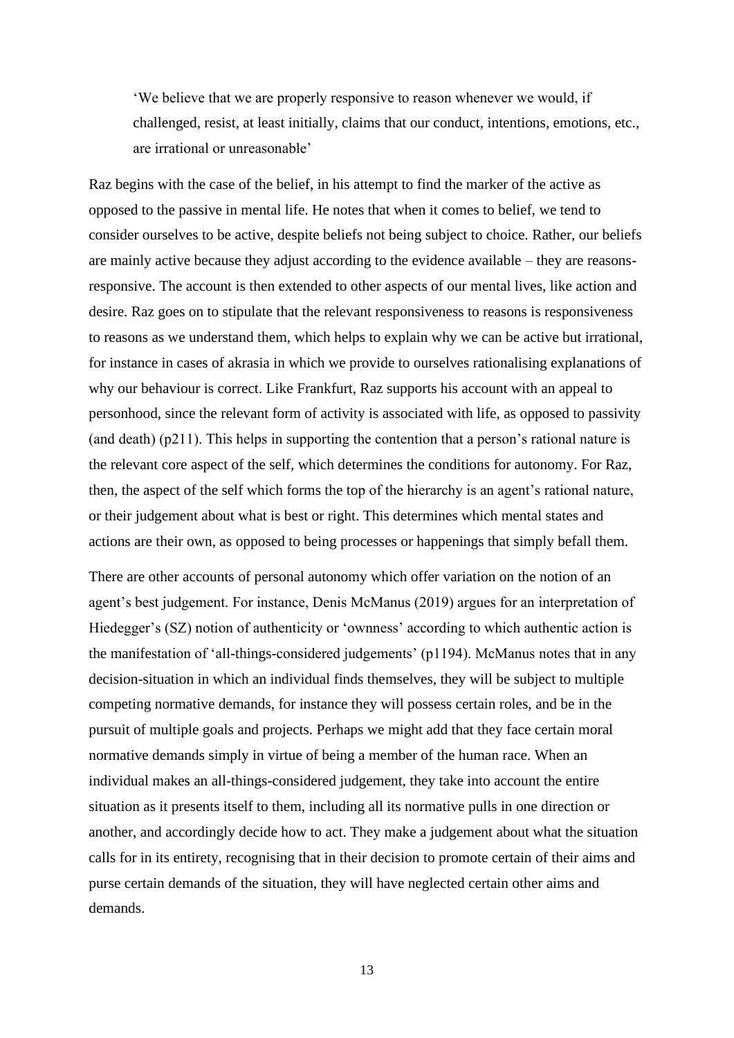> 'We believe that we are properly responsive to reason whenever we would, if challenged, resist, at least initially, claims that our conduct, intentions, emotions, etc., are irrational or unreasonable'

Raz begins with the case of the belief, in his attempt to find the marker of the active as opposed to the passive in mental life. He notes that when it comes to belief, we tend to consider ourselves to be active, despite beliefs not being subject to choice. Rather, our beliefs are mainly active because they adjust according to the evidence available – they are reasons-responsive. The account is then extended to other aspects of our mental lives, like action and desire. Raz goes on to stipulate that the relevant responsiveness to reasons is responsiveness to reasons as we understand them, which helps to explain why we can be active but irrational, for instance in cases of akrasia in which we provide to ourselves rationalising explanations of why our behaviour is correct. Like Frankfurt, Raz supports his account with an appeal to personhood, since the relevant form of activity is associated with life, as opposed to passivity (and death) (p211). This helps in supporting the contention that a person's rational nature is the relevant core aspect of the self, which determines the conditions for autonomy. For Raz, then, the aspect of the self which forms the top of the hierarchy is an agent's rational nature, or their judgement about what is best or right. This determines which mental states and actions are their own, as opposed to being processes or happenings that simply befall them.

There are other accounts of personal autonomy which offer variation on the notion of an agent's best judgement. For instance, Denis McManus (2019) argues for an interpretation of Hiedegger's (SZ) notion of authenticity or 'ownness' according to which authentic action is the manifestation of 'all-things-considered judgements' (p1194). McManus notes that in any decision-situation in which an individual finds themselves, they will be subject to multiple competing normative demands, for instance they will possess certain roles, and be in the pursuit of multiple goals and projects. Perhaps we might add that they face certain moral normative demands simply in virtue of being a member of the human race. When an individual makes an all-things-considered judgement, they take into account the entire situation as it presents itself to them, including all its normative pulls in one direction or another, and accordingly decide how to act. They make a judgement about what the situation calls for in its entirety, recognising that in their decision to promote certain of their aims and purse certain demands of the situation, they will have neglected certain other aims and demands.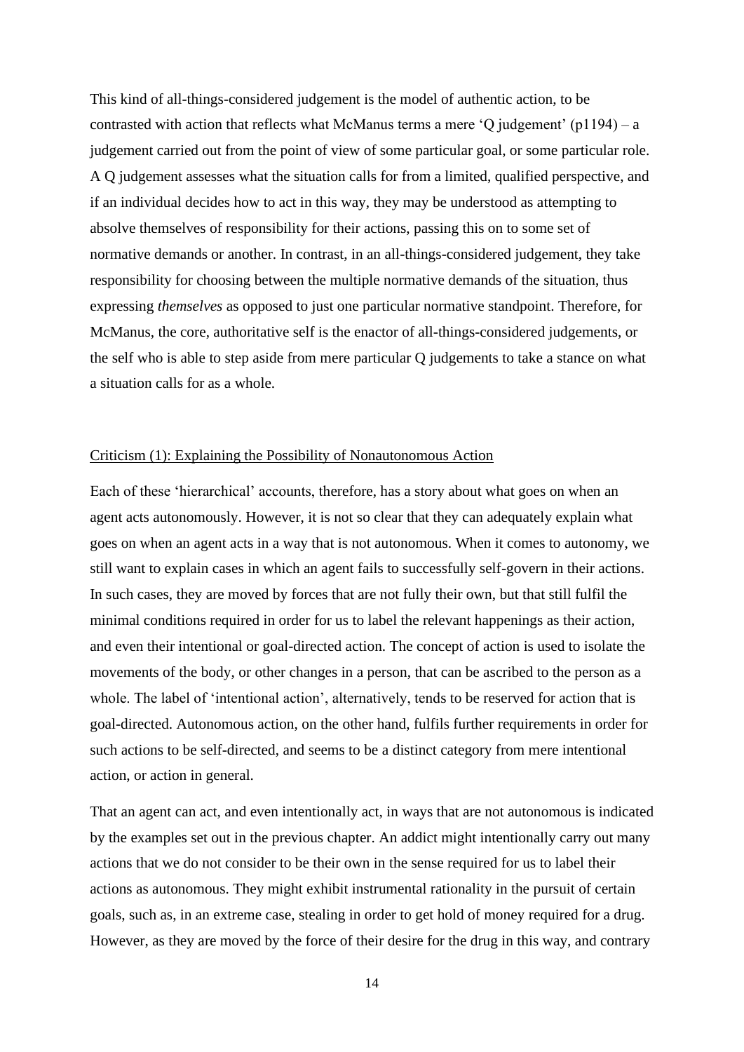This kind of all-things-considered judgement is the model of authentic action, to be contrasted with action that reflects what McManus terms a mere 'Q judgement' (p1194) – a judgement carried out from the point of view of some particular goal, or some particular role. A Q judgement assesses what the situation calls for from a limited, qualified perspective, and if an individual decides how to act in this way, they may be understood as attempting to absolve themselves of responsibility for their actions, passing this on to some set of normative demands or another. In contrast, in an all-things-considered judgement, they take responsibility for choosing between the multiple normative demands of the situation, thus expressing *themselves* as opposed to just one particular normative standpoint. Therefore, for McManus, the core, authoritative self is the enactor of all-things-considered judgements, or the self who is able to step aside from mere particular Q judgements to take a stance on what a situation calls for as a whole.

## Criticism (1): Explaining the Possibility of Nonautonomous Action

Each of these 'hierarchical' accounts, therefore, has a story about what goes on when an agent acts autonomously. However, it is not so clear that they can adequately explain what goes on when an agent acts in a way that is not autonomous. When it comes to autonomy, we still want to explain cases in which an agent fails to successfully self-govern in their actions. In such cases, they are moved by forces that are not fully their own, but that still fulfil the minimal conditions required in order for us to label the relevant happenings as their action, and even their intentional or goal-directed action. The concept of action is used to isolate the movements of the body, or other changes in a person, that can be ascribed to the person as a whole. The label of 'intentional action', alternatively, tends to be reserved for action that is goal-directed. Autonomous action, on the other hand, fulfils further requirements in order for such actions to be self-directed, and seems to be a distinct category from mere intentional action, or action in general.

That an agent can act, and even intentionally act, in ways that are not autonomous is indicated by the examples set out in the previous chapter. An addict might intentionally carry out many actions that we do not consider to be their own in the sense required for us to label their actions as autonomous. They might exhibit instrumental rationality in the pursuit of certain goals, such as, in an extreme case, stealing in order to get hold of money required for a drug. However, as they are moved by the force of their desire for the drug in this way, and contrary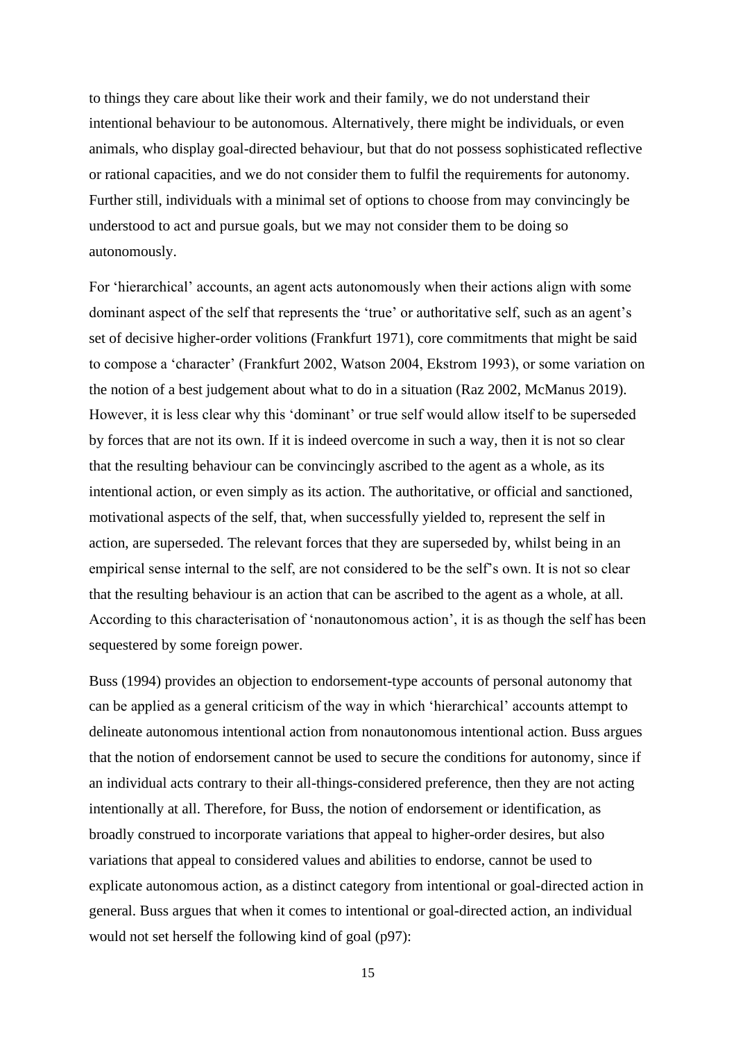to things they care about like their work and their family, we do not understand their intentional behaviour to be autonomous. Alternatively, there might be individuals, or even animals, who display goal-directed behaviour, but that do not possess sophisticated reflective or rational capacities, and we do not consider them to fulfil the requirements for autonomy. Further still, individuals with a minimal set of options to choose from may convincingly be understood to act and pursue goals, but we may not consider them to be doing so autonomously.

For 'hierarchical' accounts, an agent acts autonomously when their actions align with some dominant aspect of the self that represents the 'true' or authoritative self, such as an agent's set of decisive higher-order volitions (Frankfurt 1971), core commitments that might be said to compose a 'character' (Frankfurt 2002, Watson 2004, Ekstrom 1993), or some variation on the notion of a best judgement about what to do in a situation (Raz 2002, McManus 2019). However, it is less clear why this 'dominant' or true self would allow itself to be superseded by forces that are not its own. If it is indeed overcome in such a way, then it is not so clear that the resulting behaviour can be convincingly ascribed to the agent as a whole, as its intentional action, or even simply as its action. The authoritative, or official and sanctioned, motivational aspects of the self, that, when successfully yielded to, represent the self in action, are superseded. The relevant forces that they are superseded by, whilst being in an empirical sense internal to the self, are not considered to be the self's own. It is not so clear that the resulting behaviour is an action that can be ascribed to the agent as a whole, at all. According to this characterisation of 'nonautonomous action', it is as though the self has been sequestered by some foreign power.

Buss (1994) provides an objection to endorsement-type accounts of personal autonomy that can be applied as a general criticism of the way in which 'hierarchical' accounts attempt to delineate autonomous intentional action from nonautonomous intentional action. Buss argues that the notion of endorsement cannot be used to secure the conditions for autonomy, since if an individual acts contrary to their all-things-considered preference, then they are not acting intentionally at all. Therefore, for Buss, the notion of endorsement or identification, as broadly construed to incorporate variations that appeal to higher-order desires, but also variations that appeal to considered values and abilities to endorse, cannot be used to explicate autonomous action, as a distinct category from intentional or goal-directed action in general. Buss argues that when it comes to intentional or goal-directed action, an individual would not set herself the following kind of goal (p97):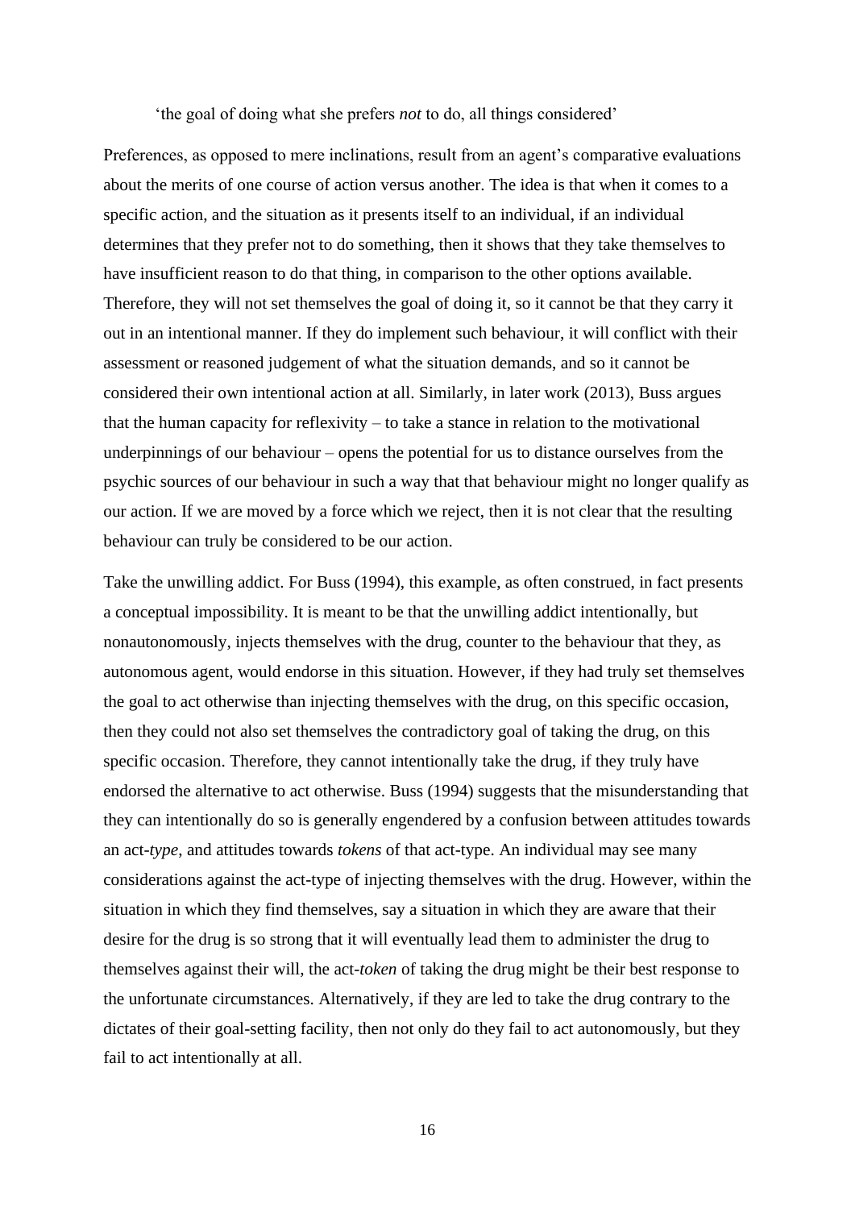'the goal of doing what she prefers *not* to do, all things considered'

Preferences, as opposed to mere inclinations, result from an agent's comparative evaluations about the merits of one course of action versus another. The idea is that when it comes to a specific action, and the situation as it presents itself to an individual, if an individual determines that they prefer not to do something, then it shows that they take themselves to have insufficient reason to do that thing, in comparison to the other options available. Therefore, they will not set themselves the goal of doing it, so it cannot be that they carry it out in an intentional manner. If they do implement such behaviour, it will conflict with their assessment or reasoned judgement of what the situation demands, and so it cannot be considered their own intentional action at all. Similarly, in later work (2013), Buss argues that the human capacity for reflexivity – to take a stance in relation to the motivational underpinnings of our behaviour – opens the potential for us to distance ourselves from the psychic sources of our behaviour in such a way that that behaviour might no longer qualify as our action. If we are moved by a force which we reject, then it is not clear that the resulting behaviour can truly be considered to be our action.

Take the unwilling addict. For Buss (1994), this example, as often construed, in fact presents a conceptual impossibility. It is meant to be that the unwilling addict intentionally, but nonautonomously, injects themselves with the drug, counter to the behaviour that they, as autonomous agent, would endorse in this situation. However, if they had truly set themselves the goal to act otherwise than injecting themselves with the drug, on this specific occasion, then they could not also set themselves the contradictory goal of taking the drug, on this specific occasion. Therefore, they cannot intentionally take the drug, if they truly have endorsed the alternative to act otherwise. Buss (1994) suggests that the misunderstanding that they can intentionally do so is generally engendered by a confusion between attitudes towards an act-*type*, and attitudes towards *tokens* of that act-type. An individual may see many considerations against the act-type of injecting themselves with the drug. However, within the situation in which they find themselves, say a situation in which they are aware that their desire for the drug is so strong that it will eventually lead them to administer the drug to themselves against their will, the act-*token* of taking the drug might be their best response to the unfortunate circumstances. Alternatively, if they are led to take the drug contrary to the dictates of their goal-setting facility, then not only do they fail to act autonomously, but they fail to act intentionally at all.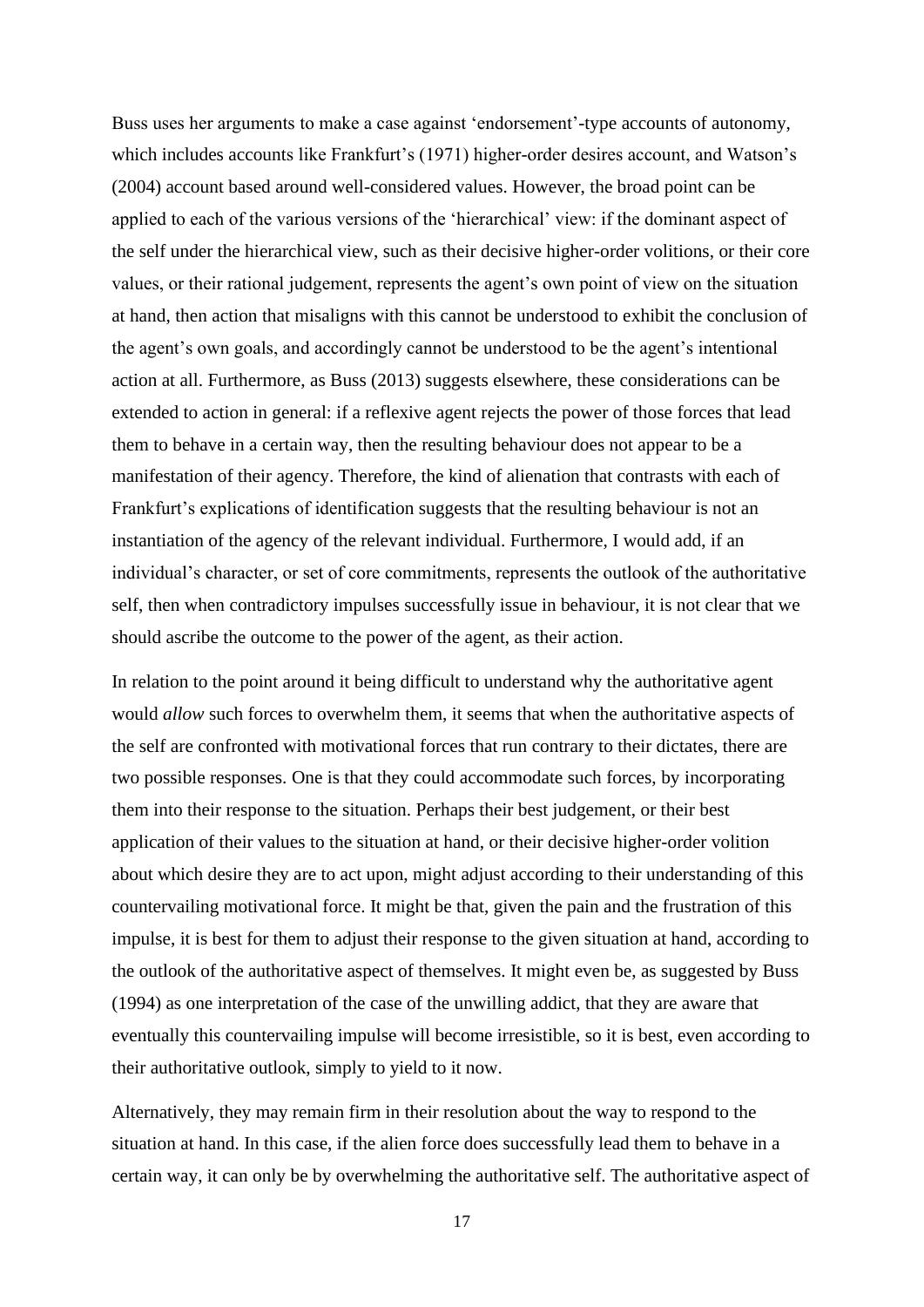Buss uses her arguments to make a case against 'endorsement'-type accounts of autonomy, which includes accounts like Frankfurt's (1971) higher-order desires account, and Watson's (2004) account based around well-considered values. However, the broad point can be applied to each of the various versions of the 'hierarchical' view: if the dominant aspect of the self under the hierarchical view, such as their decisive higher-order volitions, or their core values, or their rational judgement, represents the agent's own point of view on the situation at hand, then action that misaligns with this cannot be understood to exhibit the conclusion of the agent's own goals, and accordingly cannot be understood to be the agent's intentional action at all. Furthermore, as Buss (2013) suggests elsewhere, these considerations can be extended to action in general: if a reflexive agent rejects the power of those forces that lead them to behave in a certain way, then the resulting behaviour does not appear to be a manifestation of their agency. Therefore, the kind of alienation that contrasts with each of Frankfurt's explications of identification suggests that the resulting behaviour is not an instantiation of the agency of the relevant individual. Furthermore, I would add, if an individual's character, or set of core commitments, represents the outlook of the authoritative self, then when contradictory impulses successfully issue in behaviour, it is not clear that we should ascribe the outcome to the power of the agent, as their action.

In relation to the point around it being difficult to understand why the authoritative agent would *allow* such forces to overwhelm them, it seems that when the authoritative aspects of the self are confronted with motivational forces that run contrary to their dictates, there are two possible responses. One is that they could accommodate such forces, by incorporating them into their response to the situation. Perhaps their best judgement, or their best application of their values to the situation at hand, or their decisive higher-order volition about which desire they are to act upon, might adjust according to their understanding of this countervailing motivational force. It might be that, given the pain and the frustration of this impulse, it is best for them to adjust their response to the given situation at hand, according to the outlook of the authoritative aspect of themselves. It might even be, as suggested by Buss (1994) as one interpretation of the case of the unwilling addict, that they are aware that eventually this countervailing impulse will become irresistible, so it is best, even according to their authoritative outlook, simply to yield to it now.

Alternatively, they may remain firm in their resolution about the way to respond to the situation at hand. In this case, if the alien force does successfully lead them to behave in a certain way, it can only be by overwhelming the authoritative self. The authoritative aspect of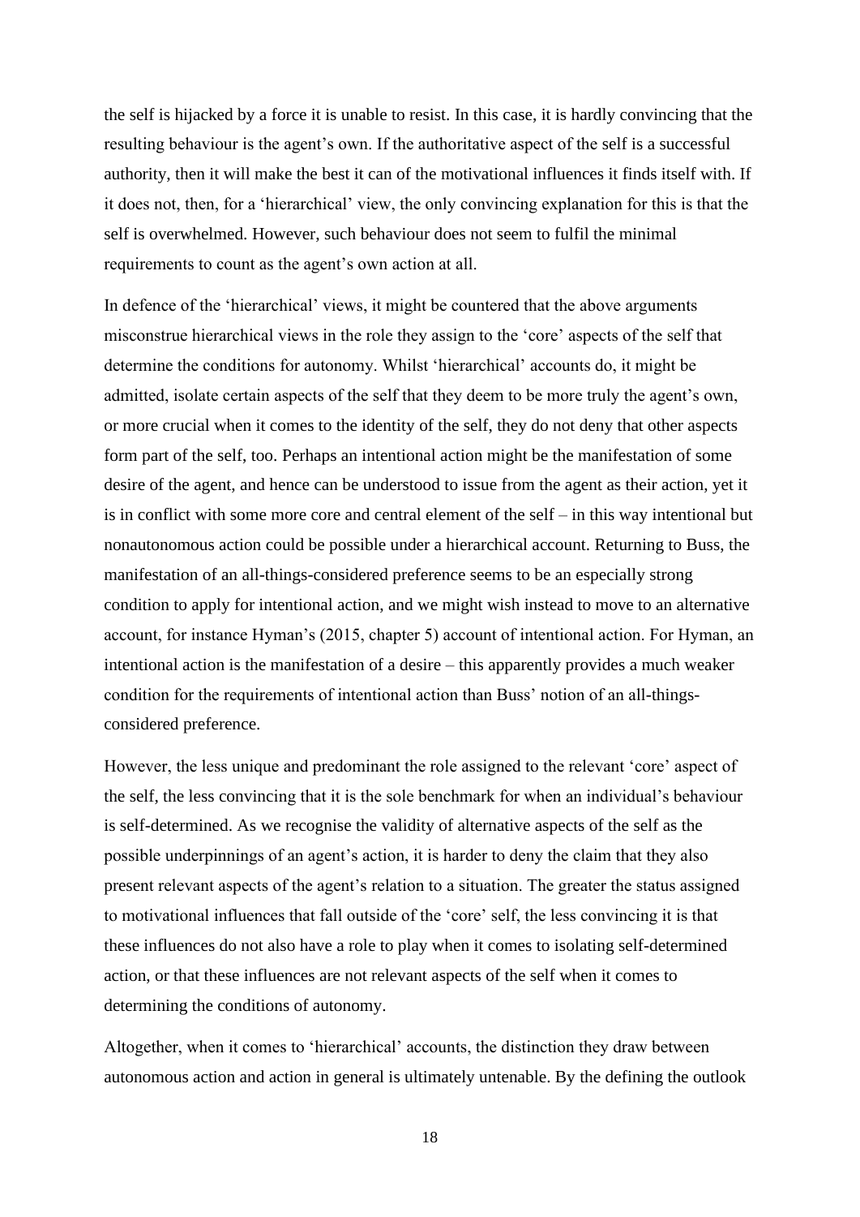the self is hijacked by a force it is unable to resist. In this case, it is hardly convincing that the resulting behaviour is the agent's own. If the authoritative aspect of the self is a successful authority, then it will make the best it can of the motivational influences it finds itself with. If it does not, then, for a 'hierarchical' view, the only convincing explanation for this is that the self is overwhelmed. However, such behaviour does not seem to fulfil the minimal requirements to count as the agent's own action at all.

In defence of the 'hierarchical' views, it might be countered that the above arguments misconstrue hierarchical views in the role they assign to the 'core' aspects of the self that determine the conditions for autonomy. Whilst 'hierarchical' accounts do, it might be admitted, isolate certain aspects of the self that they deem to be more truly the agent's own, or more crucial when it comes to the identity of the self, they do not deny that other aspects form part of the self, too. Perhaps an intentional action might be the manifestation of some desire of the agent, and hence can be understood to issue from the agent as their action, yet it is in conflict with some more core and central element of the self – in this way intentional but nonautonomous action could be possible under a hierarchical account. Returning to Buss, the manifestation of an all-things-considered preference seems to be an especially strong condition to apply for intentional action, and we might wish instead to move to an alternative account, for instance Hyman's (2015, chapter 5) account of intentional action. For Hyman, an intentional action is the manifestation of a desire – this apparently provides a much weaker condition for the requirements of intentional action than Buss' notion of an all-things-considered preference.

However, the less unique and predominant the role assigned to the relevant 'core' aspect of the self, the less convincing that it is the sole benchmark for when an individual's behaviour is self-determined. As we recognise the validity of alternative aspects of the self as the possible underpinnings of an agent's action, it is harder to deny the claim that they also present relevant aspects of the agent's relation to a situation. The greater the status assigned to motivational influences that fall outside of the 'core' self, the less convincing it is that these influences do not also have a role to play when it comes to isolating self-determined action, or that these influences are not relevant aspects of the self when it comes to determining the conditions of autonomy.

Altogether, when it comes to 'hierarchical' accounts, the distinction they draw between autonomous action and action in general is ultimately untenable. By the defining the outlook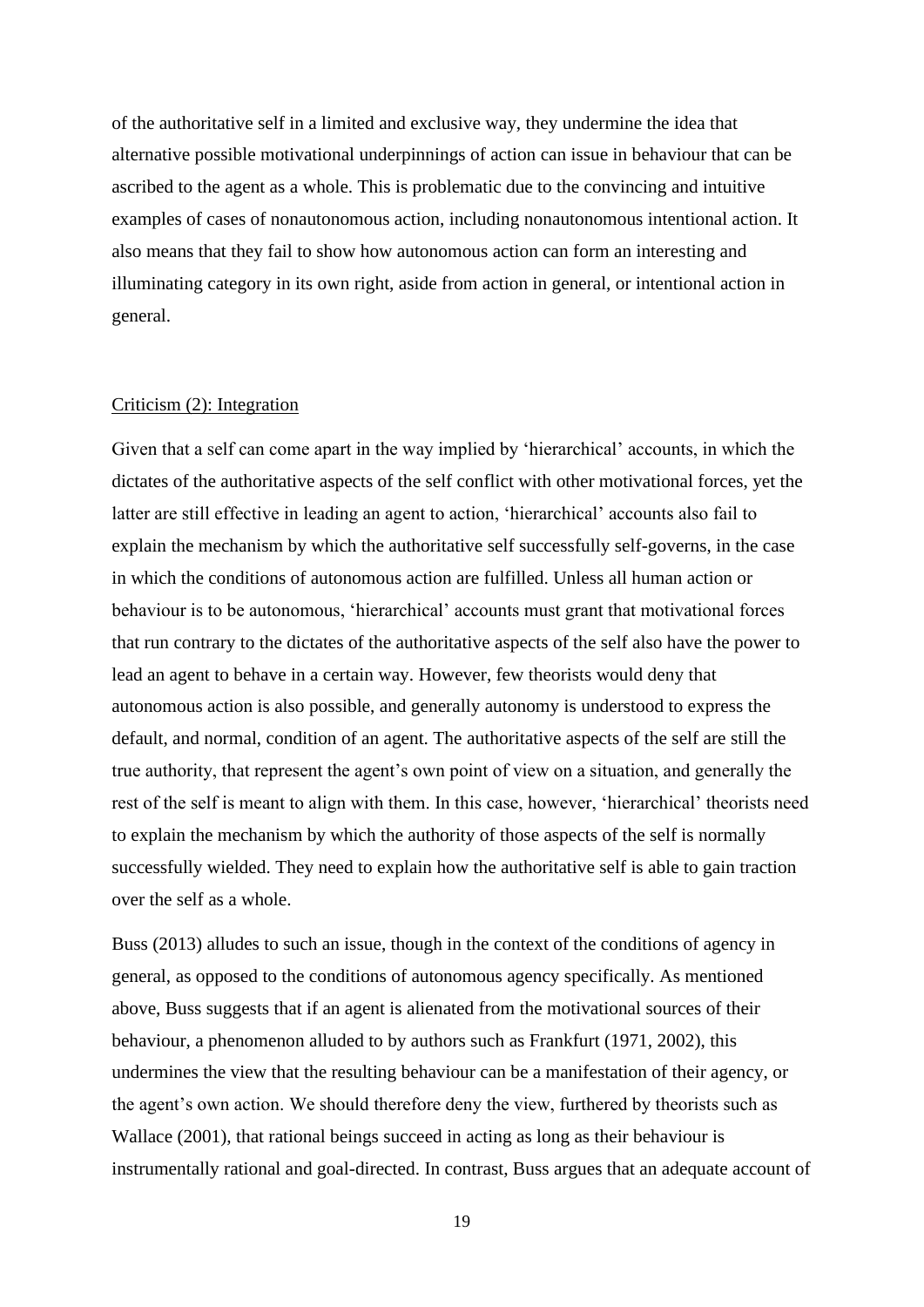of the authoritative self in a limited and exclusive way, they undermine the idea that alternative possible motivational underpinnings of action can issue in behaviour that can be ascribed to the agent as a whole. This is problematic due to the convincing and intuitive examples of cases of nonautonomous action, including nonautonomous intentional action. It also means that they fail to show how autonomous action can form an interesting and illuminating category in its own right, aside from action in general, or intentional action in general.

<u>Criticism (2): Integration</u>

Given that a self can come apart in the way implied by 'hierarchical' accounts, in which the dictates of the authoritative aspects of the self conflict with other motivational forces, yet the latter are still effective in leading an agent to action, 'hierarchical' accounts also fail to explain the mechanism by which the authoritative self successfully self-governs, in the case in which the conditions of autonomous action are fulfilled. Unless all human action or behaviour is to be autonomous, 'hierarchical' accounts must grant that motivational forces that run contrary to the dictates of the authoritative aspects of the self also have the power to lead an agent to behave in a certain way. However, few theorists would deny that autonomous action is also possible, and generally autonomy is understood to express the default, and normal, condition of an agent. The authoritative aspects of the self are still the true authority, that represent the agent's own point of view on a situation, and generally the rest of the self is meant to align with them. In this case, however, 'hierarchical' theorists need to explain the mechanism by which the authority of those aspects of the self is normally successfully wielded. They need to explain how the authoritative self is able to gain traction over the self as a whole.

Buss (2013) alludes to such an issue, though in the context of the conditions of agency in general, as opposed to the conditions of autonomous agency specifically. As mentioned above, Buss suggests that if an agent is alienated from the motivational sources of their behaviour, a phenomenon alluded to by authors such as Frankfurt (1971, 2002), this undermines the view that the resulting behaviour can be a manifestation of their agency, or the agent's own action. We should therefore deny the view, furthered by theorists such as Wallace (2001), that rational beings succeed in acting as long as their behaviour is instrumentally rational and goal-directed. In contrast, Buss argues that an adequate account of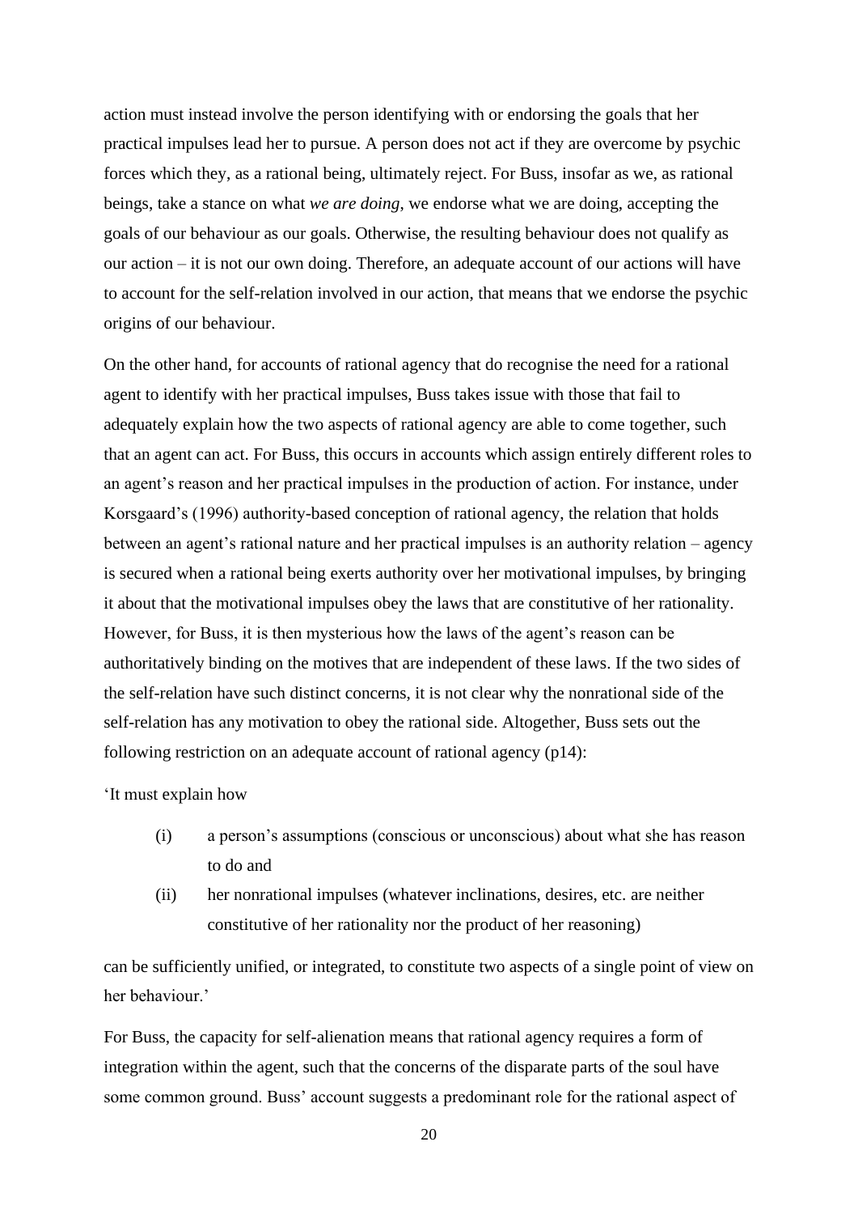action must instead involve the person identifying with or endorsing the goals that her practical impulses lead her to pursue. A person does not act if they are overcome by psychic forces which they, as a rational being, ultimately reject. For Buss, insofar as we, as rational beings, take a stance on what *we are doing*, we endorse what we are doing, accepting the goals of our behaviour as our goals. Otherwise, the resulting behaviour does not qualify as our action – it is not our own doing. Therefore, an adequate account of our actions will have to account for the self-relation involved in our action, that means that we endorse the psychic origins of our behaviour.

On the other hand, for accounts of rational agency that do recognise the need for a rational agent to identify with her practical impulses, Buss takes issue with those that fail to adequately explain how the two aspects of rational agency are able to come together, such that an agent can act. For Buss, this occurs in accounts which assign entirely different roles to an agent's reason and her practical impulses in the production of action. For instance, under Korsgaard's (1996) authority-based conception of rational agency, the relation that holds between an agent's rational nature and her practical impulses is an authority relation – agency is secured when a rational being exerts authority over her motivational impulses, by bringing it about that the motivational impulses obey the laws that are constitutive of her rationality. However, for Buss, it is then mysterious how the laws of the agent's reason can be authoritatively binding on the motives that are independent of these laws. If the two sides of the self-relation have such distinct concerns, it is not clear why the nonrational side of the self-relation has any motivation to obey the rational side. Altogether, Buss sets out the following restriction on an adequate account of rational agency (p14):

'It must explain how

(i) a person's assumptions (conscious or unconscious) about what she has reason to do and

(ii) her nonrational impulses (whatever inclinations, desires, etc. are neither constitutive of her rationality nor the product of her reasoning)

can be sufficiently unified, or integrated, to constitute two aspects of a single point of view on her behaviour.'

For Buss, the capacity for self-alienation means that rational agency requires a form of integration within the agent, such that the concerns of the disparate parts of the soul have some common ground. Buss' account suggests a predominant role for the rational aspect of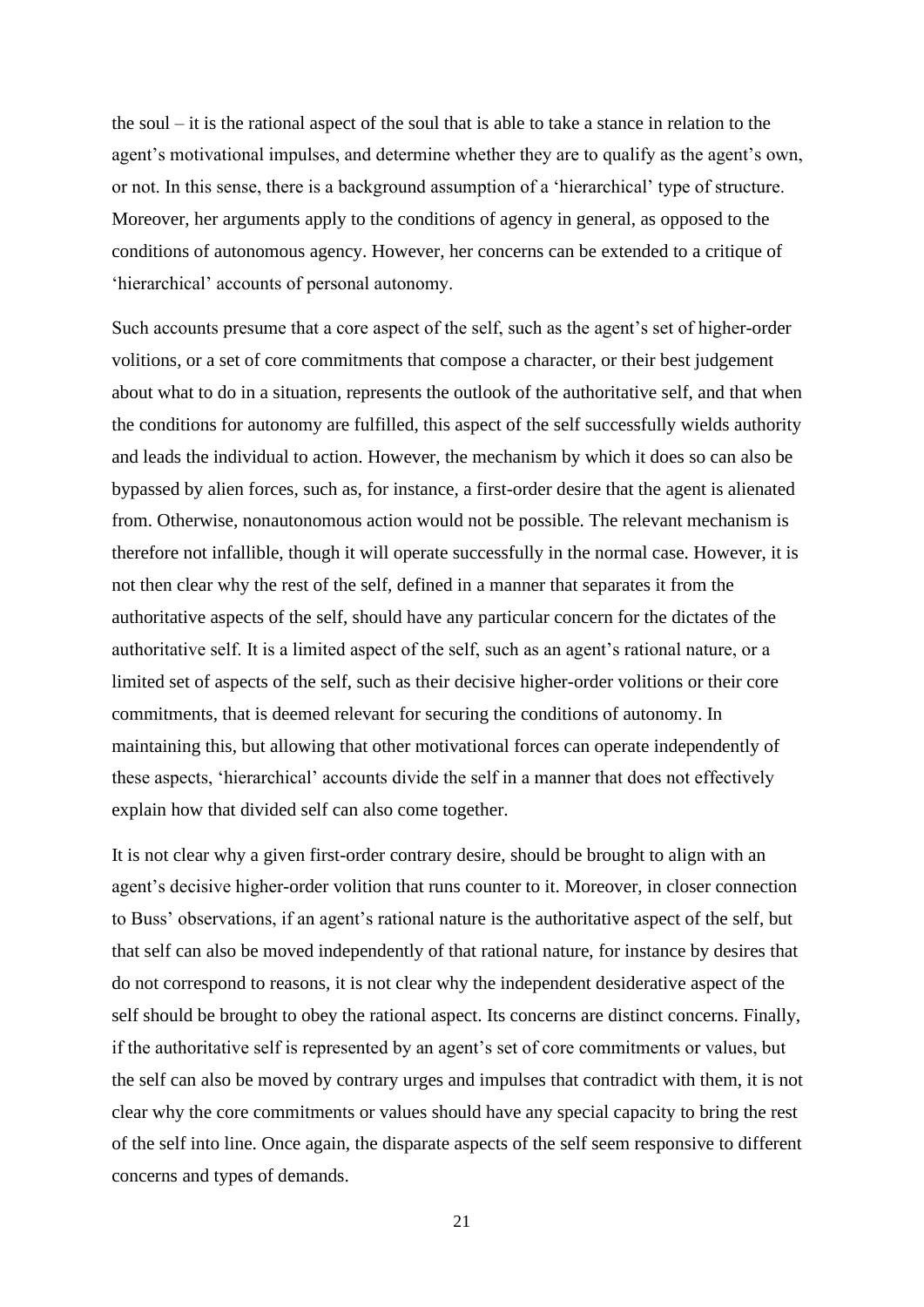the soul – it is the rational aspect of the soul that is able to take a stance in relation to the agent's motivational impulses, and determine whether they are to qualify as the agent's own, or not. In this sense, there is a background assumption of a 'hierarchical' type of structure. Moreover, her arguments apply to the conditions of agency in general, as opposed to the conditions of autonomous agency. However, her concerns can be extended to a critique of 'hierarchical' accounts of personal autonomy.

Such accounts presume that a core aspect of the self, such as the agent's set of higher-order volitions, or a set of core commitments that compose a character, or their best judgement about what to do in a situation, represents the outlook of the authoritative self, and that when the conditions for autonomy are fulfilled, this aspect of the self successfully wields authority and leads the individual to action. However, the mechanism by which it does so can also be bypassed by alien forces, such as, for instance, a first-order desire that the agent is alienated from. Otherwise, nonautonomous action would not be possible. The relevant mechanism is therefore not infallible, though it will operate successfully in the normal case. However, it is not then clear why the rest of the self, defined in a manner that separates it from the authoritative aspects of the self, should have any particular concern for the dictates of the authoritative self. It is a limited aspect of the self, such as an agent's rational nature, or a limited set of aspects of the self, such as their decisive higher-order volitions or their core commitments, that is deemed relevant for securing the conditions of autonomy. In maintaining this, but allowing that other motivational forces can operate independently of these aspects, 'hierarchical' accounts divide the self in a manner that does not effectively explain how that divided self can also come together.

It is not clear why a given first-order contrary desire, should be brought to align with an agent's decisive higher-order volition that runs counter to it. Moreover, in closer connection to Buss' observations, if an agent's rational nature is the authoritative aspect of the self, but that self can also be moved independently of that rational nature, for instance by desires that do not correspond to reasons, it is not clear why the independent desiderative aspect of the self should be brought to obey the rational aspect. Its concerns are distinct concerns. Finally, if the authoritative self is represented by an agent's set of core commitments or values, but the self can also be moved by contrary urges and impulses that contradict with them, it is not clear why the core commitments or values should have any special capacity to bring the rest of the self into line. Once again, the disparate aspects of the self seem responsive to different concerns and types of demands.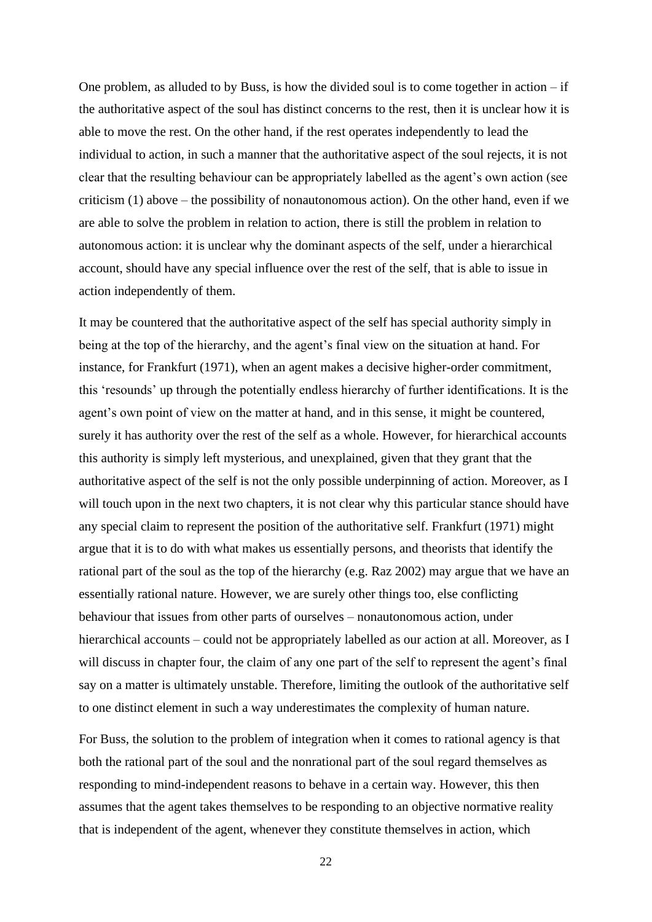One problem, as alluded to by Buss, is how the divided soul is to come together in action – if the authoritative aspect of the soul has distinct concerns to the rest, then it is unclear how it is able to move the rest. On the other hand, if the rest operates independently to lead the individual to action, in such a manner that the authoritative aspect of the soul rejects, it is not clear that the resulting behaviour can be appropriately labelled as the agent's own action (see criticism (1) above – the possibility of nonautonomous action). On the other hand, even if we are able to solve the problem in relation to action, there is still the problem in relation to autonomous action: it is unclear why the dominant aspects of the self, under a hierarchical account, should have any special influence over the rest of the self, that is able to issue in action independently of them.

It may be countered that the authoritative aspect of the self has special authority simply in being at the top of the hierarchy, and the agent's final view on the situation at hand. For instance, for Frankfurt (1971), when an agent makes a decisive higher-order commitment, this 'resounds' up through the potentially endless hierarchy of further identifications. It is the agent's own point of view on the matter at hand, and in this sense, it might be countered, surely it has authority over the rest of the self as a whole. However, for hierarchical accounts this authority is simply left mysterious, and unexplained, given that they grant that the authoritative aspect of the self is not the only possible underpinning of action. Moreover, as I will touch upon in the next two chapters, it is not clear why this particular stance should have any special claim to represent the position of the authoritative self. Frankfurt (1971) might argue that it is to do with what makes us essentially persons, and theorists that identify the rational part of the soul as the top of the hierarchy (e.g. Raz 2002) may argue that we have an essentially rational nature. However, we are surely other things too, else conflicting behaviour that issues from other parts of ourselves – nonautonomous action, under hierarchical accounts – could not be appropriately labelled as our action at all. Moreover, as I will discuss in chapter four, the claim of any one part of the self to represent the agent's final say on a matter is ultimately unstable. Therefore, limiting the outlook of the authoritative self to one distinct element in such a way underestimates the complexity of human nature.

For Buss, the solution to the problem of integration when it comes to rational agency is that both the rational part of the soul and the nonrational part of the soul regard themselves as responding to mind-independent reasons to behave in a certain way. However, this then assumes that the agent takes themselves to be responding to an objective normative reality that is independent of the agent, whenever they constitute themselves in action, which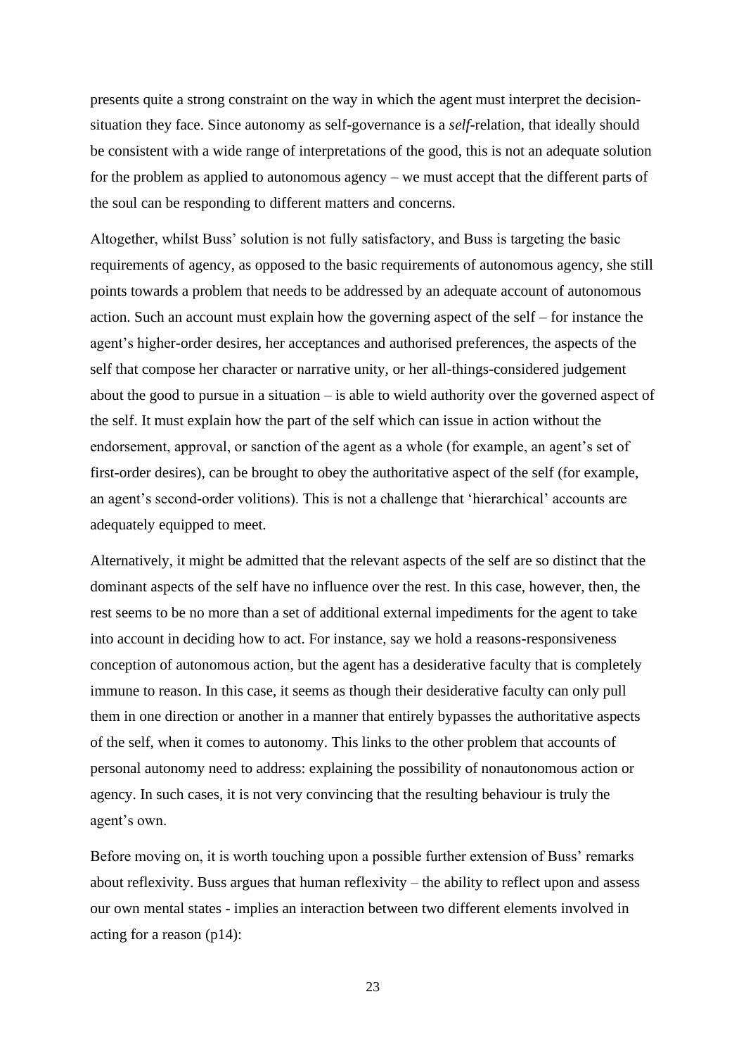presents quite a strong constraint on the way in which the agent must interpret the decision-situation they face. Since autonomy as self-governance is a *self*-relation, that ideally should be consistent with a wide range of interpretations of the good, this is not an adequate solution for the problem as applied to autonomous agency – we must accept that the different parts of the soul can be responding to different matters and concerns.

Altogether, whilst Buss' solution is not fully satisfactory, and Buss is targeting the basic requirements of agency, as opposed to the basic requirements of autonomous agency, she still points towards a problem that needs to be addressed by an adequate account of autonomous action. Such an account must explain how the governing aspect of the self – for instance the agent's higher-order desires, her acceptances and authorised preferences, the aspects of the self that compose her character or narrative unity, or her all-things-considered judgement about the good to pursue in a situation – is able to wield authority over the governed aspect of the self. It must explain how the part of the self which can issue in action without the endorsement, approval, or sanction of the agent as a whole (for example, an agent's set of first-order desires), can be brought to obey the authoritative aspect of the self (for example, an agent's second-order volitions). This is not a challenge that 'hierarchical' accounts are adequately equipped to meet.

Alternatively, it might be admitted that the relevant aspects of the self are so distinct that the dominant aspects of the self have no influence over the rest. In this case, however, then, the rest seems to be no more than a set of additional external impediments for the agent to take into account in deciding how to act. For instance, say we hold a reasons-responsiveness conception of autonomous action, but the agent has a desiderative faculty that is completely immune to reason. In this case, it seems as though their desiderative faculty can only pull them in one direction or another in a manner that entirely bypasses the authoritative aspects of the self, when it comes to autonomy. This links to the other problem that accounts of personal autonomy need to address: explaining the possibility of nonautonomous action or agency. In such cases, it is not very convincing that the resulting behaviour is truly the agent's own.

Before moving on, it is worth touching upon a possible further extension of Buss' remarks about reflexivity. Buss argues that human reflexivity – the ability to reflect upon and assess our own mental states - implies an interaction between two different elements involved in acting for a reason (p14):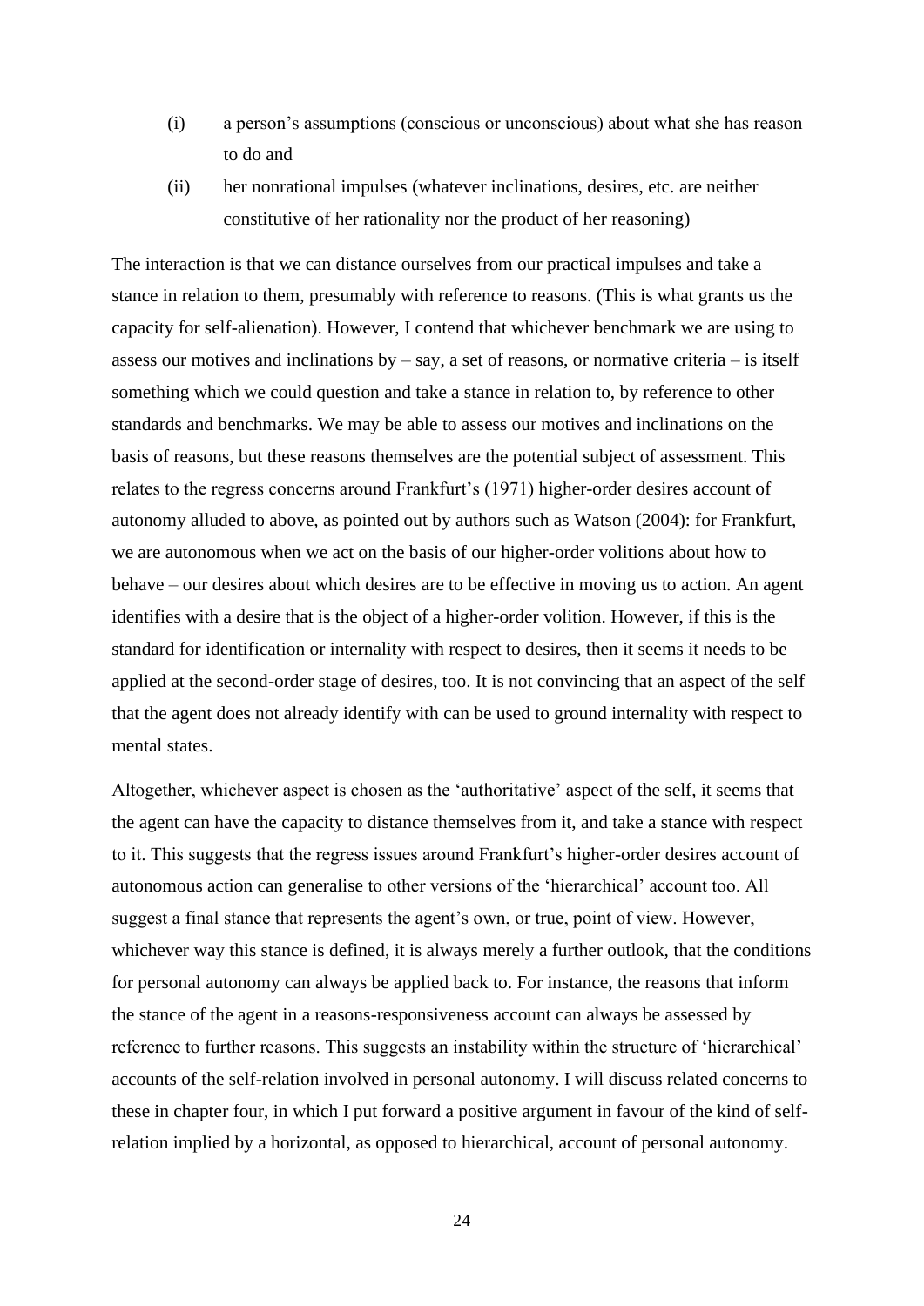(i) a person's assumptions (conscious or unconscious) about what she has reason to do and

(ii) her nonrational impulses (whatever inclinations, desires, etc. are neither constitutive of her rationality nor the product of her reasoning)

The interaction is that we can distance ourselves from our practical impulses and take a stance in relation to them, presumably with reference to reasons. (This is what grants us the capacity for self-alienation). However, I contend that whichever benchmark we are using to assess our motives and inclinations by – say, a set of reasons, or normative criteria – is itself something which we could question and take a stance in relation to, by reference to other standards and benchmarks. We may be able to assess our motives and inclinations on the basis of reasons, but these reasons themselves are the potential subject of assessment. This relates to the regress concerns around Frankfurt's (1971) higher-order desires account of autonomy alluded to above, as pointed out by authors such as Watson (2004): for Frankfurt, we are autonomous when we act on the basis of our higher-order volitions about how to behave – our desires about which desires are to be effective in moving us to action. An agent identifies with a desire that is the object of a higher-order volition. However, if this is the standard for identification or internality with respect to desires, then it seems it needs to be applied at the second-order stage of desires, too. It is not convincing that an aspect of the self that the agent does not already identify with can be used to ground internality with respect to mental states.

Altogether, whichever aspect is chosen as the 'authoritative' aspect of the self, it seems that the agent can have the capacity to distance themselves from it, and take a stance with respect to it. This suggests that the regress issues around Frankfurt's higher-order desires account of autonomous action can generalise to other versions of the 'hierarchical' account too. All suggest a final stance that represents the agent's own, or true, point of view. However, whichever way this stance is defined, it is always merely a further outlook, that the conditions for personal autonomy can always be applied back to. For instance, the reasons that inform the stance of the agent in a reasons-responsiveness account can always be assessed by reference to further reasons. This suggests an instability within the structure of 'hierarchical' accounts of the self-relation involved in personal autonomy. I will discuss related concerns to these in chapter four, in which I put forward a positive argument in favour of the kind of self-relation implied by a horizontal, as opposed to hierarchical, account of personal autonomy.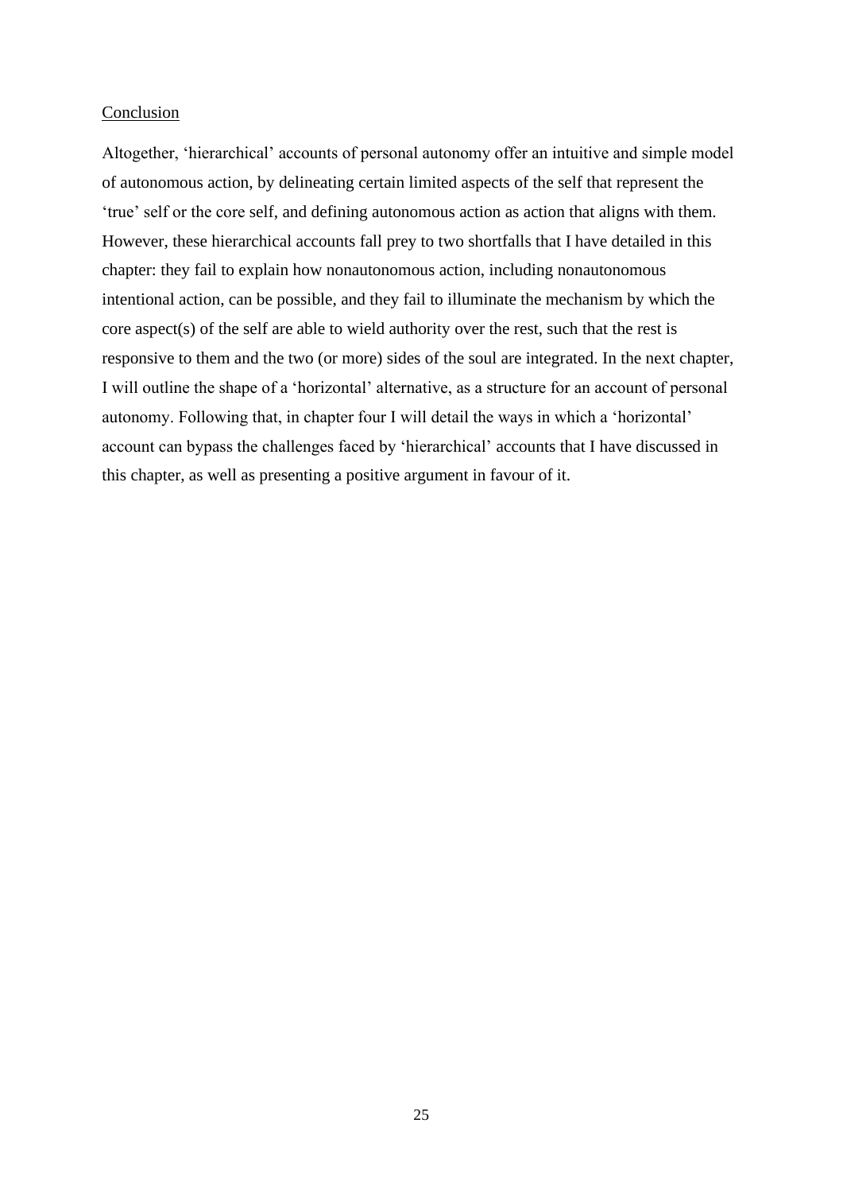## Conclusion

Altogether, 'hierarchical' accounts of personal autonomy offer an intuitive and simple model of autonomous action, by delineating certain limited aspects of the self that represent the 'true' self or the core self, and defining autonomous action as action that aligns with them. However, these hierarchical accounts fall prey to two shortfalls that I have detailed in this chapter: they fail to explain how nonautonomous action, including nonautonomous intentional action, can be possible, and they fail to illuminate the mechanism by which the core aspect(s) of the self are able to wield authority over the rest, such that the rest is responsive to them and the two (or more) sides of the soul are integrated. In the next chapter, I will outline the shape of a 'horizontal' alternative, as a structure for an account of personal autonomy. Following that, in chapter four I will detail the ways in which a 'horizontal' account can bypass the challenges faced by 'hierarchical' accounts that I have discussed in this chapter, as well as presenting a positive argument in favour of it.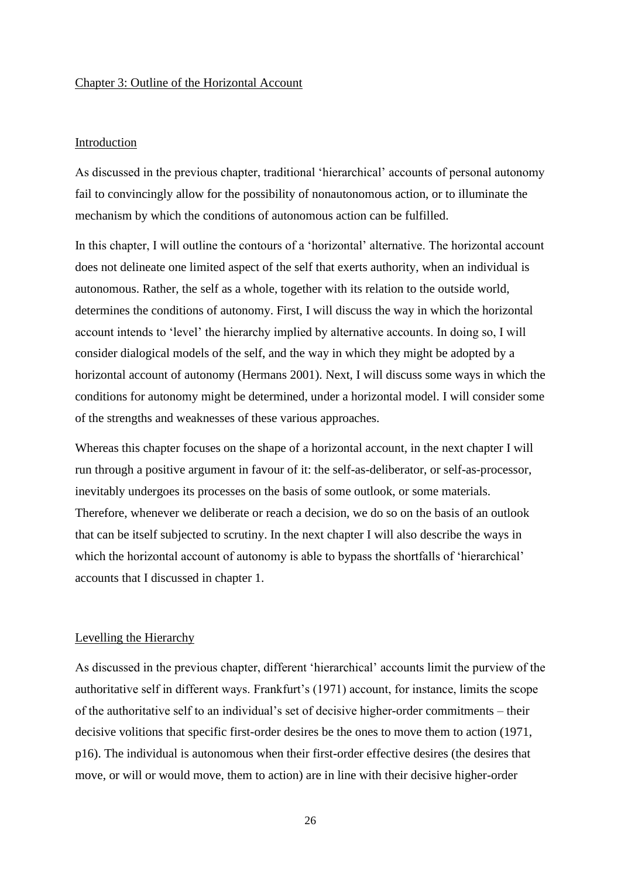## Chapter 3: Outline of the Horizontal Account

### Introduction

As discussed in the previous chapter, traditional 'hierarchical' accounts of personal autonomy fail to convincingly allow for the possibility of nonautonomous action, or to illuminate the mechanism by which the conditions of autonomous action can be fulfilled.

In this chapter, I will outline the contours of a 'horizontal' alternative. The horizontal account does not delineate one limited aspect of the self that exerts authority, when an individual is autonomous. Rather, the self as a whole, together with its relation to the outside world, determines the conditions of autonomy. First, I will discuss the way in which the horizontal account intends to 'level' the hierarchy implied by alternative accounts. In doing so, I will consider dialogical models of the self, and the way in which they might be adopted by a horizontal account of autonomy (Hermans 2001). Next, I will discuss some ways in which the conditions for autonomy might be determined, under a horizontal model. I will consider some of the strengths and weaknesses of these various approaches.

Whereas this chapter focuses on the shape of a horizontal account, in the next chapter I will run through a positive argument in favour of it: the self-as-deliberator, or self-as-processor, inevitably undergoes its processes on the basis of some outlook, or some materials. Therefore, whenever we deliberate or reach a decision, we do so on the basis of an outlook that can be itself subjected to scrutiny. In the next chapter I will also describe the ways in which the horizontal account of autonomy is able to bypass the shortfalls of 'hierarchical' accounts that I discussed in chapter 1.

### Levelling the Hierarchy

As discussed in the previous chapter, different 'hierarchical' accounts limit the purview of the authoritative self in different ways. Frankfurt's (1971) account, for instance, limits the scope of the authoritative self to an individual's set of decisive higher-order commitments – their decisive volitions that specific first-order desires be the ones to move them to action (1971, p16). The individual is autonomous when their first-order effective desires (the desires that move, or will or would move, them to action) are in line with their decisive higher-order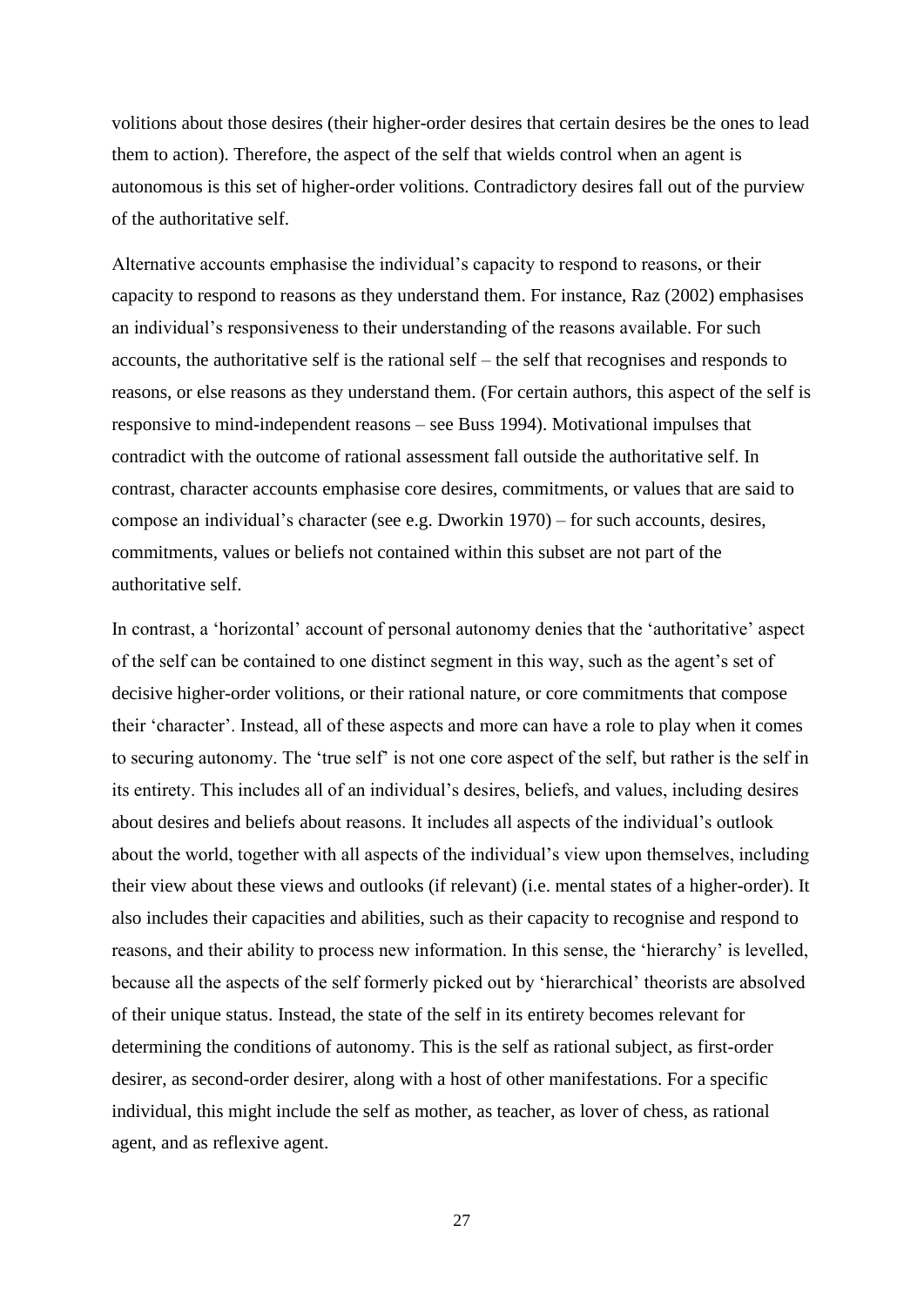volitions about those desires (their higher-order desires that certain desires be the ones to lead them to action). Therefore, the aspect of the self that wields control when an agent is autonomous is this set of higher-order volitions. Contradictory desires fall out of the purview of the authoritative self.

Alternative accounts emphasise the individual's capacity to respond to reasons, or their capacity to respond to reasons as they understand them. For instance, Raz (2002) emphasises an individual's responsiveness to their understanding of the reasons available. For such accounts, the authoritative self is the rational self – the self that recognises and responds to reasons, or else reasons as they understand them. (For certain authors, this aspect of the self is responsive to mind-independent reasons – see Buss 1994). Motivational impulses that contradict with the outcome of rational assessment fall outside the authoritative self. In contrast, character accounts emphasise core desires, commitments, or values that are said to compose an individual's character (see e.g. Dworkin 1970) – for such accounts, desires, commitments, values or beliefs not contained within this subset are not part of the authoritative self.

In contrast, a 'horizontal' account of personal autonomy denies that the 'authoritative' aspect of the self can be contained to one distinct segment in this way, such as the agent's set of decisive higher-order volitions, or their rational nature, or core commitments that compose their 'character'. Instead, all of these aspects and more can have a role to play when it comes to securing autonomy. The 'true self' is not one core aspect of the self, but rather is the self in its entirety. This includes all of an individual's desires, beliefs, and values, including desires about desires and beliefs about reasons. It includes all aspects of the individual's outlook about the world, together with all aspects of the individual's view upon themselves, including their view about these views and outlooks (if relevant) (i.e. mental states of a higher-order). It also includes their capacities and abilities, such as their capacity to recognise and respond to reasons, and their ability to process new information. In this sense, the 'hierarchy' is levelled, because all the aspects of the self formerly picked out by 'hierarchical' theorists are absolved of their unique status. Instead, the state of the self in its entirety becomes relevant for determining the conditions of autonomy. This is the self as rational subject, as first-order desirer, as second-order desirer, along with a host of other manifestations. For a specific individual, this might include the self as mother, as teacher, as lover of chess, as rational agent, and as reflexive agent.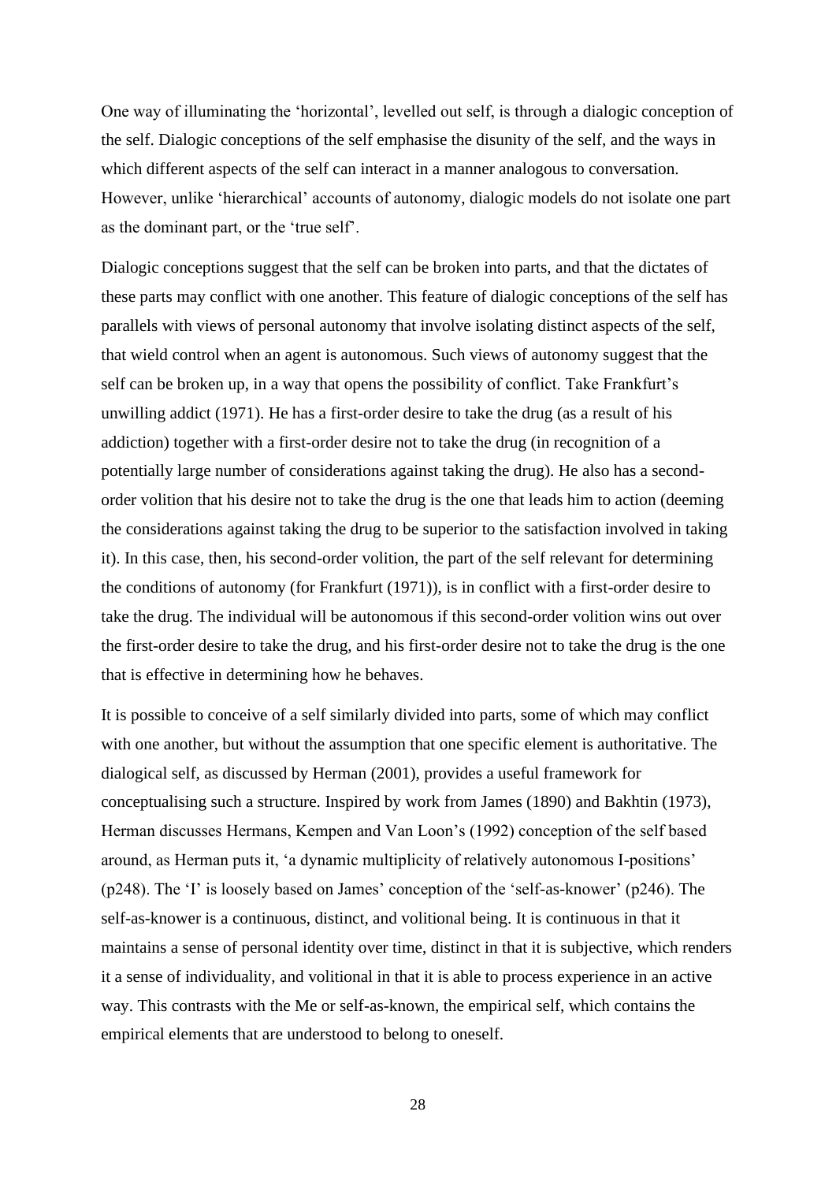One way of illuminating the 'horizontal', levelled out self, is through a dialogic conception of the self. Dialogic conceptions of the self emphasise the disunity of the self, and the ways in which different aspects of the self can interact in a manner analogous to conversation. However, unlike 'hierarchical' accounts of autonomy, dialogic models do not isolate one part as the dominant part, or the 'true self'.

Dialogic conceptions suggest that the self can be broken into parts, and that the dictates of these parts may conflict with one another. This feature of dialogic conceptions of the self has parallels with views of personal autonomy that involve isolating distinct aspects of the self, that wield control when an agent is autonomous. Such views of autonomy suggest that the self can be broken up, in a way that opens the possibility of conflict. Take Frankfurt's unwilling addict (1971). He has a first-order desire to take the drug (as a result of his addiction) together with a first-order desire not to take the drug (in recognition of a potentially large number of considerations against taking the drug). He also has a second-order volition that his desire not to take the drug is the one that leads him to action (deeming the considerations against taking the drug to be superior to the satisfaction involved in taking it). In this case, then, his second-order volition, the part of the self relevant for determining the conditions of autonomy (for Frankfurt (1971)), is in conflict with a first-order desire to take the drug. The individual will be autonomous if this second-order volition wins out over the first-order desire to take the drug, and his first-order desire not to take the drug is the one that is effective in determining how he behaves.

It is possible to conceive of a self similarly divided into parts, some of which may conflict with one another, but without the assumption that one specific element is authoritative. The dialogical self, as discussed by Herman (2001), provides a useful framework for conceptualising such a structure. Inspired by work from James (1890) and Bakhtin (1973), Herman discusses Hermans, Kempen and Van Loon's (1992) conception of the self based around, as Herman puts it, 'a dynamic multiplicity of relatively autonomous I-positions' (p248). The 'I' is loosely based on James' conception of the 'self-as-knower' (p246). The self-as-knower is a continuous, distinct, and volitional being. It is continuous in that it maintains a sense of personal identity over time, distinct in that it is subjective, which renders it a sense of individuality, and volitional in that it is able to process experience in an active way. This contrasts with the Me or self-as-known, the empirical self, which contains the empirical elements that are understood to belong to oneself.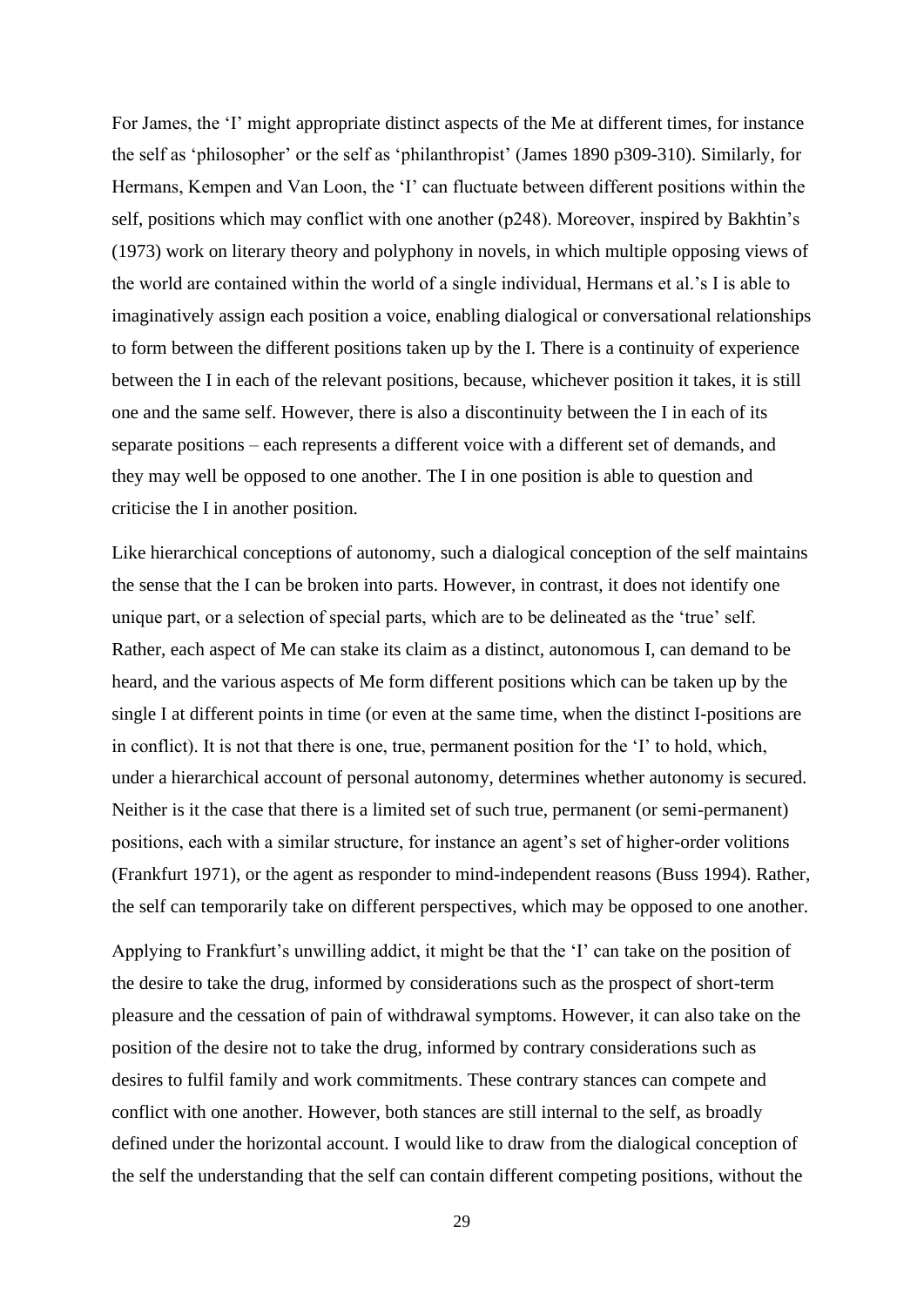For James, the 'I' might appropriate distinct aspects of the Me at different times, for instance the self as 'philosopher' or the self as 'philanthropist' (James 1890 p309-310). Similarly, for Hermans, Kempen and Van Loon, the 'I' can fluctuate between different positions within the self, positions which may conflict with one another (p248). Moreover, inspired by Bakhtin's (1973) work on literary theory and polyphony in novels, in which multiple opposing views of the world are contained within the world of a single individual, Hermans et al.'s I is able to imaginatively assign each position a voice, enabling dialogical or conversational relationships to form between the different positions taken up by the I. There is a continuity of experience between the I in each of the relevant positions, because, whichever position it takes, it is still one and the same self. However, there is also a discontinuity between the I in each of its separate positions – each represents a different voice with a different set of demands, and they may well be opposed to one another. The I in one position is able to question and criticise the I in another position.

Like hierarchical conceptions of autonomy, such a dialogical conception of the self maintains the sense that the I can be broken into parts. However, in contrast, it does not identify one unique part, or a selection of special parts, which are to be delineated as the 'true' self. Rather, each aspect of Me can stake its claim as a distinct, autonomous I, can demand to be heard, and the various aspects of Me form different positions which can be taken up by the single I at different points in time (or even at the same time, when the distinct I-positions are in conflict). It is not that there is one, true, permanent position for the 'I' to hold, which, under a hierarchical account of personal autonomy, determines whether autonomy is secured. Neither is it the case that there is a limited set of such true, permanent (or semi-permanent) positions, each with a similar structure, for instance an agent's set of higher-order volitions (Frankfurt 1971), or the agent as responder to mind-independent reasons (Buss 1994). Rather, the self can temporarily take on different perspectives, which may be opposed to one another.

Applying to Frankfurt's unwilling addict, it might be that the 'I' can take on the position of the desire to take the drug, informed by considerations such as the prospect of short-term pleasure and the cessation of pain of withdrawal symptoms. However, it can also take on the position of the desire not to take the drug, informed by contrary considerations such as desires to fulfil family and work commitments. These contrary stances can compete and conflict with one another. However, both stances are still internal to the self, as broadly defined under the horizontal account. I would like to draw from the dialogical conception of the self the understanding that the self can contain different competing positions, without the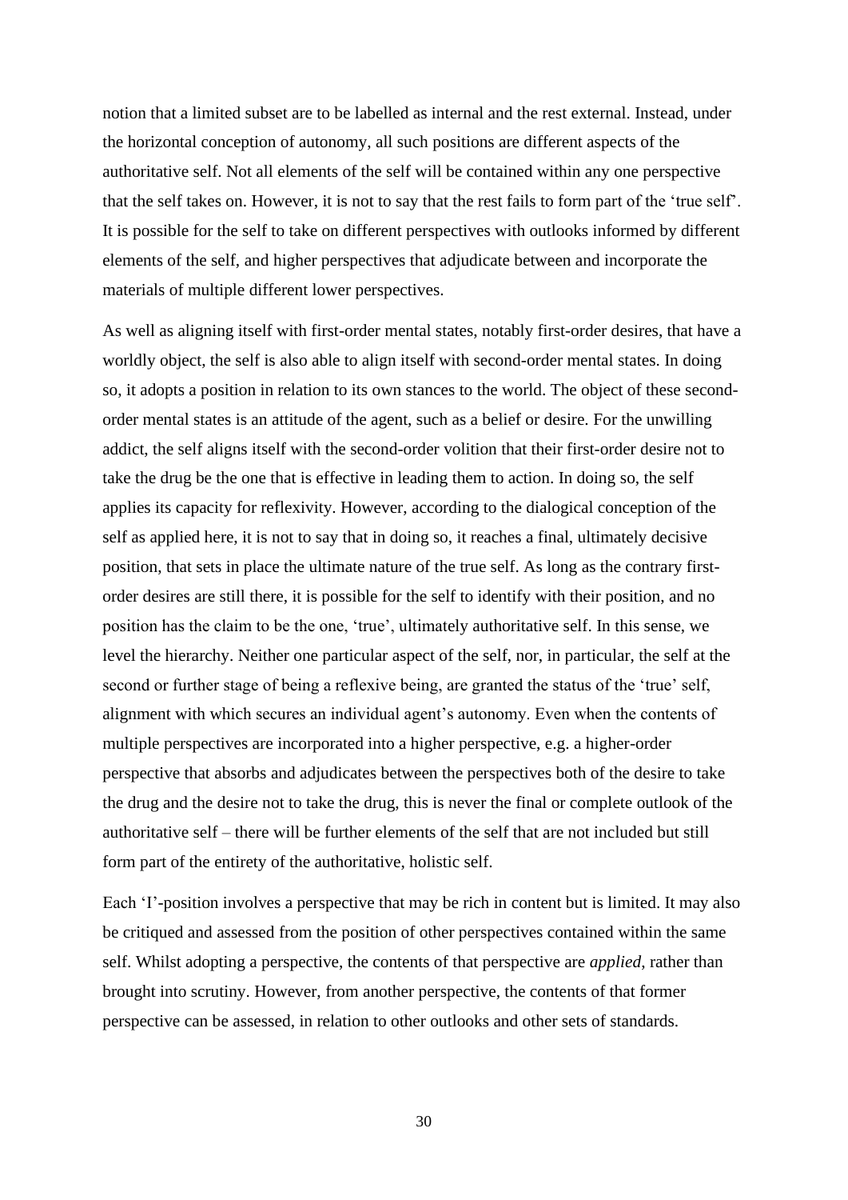notion that a limited subset are to be labelled as internal and the rest external. Instead, under the horizontal conception of autonomy, all such positions are different aspects of the authoritative self. Not all elements of the self will be contained within any one perspective that the self takes on. However, it is not to say that the rest fails to form part of the 'true self'. It is possible for the self to take on different perspectives with outlooks informed by different elements of the self, and higher perspectives that adjudicate between and incorporate the materials of multiple different lower perspectives.

As well as aligning itself with first-order mental states, notably first-order desires, that have a worldly object, the self is also able to align itself with second-order mental states. In doing so, it adopts a position in relation to its own stances to the world. The object of these second-order mental states is an attitude of the agent, such as a belief or desire. For the unwilling addict, the self aligns itself with the second-order volition that their first-order desire not to take the drug be the one that is effective in leading them to action. In doing so, the self applies its capacity for reflexivity. However, according to the dialogical conception of the self as applied here, it is not to say that in doing so, it reaches a final, ultimately decisive position, that sets in place the ultimate nature of the true self. As long as the contrary first-order desires are still there, it is possible for the self to identify with their position, and no position has the claim to be the one, 'true', ultimately authoritative self. In this sense, we level the hierarchy. Neither one particular aspect of the self, nor, in particular, the self at the second or further stage of being a reflexive being, are granted the status of the 'true' self, alignment with which secures an individual agent's autonomy. Even when the contents of multiple perspectives are incorporated into a higher perspective, e.g. a higher-order perspective that absorbs and adjudicates between the perspectives both of the desire to take the drug and the desire not to take the drug, this is never the final or complete outlook of the authoritative self – there will be further elements of the self that are not included but still form part of the entirety of the authoritative, holistic self.

Each 'I'-position involves a perspective that may be rich in content but is limited. It may also be critiqued and assessed from the position of other perspectives contained within the same self. Whilst adopting a perspective, the contents of that perspective are *applied*, rather than brought into scrutiny. However, from another perspective, the contents of that former perspective can be assessed, in relation to other outlooks and other sets of standards.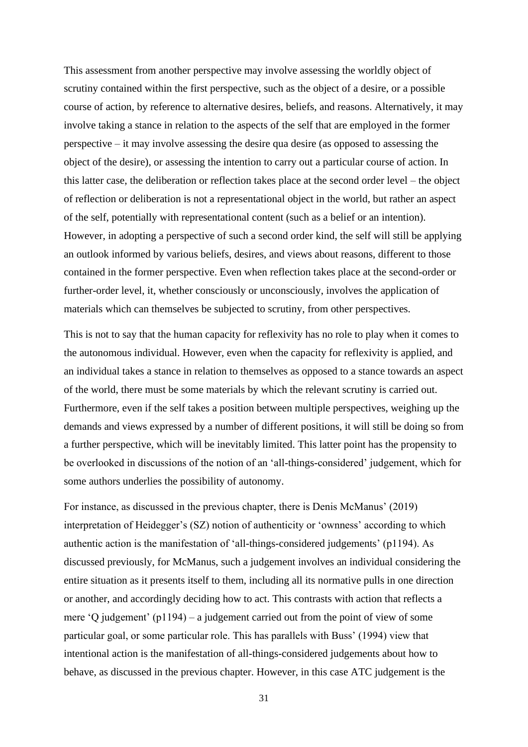This assessment from another perspective may involve assessing the worldly object of scrutiny contained within the first perspective, such as the object of a desire, or a possible course of action, by reference to alternative desires, beliefs, and reasons. Alternatively, it may involve taking a stance in relation to the aspects of the self that are employed in the former perspective – it may involve assessing the desire qua desire (as opposed to assessing the object of the desire), or assessing the intention to carry out a particular course of action. In this latter case, the deliberation or reflection takes place at the second order level – the object of reflection or deliberation is not a representational object in the world, but rather an aspect of the self, potentially with representational content (such as a belief or an intention). However, in adopting a perspective of such a second order kind, the self will still be applying an outlook informed by various beliefs, desires, and views about reasons, different to those contained in the former perspective. Even when reflection takes place at the second-order or further-order level, it, whether consciously or unconsciously, involves the application of materials which can themselves be subjected to scrutiny, from other perspectives.

This is not to say that the human capacity for reflexivity has no role to play when it comes to the autonomous individual. However, even when the capacity for reflexivity is applied, and an individual takes a stance in relation to themselves as opposed to a stance towards an aspect of the world, there must be some materials by which the relevant scrutiny is carried out. Furthermore, even if the self takes a position between multiple perspectives, weighing up the demands and views expressed by a number of different positions, it will still be doing so from a further perspective, which will be inevitably limited. This latter point has the propensity to be overlooked in discussions of the notion of an 'all-things-considered' judgement, which for some authors underlies the possibility of autonomy.

For instance, as discussed in the previous chapter, there is Denis McManus' (2019) interpretation of Heidegger's (SZ) notion of authenticity or 'ownness' according to which authentic action is the manifestation of 'all-things-considered judgements' (p1194). As discussed previously, for McManus, such a judgement involves an individual considering the entire situation as it presents itself to them, including all its normative pulls in one direction or another, and accordingly deciding how to act. This contrasts with action that reflects a mere 'Q judgement' (p1194) – a judgement carried out from the point of view of some particular goal, or some particular role. This has parallels with Buss' (1994) view that intentional action is the manifestation of all-things-considered judgements about how to behave, as discussed in the previous chapter. However, in this case ATC judgement is the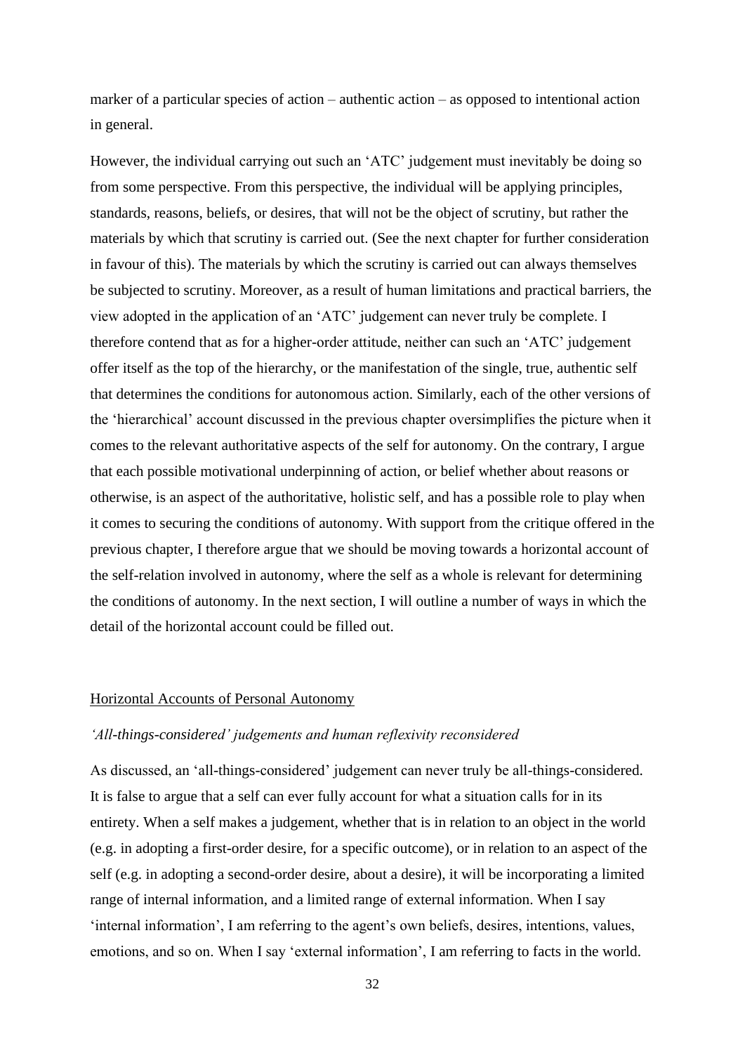marker of a particular species of action – authentic action – as opposed to intentional action in general.

However, the individual carrying out such an 'ATC' judgement must inevitably be doing so from some perspective. From this perspective, the individual will be applying principles, standards, reasons, beliefs, or desires, that will not be the object of scrutiny, but rather the materials by which that scrutiny is carried out. (See the next chapter for further consideration in favour of this). The materials by which the scrutiny is carried out can always themselves be subjected to scrutiny. Moreover, as a result of human limitations and practical barriers, the view adopted in the application of an 'ATC' judgement can never truly be complete. I therefore contend that as for a higher-order attitude, neither can such an 'ATC' judgement offer itself as the top of the hierarchy, or the manifestation of the single, true, authentic self that determines the conditions for autonomous action. Similarly, each of the other versions of the 'hierarchical' account discussed in the previous chapter oversimplifies the picture when it comes to the relevant authoritative aspects of the self for autonomy. On the contrary, I argue that each possible motivational underpinning of action, or belief whether about reasons or otherwise, is an aspect of the authoritative, holistic self, and has a possible role to play when it comes to securing the conditions of autonomy. With support from the critique offered in the previous chapter, I therefore argue that we should be moving towards a horizontal account of the self-relation involved in autonomy, where the self as a whole is relevant for determining the conditions of autonomy. In the next section, I will outline a number of ways in which the detail of the horizontal account could be filled out.

## Horizontal Accounts of Personal Autonomy

### *'All-things-considered' judgements and human reflexivity reconsidered*

As discussed, an 'all-things-considered' judgement can never truly be all-things-considered. It is false to argue that a self can ever fully account for what a situation calls for in its entirety. When a self makes a judgement, whether that is in relation to an object in the world (e.g. in adopting a first-order desire, for a specific outcome), or in relation to an aspect of the self (e.g. in adopting a second-order desire, about a desire), it will be incorporating a limited range of internal information, and a limited range of external information. When I say 'internal information', I am referring to the agent's own beliefs, desires, intentions, values, emotions, and so on. When I say 'external information', I am referring to facts in the world.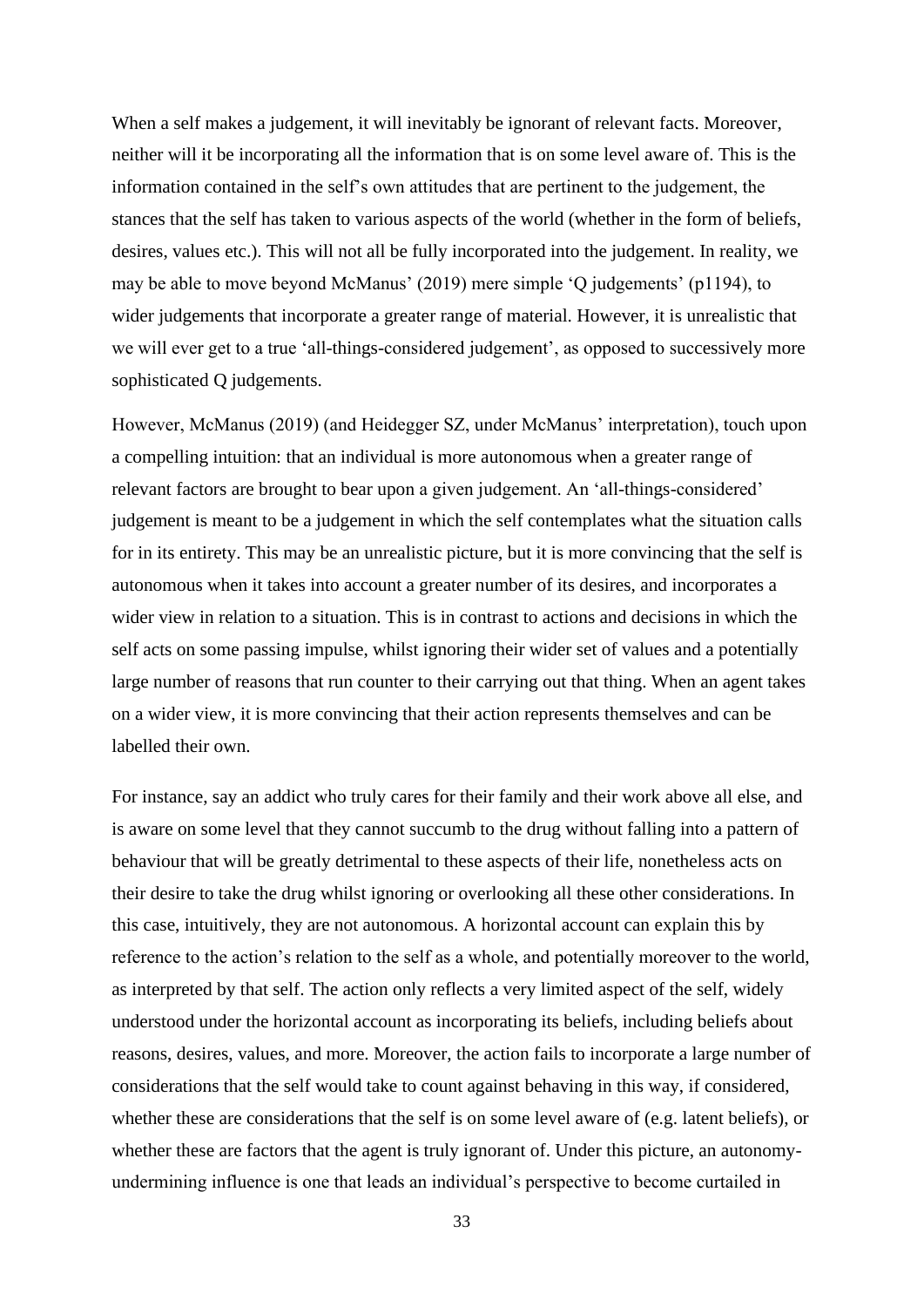When a self makes a judgement, it will inevitably be ignorant of relevant facts. Moreover, neither will it be incorporating all the information that is on some level aware of. This is the information contained in the self's own attitudes that are pertinent to the judgement, the stances that the self has taken to various aspects of the world (whether in the form of beliefs, desires, values etc.). This will not all be fully incorporated into the judgement. In reality, we may be able to move beyond McManus' (2019) mere simple 'Q judgements' (p1194), to wider judgements that incorporate a greater range of material. However, it is unrealistic that we will ever get to a true 'all-things-considered judgement', as opposed to successively more sophisticated Q judgements.

However, McManus (2019) (and Heidegger SZ, under McManus' interpretation), touch upon a compelling intuition: that an individual is more autonomous when a greater range of relevant factors are brought to bear upon a given judgement. An 'all-things-considered' judgement is meant to be a judgement in which the self contemplates what the situation calls for in its entirety. This may be an unrealistic picture, but it is more convincing that the self is autonomous when it takes into account a greater number of its desires, and incorporates a wider view in relation to a situation. This is in contrast to actions and decisions in which the self acts on some passing impulse, whilst ignoring their wider set of values and a potentially large number of reasons that run counter to their carrying out that thing. When an agent takes on a wider view, it is more convincing that their action represents themselves and can be labelled their own.

For instance, say an addict who truly cares for their family and their work above all else, and is aware on some level that they cannot succumb to the drug without falling into a pattern of behaviour that will be greatly detrimental to these aspects of their life, nonetheless acts on their desire to take the drug whilst ignoring or overlooking all these other considerations. In this case, intuitively, they are not autonomous. A horizontal account can explain this by reference to the action's relation to the self as a whole, and potentially moreover to the world, as interpreted by that self. The action only reflects a very limited aspect of the self, widely understood under the horizontal account as incorporating its beliefs, including beliefs about reasons, desires, values, and more. Moreover, the action fails to incorporate a large number of considerations that the self would take to count against behaving in this way, if considered, whether these are considerations that the self is on some level aware of (e.g. latent beliefs), or whether these are factors that the agent is truly ignorant of. Under this picture, an autonomy-undermining influence is one that leads an individual's perspective to become curtailed in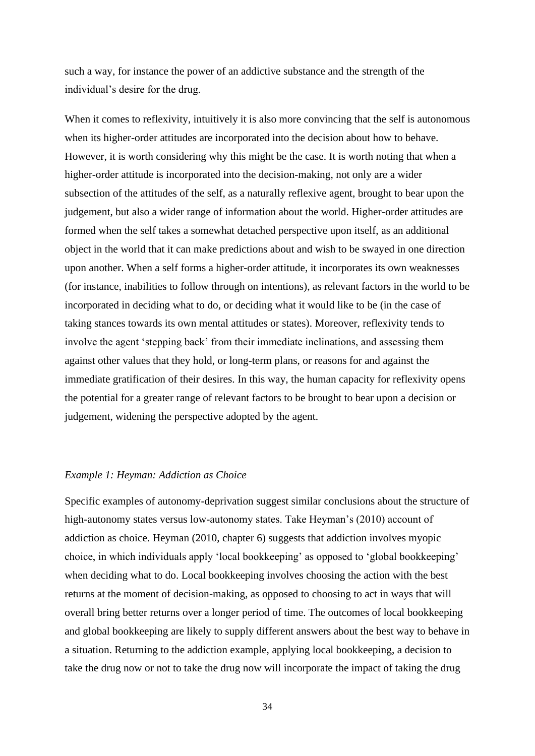such a way, for instance the power of an addictive substance and the strength of the individual's desire for the drug.

When it comes to reflexivity, intuitively it is also more convincing that the self is autonomous when its higher-order attitudes are incorporated into the decision about how to behave. However, it is worth considering why this might be the case. It is worth noting that when a higher-order attitude is incorporated into the decision-making, not only are a wider subsection of the attitudes of the self, as a naturally reflexive agent, brought to bear upon the judgement, but also a wider range of information about the world. Higher-order attitudes are formed when the self takes a somewhat detached perspective upon itself, as an additional object in the world that it can make predictions about and wish to be swayed in one direction upon another. When a self forms a higher-order attitude, it incorporates its own weaknesses (for instance, inabilities to follow through on intentions), as relevant factors in the world to be incorporated in deciding what to do, or deciding what it would like to be (in the case of taking stances towards its own mental attitudes or states). Moreover, reflexivity tends to involve the agent 'stepping back' from their immediate inclinations, and assessing them against other values that they hold, or long-term plans, or reasons for and against the immediate gratification of their desires. In this way, the human capacity for reflexivity opens the potential for a greater range of relevant factors to be brought to bear upon a decision or judgement, widening the perspective adopted by the agent.

*Example 1: Heyman: Addiction as Choice*

Specific examples of autonomy-deprivation suggest similar conclusions about the structure of high-autonomy states versus low-autonomy states. Take Heyman's (2010) account of addiction as choice. Heyman (2010, chapter 6) suggests that addiction involves myopic choice, in which individuals apply 'local bookkeeping' as opposed to 'global bookkeeping' when deciding what to do. Local bookkeeping involves choosing the action with the best returns at the moment of decision-making, as opposed to choosing to act in ways that will overall bring better returns over a longer period of time. The outcomes of local bookkeeping and global bookkeeping are likely to supply different answers about the best way to behave in a situation. Returning to the addiction example, applying local bookkeeping, a decision to take the drug now or not to take the drug now will incorporate the impact of taking the drug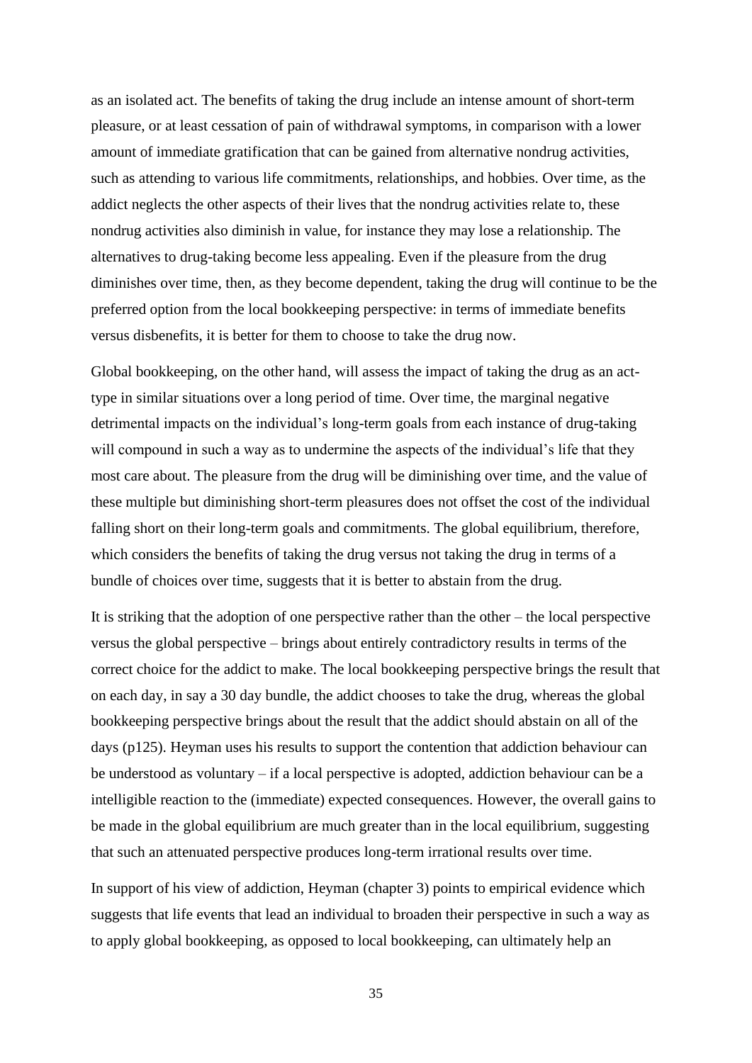as an isolated act. The benefits of taking the drug include an intense amount of short-term pleasure, or at least cessation of pain of withdrawal symptoms, in comparison with a lower amount of immediate gratification that can be gained from alternative nondrug activities, such as attending to various life commitments, relationships, and hobbies. Over time, as the addict neglects the other aspects of their lives that the nondrug activities relate to, these nondrug activities also diminish in value, for instance they may lose a relationship. The alternatives to drug-taking become less appealing. Even if the pleasure from the drug diminishes over time, then, as they become dependent, taking the drug will continue to be the preferred option from the local bookkeeping perspective: in terms of immediate benefits versus disbenefits, it is better for them to choose to take the drug now.

Global bookkeeping, on the other hand, will assess the impact of taking the drug as an act-type in similar situations over a long period of time. Over time, the marginal negative detrimental impacts on the individual's long-term goals from each instance of drug-taking will compound in such a way as to undermine the aspects of the individual's life that they most care about. The pleasure from the drug will be diminishing over time, and the value of these multiple but diminishing short-term pleasures does not offset the cost of the individual falling short on their long-term goals and commitments. The global equilibrium, therefore, which considers the benefits of taking the drug versus not taking the drug in terms of a bundle of choices over time, suggests that it is better to abstain from the drug.

It is striking that the adoption of one perspective rather than the other – the local perspective versus the global perspective – brings about entirely contradictory results in terms of the correct choice for the addict to make. The local bookkeeping perspective brings the result that on each day, in say a 30 day bundle, the addict chooses to take the drug, whereas the global bookkeeping perspective brings about the result that the addict should abstain on all of the days (p125). Heyman uses his results to support the contention that addiction behaviour can be understood as voluntary – if a local perspective is adopted, addiction behaviour can be a intelligible reaction to the (immediate) expected consequences. However, the overall gains to be made in the global equilibrium are much greater than in the local equilibrium, suggesting that such an attenuated perspective produces long-term irrational results over time.

In support of his view of addiction, Heyman (chapter 3) points to empirical evidence which suggests that life events that lead an individual to broaden their perspective in such a way as to apply global bookkeeping, as opposed to local bookkeeping, can ultimately help an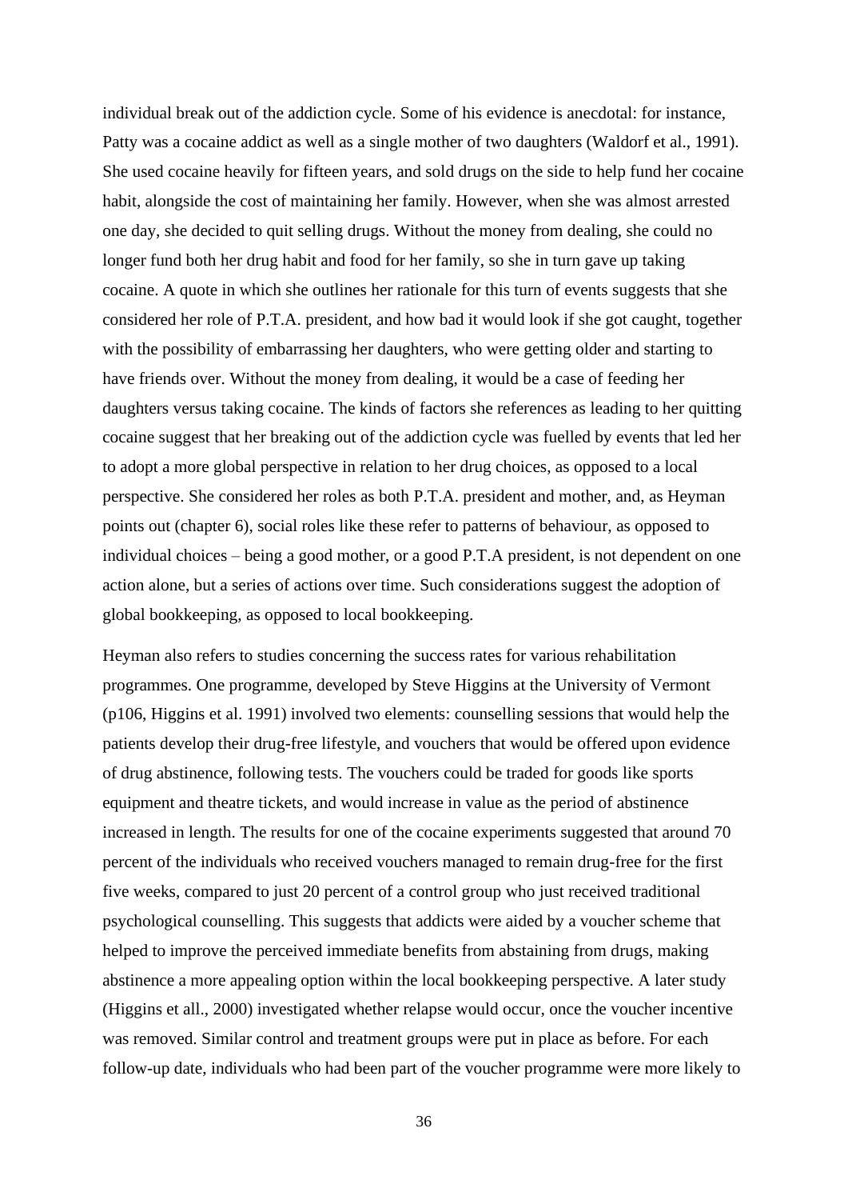individual break out of the addiction cycle. Some of his evidence is anecdotal: for instance, Patty was a cocaine addict as well as a single mother of two daughters (Waldorf et al., 1991). She used cocaine heavily for fifteen years, and sold drugs on the side to help fund her cocaine habit, alongside the cost of maintaining her family. However, when she was almost arrested one day, she decided to quit selling drugs. Without the money from dealing, she could no longer fund both her drug habit and food for her family, so she in turn gave up taking cocaine. A quote in which she outlines her rationale for this turn of events suggests that she considered her role of P.T.A. president, and how bad it would look if she got caught, together with the possibility of embarrassing her daughters, who were getting older and starting to have friends over. Without the money from dealing, it would be a case of feeding her daughters versus taking cocaine. The kinds of factors she references as leading to her quitting cocaine suggest that her breaking out of the addiction cycle was fuelled by events that led her to adopt a more global perspective in relation to her drug choices, as opposed to a local perspective. She considered her roles as both P.T.A. president and mother, and, as Heyman points out (chapter 6), social roles like these refer to patterns of behaviour, as opposed to individual choices – being a good mother, or a good P.T.A president, is not dependent on one action alone, but a series of actions over time. Such considerations suggest the adoption of global bookkeeping, as opposed to local bookkeeping.

Heyman also refers to studies concerning the success rates for various rehabilitation programmes. One programme, developed by Steve Higgins at the University of Vermont (p106, Higgins et al. 1991) involved two elements: counselling sessions that would help the patients develop their drug-free lifestyle, and vouchers that would be offered upon evidence of drug abstinence, following tests. The vouchers could be traded for goods like sports equipment and theatre tickets, and would increase in value as the period of abstinence increased in length. The results for one of the cocaine experiments suggested that around 70 percent of the individuals who received vouchers managed to remain drug-free for the first five weeks, compared to just 20 percent of a control group who just received traditional psychological counselling. This suggests that addicts were aided by a voucher scheme that helped to improve the perceived immediate benefits from abstaining from drugs, making abstinence a more appealing option within the local bookkeeping perspective. A later study (Higgins et all., 2000) investigated whether relapse would occur, once the voucher incentive was removed. Similar control and treatment groups were put in place as before. For each follow-up date, individuals who had been part of the voucher programme were more likely to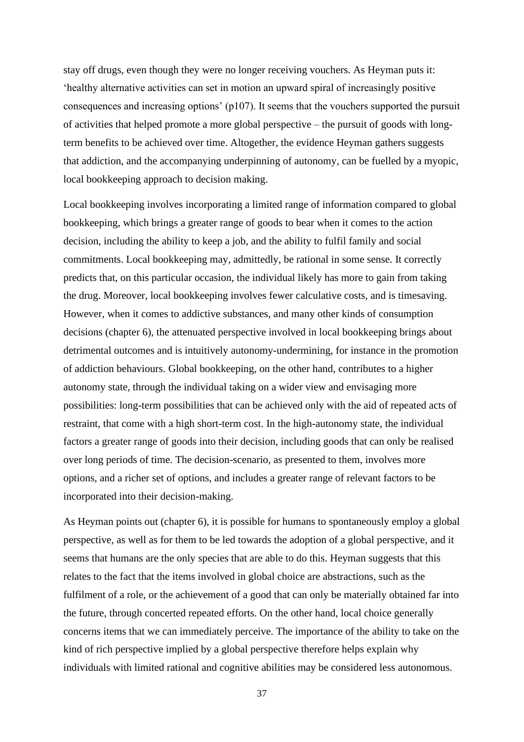stay off drugs, even though they were no longer receiving vouchers. As Heyman puts it: 'healthy alternative activities can set in motion an upward spiral of increasingly positive consequences and increasing options' (p107). It seems that the vouchers supported the pursuit of activities that helped promote a more global perspective – the pursuit of goods with long-term benefits to be achieved over time. Altogether, the evidence Heyman gathers suggests that addiction, and the accompanying underpinning of autonomy, can be fuelled by a myopic, local bookkeeping approach to decision making.

Local bookkeeping involves incorporating a limited range of information compared to global bookkeeping, which brings a greater range of goods to bear when it comes to the action decision, including the ability to keep a job, and the ability to fulfil family and social commitments. Local bookkeeping may, admittedly, be rational in some sense. It correctly predicts that, on this particular occasion, the individual likely has more to gain from taking the drug. Moreover, local bookkeeping involves fewer calculative costs, and is timesaving. However, when it comes to addictive substances, and many other kinds of consumption decisions (chapter 6), the attenuated perspective involved in local bookkeeping brings about detrimental outcomes and is intuitively autonomy-undermining, for instance in the promotion of addiction behaviours. Global bookkeeping, on the other hand, contributes to a higher autonomy state, through the individual taking on a wider view and envisaging more possibilities: long-term possibilities that can be achieved only with the aid of repeated acts of restraint, that come with a high short-term cost. In the high-autonomy state, the individual factors a greater range of goods into their decision, including goods that can only be realised over long periods of time. The decision-scenario, as presented to them, involves more options, and a richer set of options, and includes a greater range of relevant factors to be incorporated into their decision-making.

As Heyman points out (chapter 6), it is possible for humans to spontaneously employ a global perspective, as well as for them to be led towards the adoption of a global perspective, and it seems that humans are the only species that are able to do this. Heyman suggests that this relates to the fact that the items involved in global choice are abstractions, such as the fulfilment of a role, or the achievement of a good that can only be materially obtained far into the future, through concerted repeated efforts. On the other hand, local choice generally concerns items that we can immediately perceive. The importance of the ability to take on the kind of rich perspective implied by a global perspective therefore helps explain why individuals with limited rational and cognitive abilities may be considered less autonomous.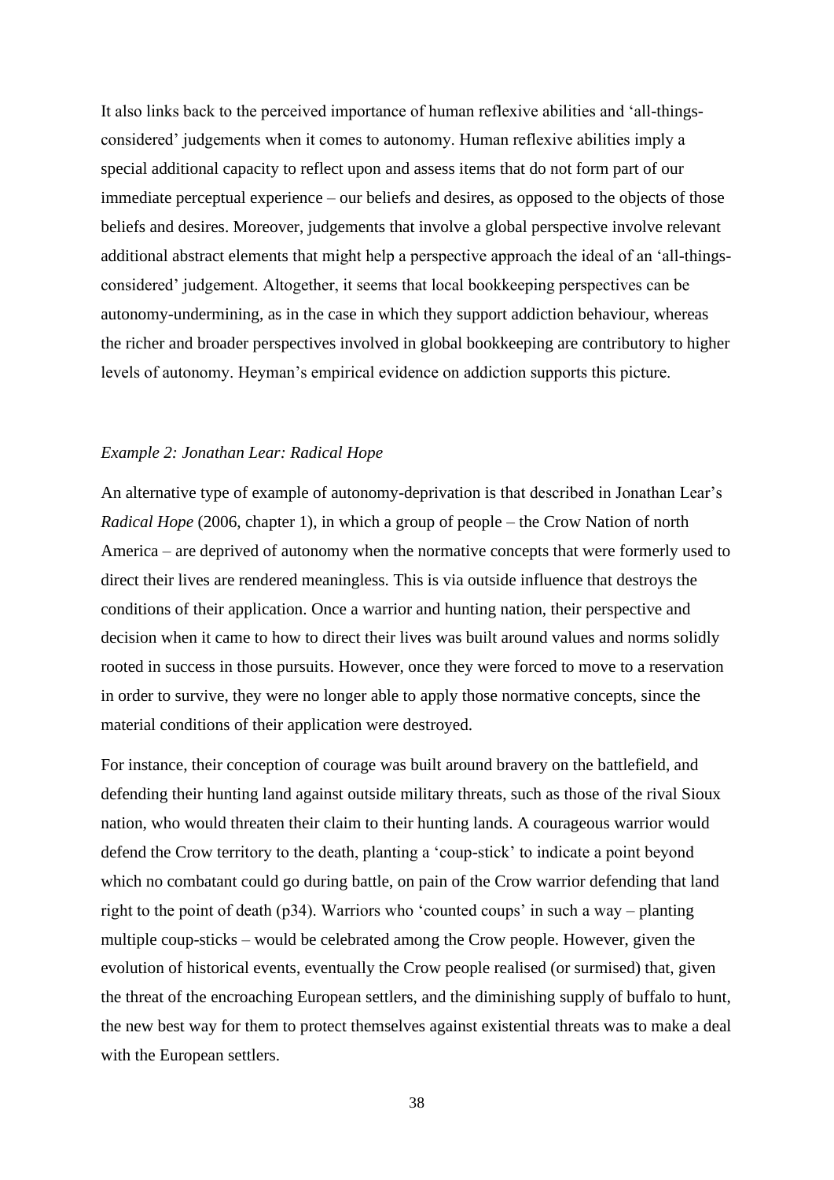It also links back to the perceived importance of human reflexive abilities and 'all-things-considered' judgements when it comes to autonomy. Human reflexive abilities imply a special additional capacity to reflect upon and assess items that do not form part of our immediate perceptual experience – our beliefs and desires, as opposed to the objects of those beliefs and desires. Moreover, judgements that involve a global perspective involve relevant additional abstract elements that might help a perspective approach the ideal of an 'all-things-considered' judgement. Altogether, it seems that local bookkeeping perspectives can be autonomy-undermining, as in the case in which they support addiction behaviour, whereas the richer and broader perspectives involved in global bookkeeping are contributory to higher levels of autonomy. Heyman's empirical evidence on addiction supports this picture.

*Example 2: Jonathan Lear: Radical Hope*

An alternative type of example of autonomy-deprivation is that described in Jonathan Lear's *Radical Hope* (2006, chapter 1), in which a group of people – the Crow Nation of north America – are deprived of autonomy when the normative concepts that were formerly used to direct their lives are rendered meaningless. This is via outside influence that destroys the conditions of their application. Once a warrior and hunting nation, their perspective and decision when it came to how to direct their lives was built around values and norms solidly rooted in success in those pursuits. However, once they were forced to move to a reservation in order to survive, they were no longer able to apply those normative concepts, since the material conditions of their application were destroyed.

For instance, their conception of courage was built around bravery on the battlefield, and defending their hunting land against outside military threats, such as those of the rival Sioux nation, who would threaten their claim to their hunting lands. A courageous warrior would defend the Crow territory to the death, planting a 'coup-stick' to indicate a point beyond which no combatant could go during battle, on pain of the Crow warrior defending that land right to the point of death (p34). Warriors who 'counted coups' in such a way – planting multiple coup-sticks – would be celebrated among the Crow people. However, given the evolution of historical events, eventually the Crow people realised (or surmised) that, given the threat of the encroaching European settlers, and the diminishing supply of buffalo to hunt, the new best way for them to protect themselves against existential threats was to make a deal with the European settlers.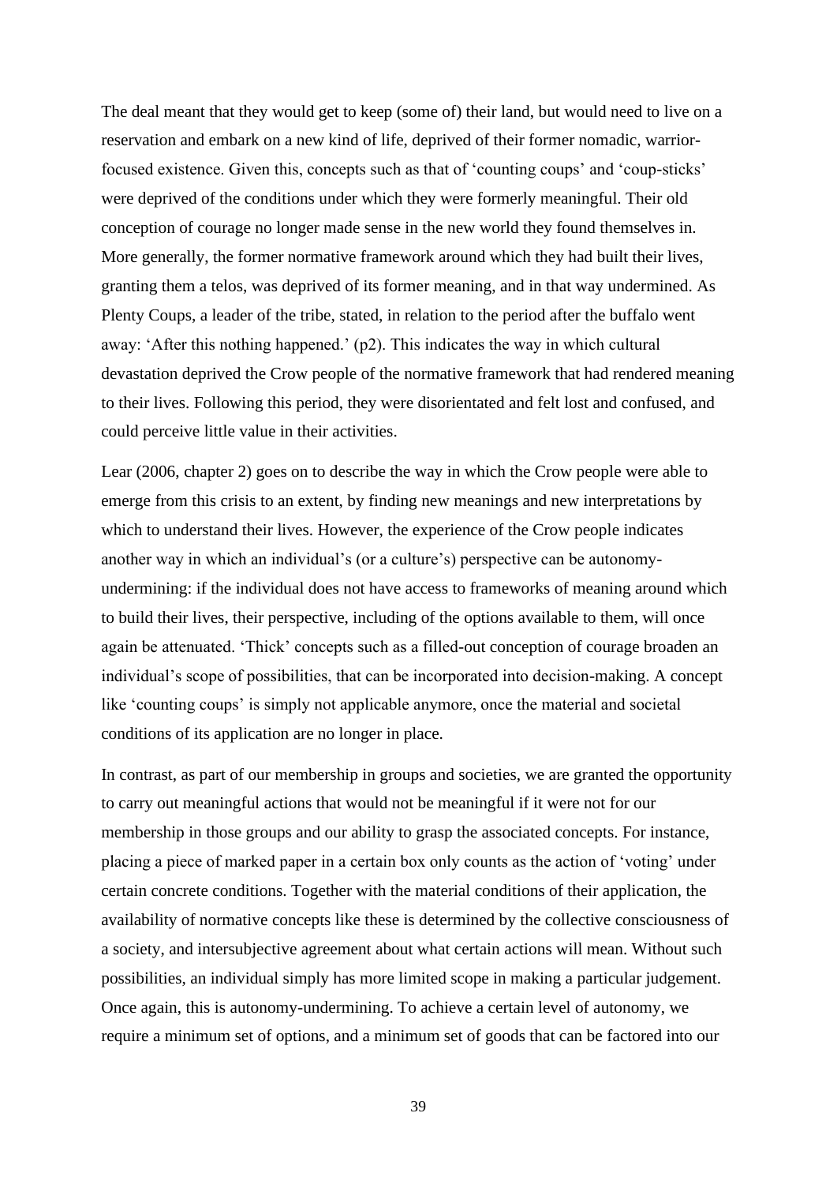The deal meant that they would get to keep (some of) their land, but would need to live on a reservation and embark on a new kind of life, deprived of their former nomadic, warrior-focused existence. Given this, concepts such as that of 'counting coups' and 'coup-sticks' were deprived of the conditions under which they were formerly meaningful. Their old conception of courage no longer made sense in the new world they found themselves in. More generally, the former normative framework around which they had built their lives, granting them a telos, was deprived of its former meaning, and in that way undermined. As Plenty Coups, a leader of the tribe, stated, in relation to the period after the buffalo went away: 'After this nothing happened.' (p2). This indicates the way in which cultural devastation deprived the Crow people of the normative framework that had rendered meaning to their lives. Following this period, they were disorientated and felt lost and confused, and could perceive little value in their activities.

Lear (2006, chapter 2) goes on to describe the way in which the Crow people were able to emerge from this crisis to an extent, by finding new meanings and new interpretations by which to understand their lives. However, the experience of the Crow people indicates another way in which an individual's (or a culture's) perspective can be autonomy-undermining: if the individual does not have access to frameworks of meaning around which to build their lives, their perspective, including of the options available to them, will once again be attenuated. 'Thick' concepts such as a filled-out conception of courage broaden an individual's scope of possibilities, that can be incorporated into decision-making. A concept like 'counting coups' is simply not applicable anymore, once the material and societal conditions of its application are no longer in place.

In contrast, as part of our membership in groups and societies, we are granted the opportunity to carry out meaningful actions that would not be meaningful if it were not for our membership in those groups and our ability to grasp the associated concepts. For instance, placing a piece of marked paper in a certain box only counts as the action of 'voting' under certain concrete conditions. Together with the material conditions of their application, the availability of normative concepts like these is determined by the collective consciousness of a society, and intersubjective agreement about what certain actions will mean. Without such possibilities, an individual simply has more limited scope in making a particular judgement. Once again, this is autonomy-undermining. To achieve a certain level of autonomy, we require a minimum set of options, and a minimum set of goods that can be factored into our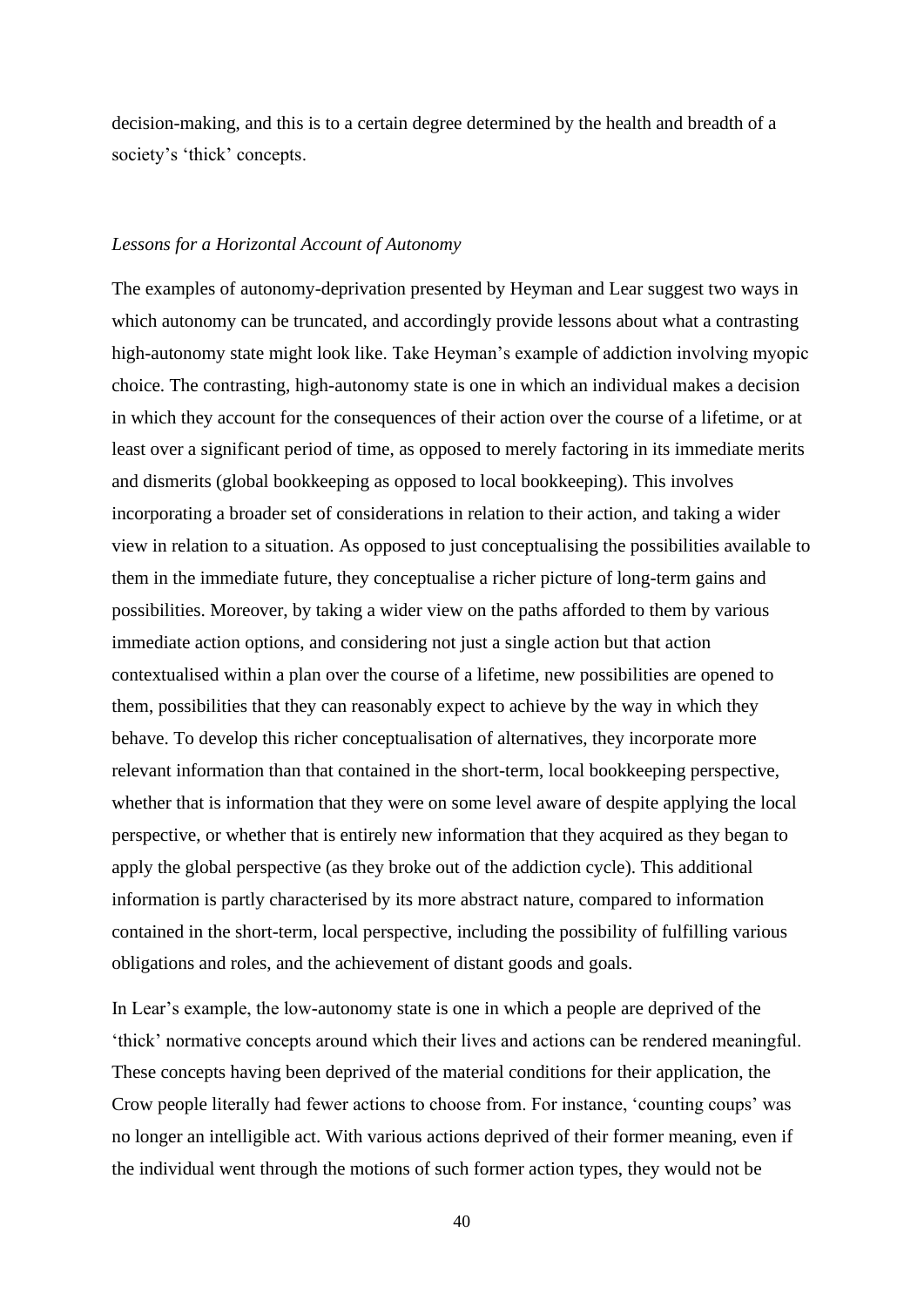decision-making, and this is to a certain degree determined by the health and breadth of a society's 'thick' concepts.

### *Lessons for a Horizontal Account of Autonomy*

The examples of autonomy-deprivation presented by Heyman and Lear suggest two ways in which autonomy can be truncated, and accordingly provide lessons about what a contrasting high-autonomy state might look like. Take Heyman's example of addiction involving myopic choice. The contrasting, high-autonomy state is one in which an individual makes a decision in which they account for the consequences of their action over the course of a lifetime, or at least over a significant period of time, as opposed to merely factoring in its immediate merits and dismerits (global bookkeeping as opposed to local bookkeeping). This involves incorporating a broader set of considerations in relation to their action, and taking a wider view in relation to a situation. As opposed to just conceptualising the possibilities available to them in the immediate future, they conceptualise a richer picture of long-term gains and possibilities. Moreover, by taking a wider view on the paths afforded to them by various immediate action options, and considering not just a single action but that action contextualised within a plan over the course of a lifetime, new possibilities are opened to them, possibilities that they can reasonably expect to achieve by the way in which they behave. To develop this richer conceptualisation of alternatives, they incorporate more relevant information than that contained in the short-term, local bookkeeping perspective, whether that is information that they were on some level aware of despite applying the local perspective, or whether that is entirely new information that they acquired as they began to apply the global perspective (as they broke out of the addiction cycle). This additional information is partly characterised by its more abstract nature, compared to information contained in the short-term, local perspective, including the possibility of fulfilling various obligations and roles, and the achievement of distant goods and goals.

In Lear's example, the low-autonomy state is one in which a people are deprived of the 'thick' normative concepts around which their lives and actions can be rendered meaningful. These concepts having been deprived of the material conditions for their application, the Crow people literally had fewer actions to choose from. For instance, 'counting coups' was no longer an intelligible act. With various actions deprived of their former meaning, even if the individual went through the motions of such former action types, they would not be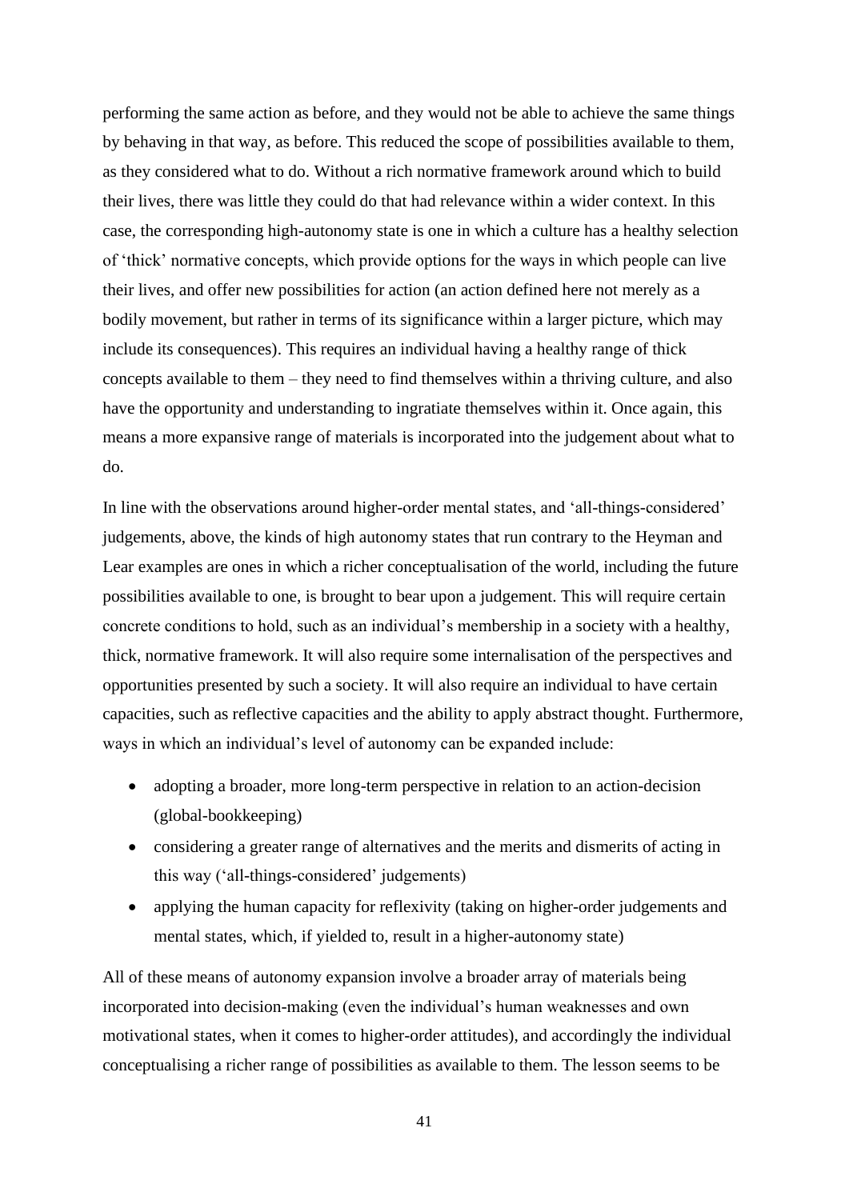performing the same action as before, and they would not be able to achieve the same things by behaving in that way, as before. This reduced the scope of possibilities available to them, as they considered what to do. Without a rich normative framework around which to build their lives, there was little they could do that had relevance within a wider context. In this case, the corresponding high-autonomy state is one in which a culture has a healthy selection of 'thick' normative concepts, which provide options for the ways in which people can live their lives, and offer new possibilities for action (an action defined here not merely as a bodily movement, but rather in terms of its significance within a larger picture, which may include its consequences). This requires an individual having a healthy range of thick concepts available to them – they need to find themselves within a thriving culture, and also have the opportunity and understanding to ingratiate themselves within it. Once again, this means a more expansive range of materials is incorporated into the judgement about what to do.

In line with the observations around higher-order mental states, and 'all-things-considered' judgements, above, the kinds of high autonomy states that run contrary to the Heyman and Lear examples are ones in which a richer conceptualisation of the world, including the future possibilities available to one, is brought to bear upon a judgement. This will require certain concrete conditions to hold, such as an individual's membership in a society with a healthy, thick, normative framework. It will also require some internalisation of the perspectives and opportunities presented by such a society. It will also require an individual to have certain capacities, such as reflective capacities and the ability to apply abstract thought. Furthermore, ways in which an individual's level of autonomy can be expanded include:

- adopting a broader, more long-term perspective in relation to an action-decision (global-bookkeeping)
- considering a greater range of alternatives and the merits and dismerits of acting in this way ('all-things-considered' judgements)
- applying the human capacity for reflexivity (taking on higher-order judgements and mental states, which, if yielded to, result in a higher-autonomy state)

All of these means of autonomy expansion involve a broader array of materials being incorporated into decision-making (even the individual's human weaknesses and own motivational states, when it comes to higher-order attitudes), and accordingly the individual conceptualising a richer range of possibilities as available to them. The lesson seems to be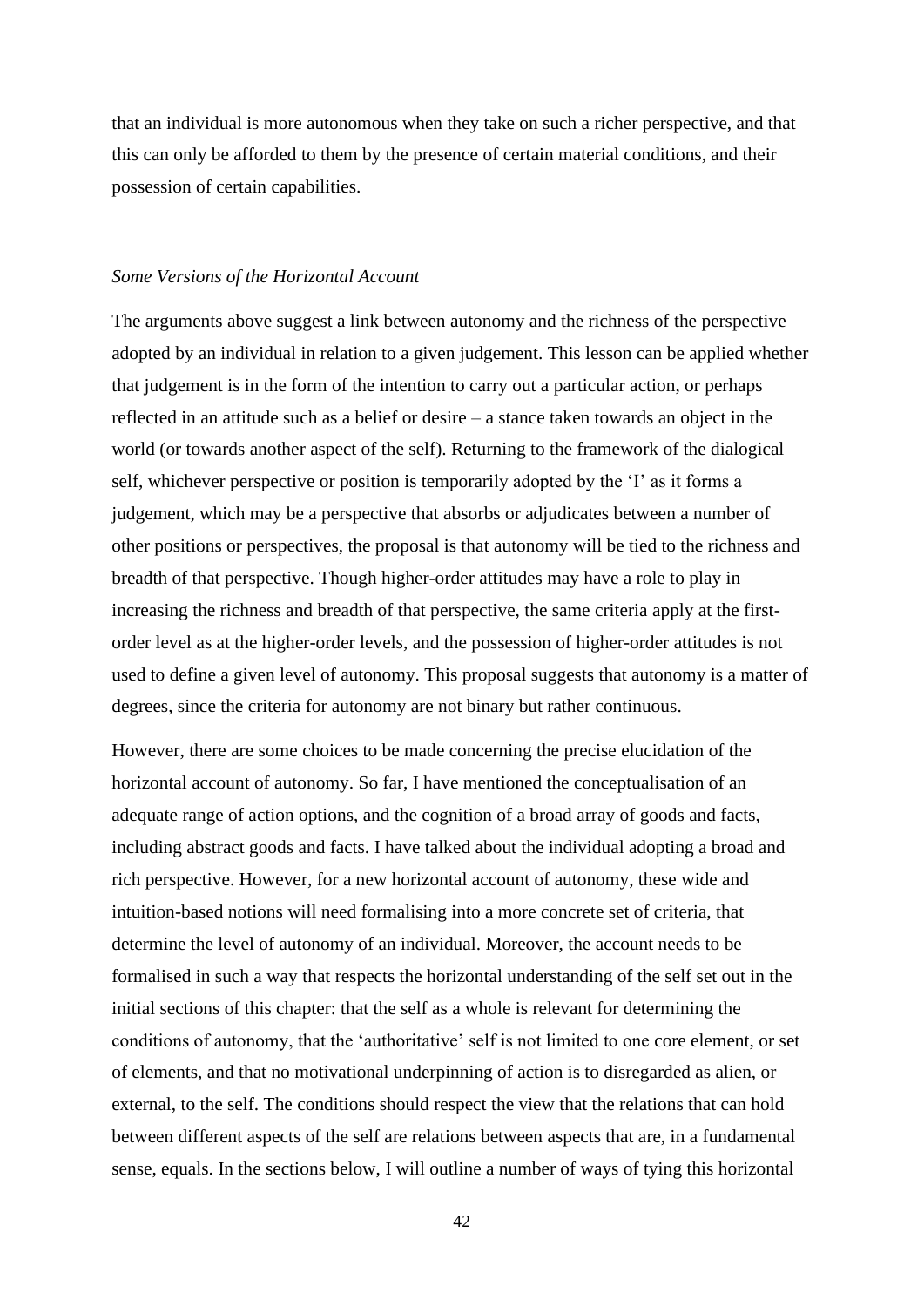that an individual is more autonomous when they take on such a richer perspective, and that this can only be afforded to them by the presence of certain material conditions, and their possession of certain capabilities.

### *Some Versions of the Horizontal Account*

The arguments above suggest a link between autonomy and the richness of the perspective adopted by an individual in relation to a given judgement. This lesson can be applied whether that judgement is in the form of the intention to carry out a particular action, or perhaps reflected in an attitude such as a belief or desire – a stance taken towards an object in the world (or towards another aspect of the self). Returning to the framework of the dialogical self, whichever perspective or position is temporarily adopted by the 'I' as it forms a judgement, which may be a perspective that absorbs or adjudicates between a number of other positions or perspectives, the proposal is that autonomy will be tied to the richness and breadth of that perspective. Though higher-order attitudes may have a role to play in increasing the richness and breadth of that perspective, the same criteria apply at the first-order level as at the higher-order levels, and the possession of higher-order attitudes is not used to define a given level of autonomy. This proposal suggests that autonomy is a matter of degrees, since the criteria for autonomy are not binary but rather continuous.

However, there are some choices to be made concerning the precise elucidation of the horizontal account of autonomy. So far, I have mentioned the conceptualisation of an adequate range of action options, and the cognition of a broad array of goods and facts, including abstract goods and facts. I have talked about the individual adopting a broad and rich perspective. However, for a new horizontal account of autonomy, these wide and intuition-based notions will need formalising into a more concrete set of criteria, that determine the level of autonomy of an individual. Moreover, the account needs to be formalised in such a way that respects the horizontal understanding of the self set out in the initial sections of this chapter: that the self as a whole is relevant for determining the conditions of autonomy, that the 'authoritative' self is not limited to one core element, or set of elements, and that no motivational underpinning of action is to disregarded as alien, or external, to the self. The conditions should respect the view that the relations that can hold between different aspects of the self are relations between aspects that are, in a fundamental sense, equals. In the sections below, I will outline a number of ways of tying this horizontal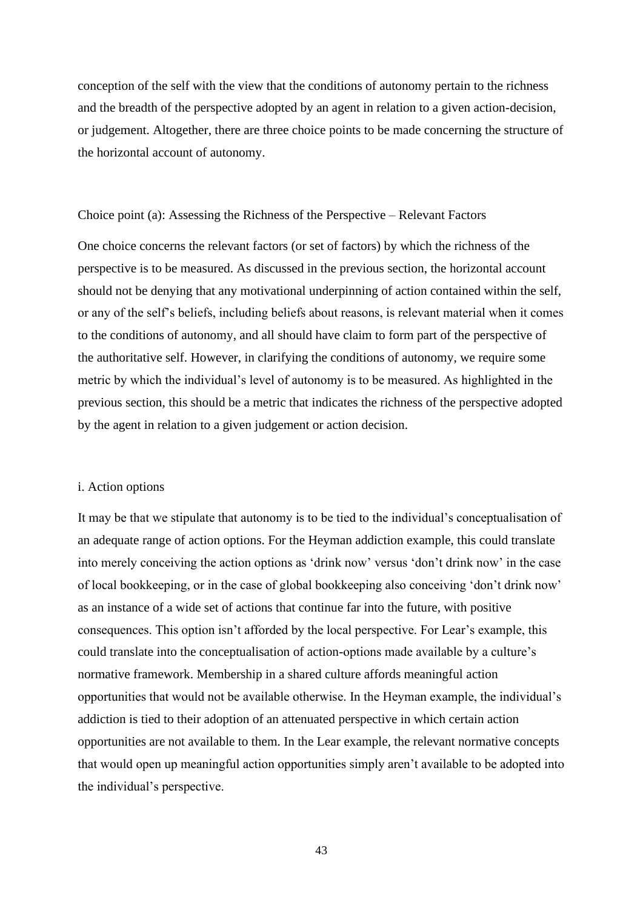conception of the self with the view that the conditions of autonomy pertain to the richness and the breadth of the perspective adopted by an agent in relation to a given action-decision, or judgement. Altogether, there are three choice points to be made concerning the structure of the horizontal account of autonomy.

### Choice point (a): Assessing the Richness of the Perspective – Relevant Factors

One choice concerns the relevant factors (or set of factors) by which the richness of the perspective is to be measured. As discussed in the previous section, the horizontal account should not be denying that any motivational underpinning of action contained within the self, or any of the self's beliefs, including beliefs about reasons, is relevant material when it comes to the conditions of autonomy, and all should have claim to form part of the perspective of the authoritative self. However, in clarifying the conditions of autonomy, we require some metric by which the individual's level of autonomy is to be measured. As highlighted in the previous section, this should be a metric that indicates the richness of the perspective adopted by the agent in relation to a given judgement or action decision.

#### i. Action options

It may be that we stipulate that autonomy is to be tied to the individual's conceptualisation of an adequate range of action options. For the Heyman addiction example, this could translate into merely conceiving the action options as 'drink now' versus 'don't drink now' in the case of local bookkeeping, or in the case of global bookkeeping also conceiving 'don't drink now' as an instance of a wide set of actions that continue far into the future, with positive consequences. This option isn't afforded by the local perspective. For Lear's example, this could translate into the conceptualisation of action-options made available by a culture's normative framework. Membership in a shared culture affords meaningful action opportunities that would not be available otherwise. In the Heyman example, the individual's addiction is tied to their adoption of an attenuated perspective in which certain action opportunities are not available to them. In the Lear example, the relevant normative concepts that would open up meaningful action opportunities simply aren't available to be adopted into the individual's perspective.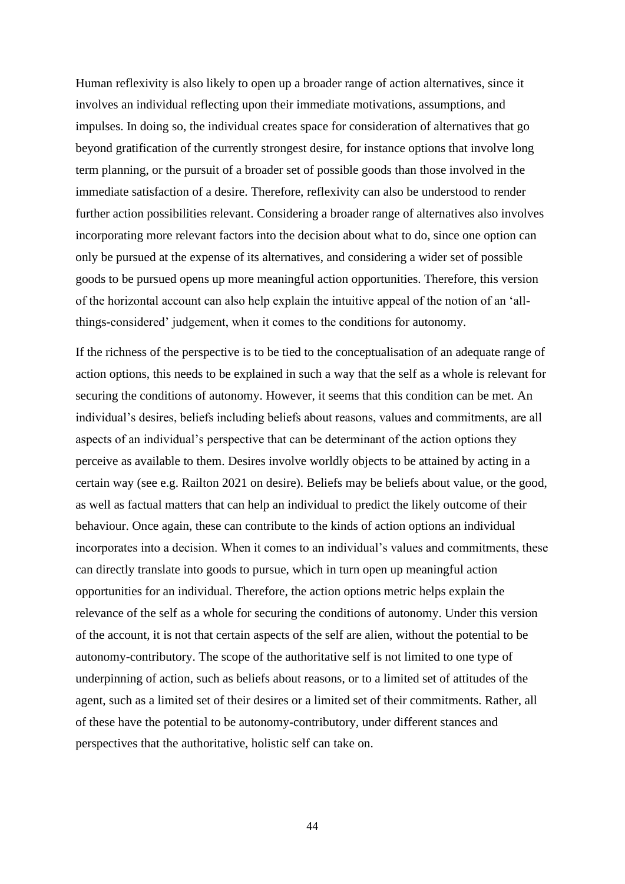Human reflexivity is also likely to open up a broader range of action alternatives, since it involves an individual reflecting upon their immediate motivations, assumptions, and impulses. In doing so, the individual creates space for consideration of alternatives that go beyond gratification of the currently strongest desire, for instance options that involve long term planning, or the pursuit of a broader set of possible goods than those involved in the immediate satisfaction of a desire. Therefore, reflexivity can also be understood to render further action possibilities relevant. Considering a broader range of alternatives also involves incorporating more relevant factors into the decision about what to do, since one option can only be pursued at the expense of its alternatives, and considering a wider set of possible goods to be pursued opens up more meaningful action opportunities. Therefore, this version of the horizontal account can also help explain the intuitive appeal of the notion of an 'all-things-considered' judgement, when it comes to the conditions for autonomy.

If the richness of the perspective is to be tied to the conceptualisation of an adequate range of action options, this needs to be explained in such a way that the self as a whole is relevant for securing the conditions of autonomy. However, it seems that this condition can be met. An individual's desires, beliefs including beliefs about reasons, values and commitments, are all aspects of an individual's perspective that can be determinant of the action options they perceive as available to them. Desires involve worldly objects to be attained by acting in a certain way (see e.g. Railton 2021 on desire). Beliefs may be beliefs about value, or the good, as well as factual matters that can help an individual to predict the likely outcome of their behaviour. Once again, these can contribute to the kinds of action options an individual incorporates into a decision. When it comes to an individual's values and commitments, these can directly translate into goods to pursue, which in turn open up meaningful action opportunities for an individual. Therefore, the action options metric helps explain the relevance of the self as a whole for securing the conditions of autonomy. Under this version of the account, it is not that certain aspects of the self are alien, without the potential to be autonomy-contributory. The scope of the authoritative self is not limited to one type of underpinning of action, such as beliefs about reasons, or to a limited set of attitudes of the agent, such as a limited set of their desires or a limited set of their commitments. Rather, all of these have the potential to be autonomy-contributory, under different stances and perspectives that the authoritative, holistic self can take on.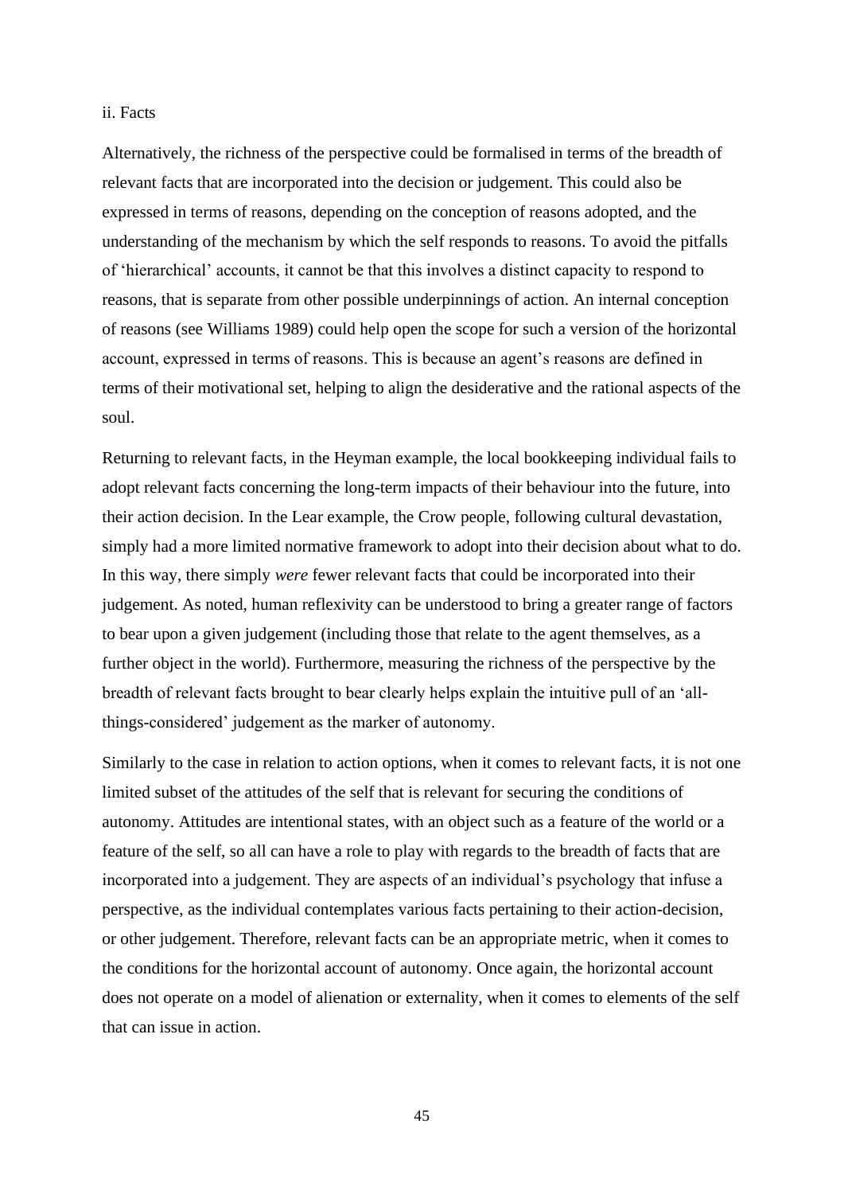ii. Facts

Alternatively, the richness of the perspective could be formalised in terms of the breadth of relevant facts that are incorporated into the decision or judgement. This could also be expressed in terms of reasons, depending on the conception of reasons adopted, and the understanding of the mechanism by which the self responds to reasons. To avoid the pitfalls of 'hierarchical' accounts, it cannot be that this involves a distinct capacity to respond to reasons, that is separate from other possible underpinnings of action. An internal conception of reasons (see Williams 1989) could help open the scope for such a version of the horizontal account, expressed in terms of reasons. This is because an agent's reasons are defined in terms of their motivational set, helping to align the desiderative and the rational aspects of the soul.

Returning to relevant facts, in the Heyman example, the local bookkeeping individual fails to adopt relevant facts concerning the long-term impacts of their behaviour into the future, into their action decision. In the Lear example, the Crow people, following cultural devastation, simply had a more limited normative framework to adopt into their decision about what to do. In this way, there simply *were* fewer relevant facts that could be incorporated into their judgement. As noted, human reflexivity can be understood to bring a greater range of factors to bear upon a given judgement (including those that relate to the agent themselves, as a further object in the world). Furthermore, measuring the richness of the perspective by the breadth of relevant facts brought to bear clearly helps explain the intuitive pull of an 'all-things-considered' judgement as the marker of autonomy.

Similarly to the case in relation to action options, when it comes to relevant facts, it is not one limited subset of the attitudes of the self that is relevant for securing the conditions of autonomy. Attitudes are intentional states, with an object such as a feature of the world or a feature of the self, so all can have a role to play with regards to the breadth of facts that are incorporated into a judgement. They are aspects of an individual's psychology that infuse a perspective, as the individual contemplates various facts pertaining to their action-decision, or other judgement. Therefore, relevant facts can be an appropriate metric, when it comes to the conditions for the horizontal account of autonomy. Once again, the horizontal account does not operate on a model of alienation or externality, when it comes to elements of the self that can issue in action.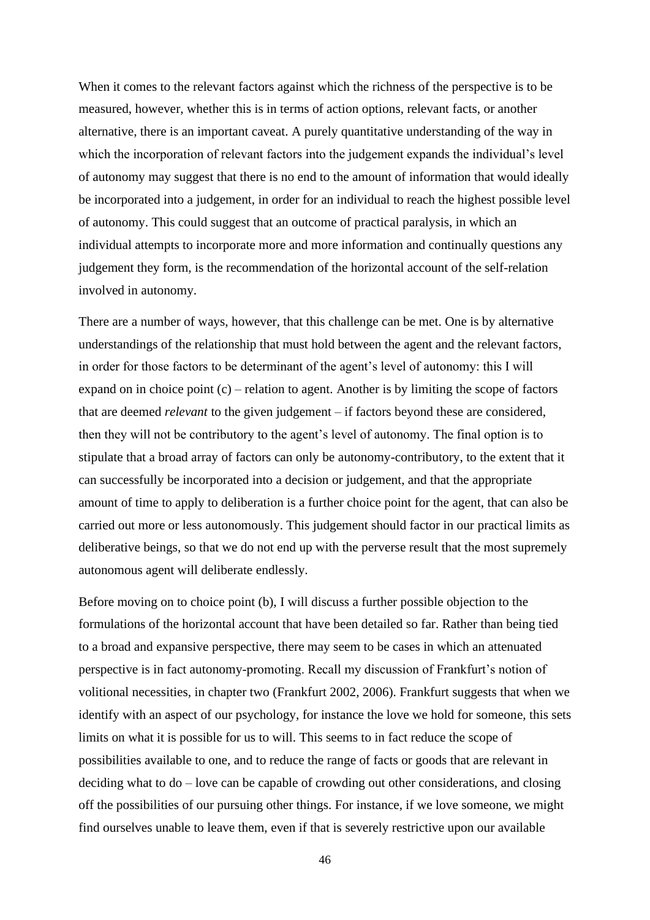When it comes to the relevant factors against which the richness of the perspective is to be measured, however, whether this is in terms of action options, relevant facts, or another alternative, there is an important caveat. A purely quantitative understanding of the way in which the incorporation of relevant factors into the judgement expands the individual's level of autonomy may suggest that there is no end to the amount of information that would ideally be incorporated into a judgement, in order for an individual to reach the highest possible level of autonomy. This could suggest that an outcome of practical paralysis, in which an individual attempts to incorporate more and more information and continually questions any judgement they form, is the recommendation of the horizontal account of the self-relation involved in autonomy.

There are a number of ways, however, that this challenge can be met. One is by alternative understandings of the relationship that must hold between the agent and the relevant factors, in order for those factors to be determinant of the agent's level of autonomy: this I will expand on in choice point (c) – relation to agent. Another is by limiting the scope of factors that are deemed *relevant* to the given judgement – if factors beyond these are considered, then they will not be contributory to the agent's level of autonomy. The final option is to stipulate that a broad array of factors can only be autonomy-contributory, to the extent that it can successfully be incorporated into a decision or judgement, and that the appropriate amount of time to apply to deliberation is a further choice point for the agent, that can also be carried out more or less autonomously. This judgement should factor in our practical limits as deliberative beings, so that we do not end up with the perverse result that the most supremely autonomous agent will deliberate endlessly.

Before moving on to choice point (b), I will discuss a further possible objection to the formulations of the horizontal account that have been detailed so far. Rather than being tied to a broad and expansive perspective, there may seem to be cases in which an attenuated perspective is in fact autonomy-promoting. Recall my discussion of Frankfurt's notion of volitional necessities, in chapter two (Frankfurt 2002, 2006). Frankfurt suggests that when we identify with an aspect of our psychology, for instance the love we hold for someone, this sets limits on what it is possible for us to will. This seems to in fact reduce the scope of possibilities available to one, and to reduce the range of facts or goods that are relevant in deciding what to do – love can be capable of crowding out other considerations, and closing off the possibilities of our pursuing other things. For instance, if we love someone, we might find ourselves unable to leave them, even if that is severely restrictive upon our available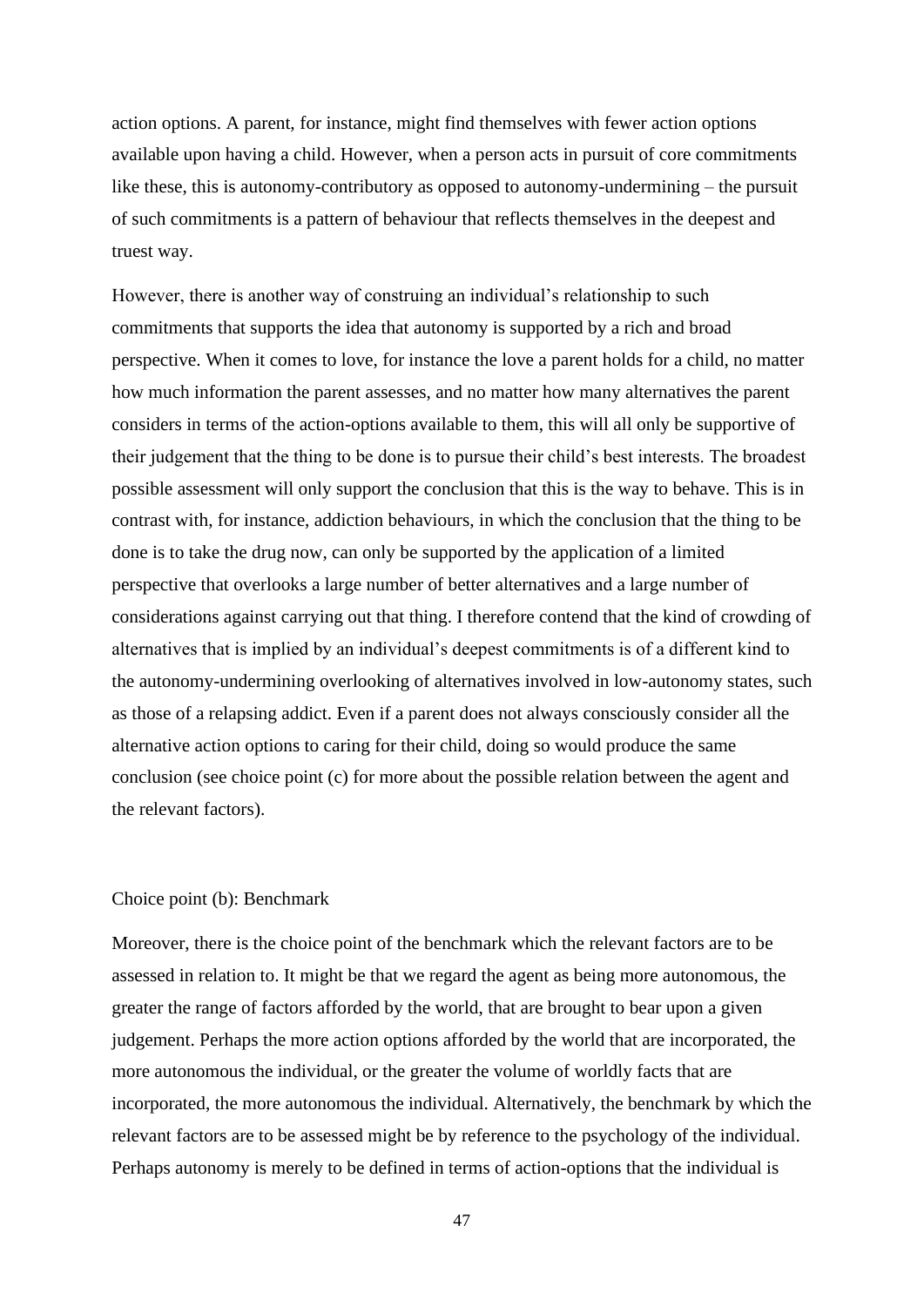action options. A parent, for instance, might find themselves with fewer action options available upon having a child. However, when a person acts in pursuit of core commitments like these, this is autonomy-contributory as opposed to autonomy-undermining – the pursuit of such commitments is a pattern of behaviour that reflects themselves in the deepest and truest way.

However, there is another way of construing an individual's relationship to such commitments that supports the idea that autonomy is supported by a rich and broad perspective. When it comes to love, for instance the love a parent holds for a child, no matter how much information the parent assesses, and no matter how many alternatives the parent considers in terms of the action-options available to them, this will all only be supportive of their judgement that the thing to be done is to pursue their child's best interests. The broadest possible assessment will only support the conclusion that this is the way to behave. This is in contrast with, for instance, addiction behaviours, in which the conclusion that the thing to be done is to take the drug now, can only be supported by the application of a limited perspective that overlooks a large number of better alternatives and a large number of considerations against carrying out that thing. I therefore contend that the kind of crowding of alternatives that is implied by an individual's deepest commitments is of a different kind to the autonomy-undermining overlooking of alternatives involved in low-autonomy states, such as those of a relapsing addict. Even if a parent does not always consciously consider all the alternative action options to caring for their child, doing so would produce the same conclusion (see choice point (c) for more about the possible relation between the agent and the relevant factors).

### Choice point (b): Benchmark

Moreover, there is the choice point of the benchmark which the relevant factors are to be assessed in relation to. It might be that we regard the agent as being more autonomous, the greater the range of factors afforded by the world, that are brought to bear upon a given judgement. Perhaps the more action options afforded by the world that are incorporated, the more autonomous the individual, or the greater the volume of worldly facts that are incorporated, the more autonomous the individual. Alternatively, the benchmark by which the relevant factors are to be assessed might be by reference to the psychology of the individual. Perhaps autonomy is merely to be defined in terms of action-options that the individual is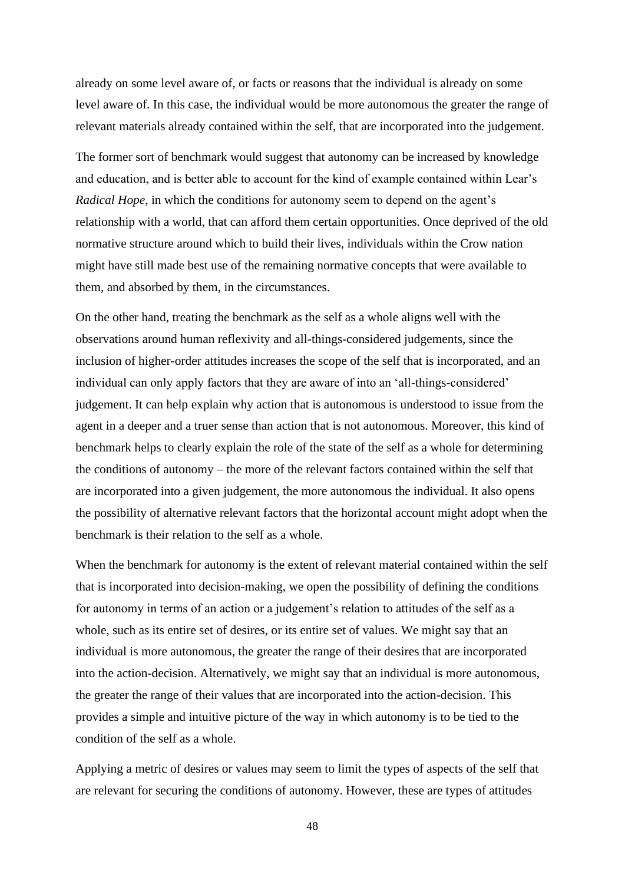already on some level aware of, or facts or reasons that the individual is already on some level aware of. In this case, the individual would be more autonomous the greater the range of relevant materials already contained within the self, that are incorporated into the judgement.

The former sort of benchmark would suggest that autonomy can be increased by knowledge and education, and is better able to account for the kind of example contained within Lear's *Radical Hope*, in which the conditions for autonomy seem to depend on the agent's relationship with a world, that can afford them certain opportunities. Once deprived of the old normative structure around which to build their lives, individuals within the Crow nation might have still made best use of the remaining normative concepts that were available to them, and absorbed by them, in the circumstances.

On the other hand, treating the benchmark as the self as a whole aligns well with the observations around human reflexivity and all-things-considered judgements, since the inclusion of higher-order attitudes increases the scope of the self that is incorporated, and an individual can only apply factors that they are aware of into an 'all-things-considered' judgement. It can help explain why action that is autonomous is understood to issue from the agent in a deeper and a truer sense than action that is not autonomous. Moreover, this kind of benchmark helps to clearly explain the role of the state of the self as a whole for determining the conditions of autonomy – the more of the relevant factors contained within the self that are incorporated into a given judgement, the more autonomous the individual. It also opens the possibility of alternative relevant factors that the horizontal account might adopt when the benchmark is their relation to the self as a whole.

When the benchmark for autonomy is the extent of relevant material contained within the self that is incorporated into decision-making, we open the possibility of defining the conditions for autonomy in terms of an action or a judgement's relation to attitudes of the self as a whole, such as its entire set of desires, or its entire set of values. We might say that an individual is more autonomous, the greater the range of their desires that are incorporated into the action-decision. Alternatively, we might say that an individual is more autonomous, the greater the range of their values that are incorporated into the action-decision. This provides a simple and intuitive picture of the way in which autonomy is to be tied to the condition of the self as a whole.

Applying a metric of desires or values may seem to limit the types of aspects of the self that are relevant for securing the conditions of autonomy. However, these are types of attitudes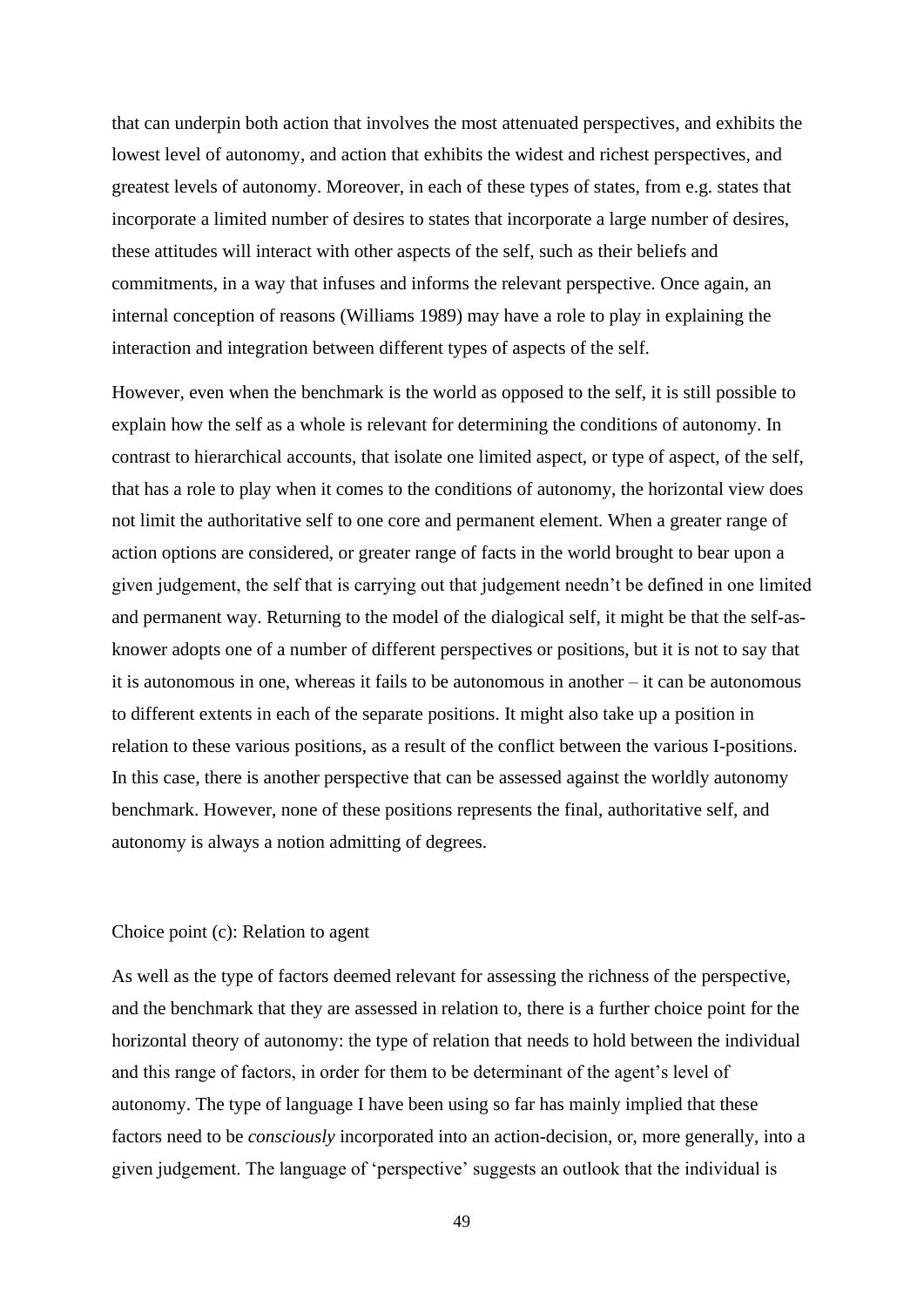that can underpin both action that involves the most attenuated perspectives, and exhibits the lowest level of autonomy, and action that exhibits the widest and richest perspectives, and greatest levels of autonomy. Moreover, in each of these types of states, from e.g. states that incorporate a limited number of desires to states that incorporate a large number of desires, these attitudes will interact with other aspects of the self, such as their beliefs and commitments, in a way that infuses and informs the relevant perspective. Once again, an internal conception of reasons (Williams 1989) may have a role to play in explaining the interaction and integration between different types of aspects of the self.

However, even when the benchmark is the world as opposed to the self, it is still possible to explain how the self as a whole is relevant for determining the conditions of autonomy. In contrast to hierarchical accounts, that isolate one limited aspect, or type of aspect, of the self, that has a role to play when it comes to the conditions of autonomy, the horizontal view does not limit the authoritative self to one core and permanent element. When a greater range of action options are considered, or greater range of facts in the world brought to bear upon a given judgement, the self that is carrying out that judgement needn't be defined in one limited and permanent way. Returning to the model of the dialogical self, it might be that the self-as-knower adopts one of a number of different perspectives or positions, but it is not to say that it is autonomous in one, whereas it fails to be autonomous in another – it can be autonomous to different extents in each of the separate positions. It might also take up a position in relation to these various positions, as a result of the conflict between the various I-positions. In this case, there is another perspective that can be assessed against the worldly autonomy benchmark. However, none of these positions represents the final, authoritative self, and autonomy is always a notion admitting of degrees.

Choice point (c): Relation to agent

As well as the type of factors deemed relevant for assessing the richness of the perspective, and the benchmark that they are assessed in relation to, there is a further choice point for the horizontal theory of autonomy: the type of relation that needs to hold between the individual and this range of factors, in order for them to be determinant of the agent's level of autonomy. The type of language I have been using so far has mainly implied that these factors need to be *consciously* incorporated into an action-decision, or, more generally, into a given judgement. The language of 'perspective' suggests an outlook that the individual is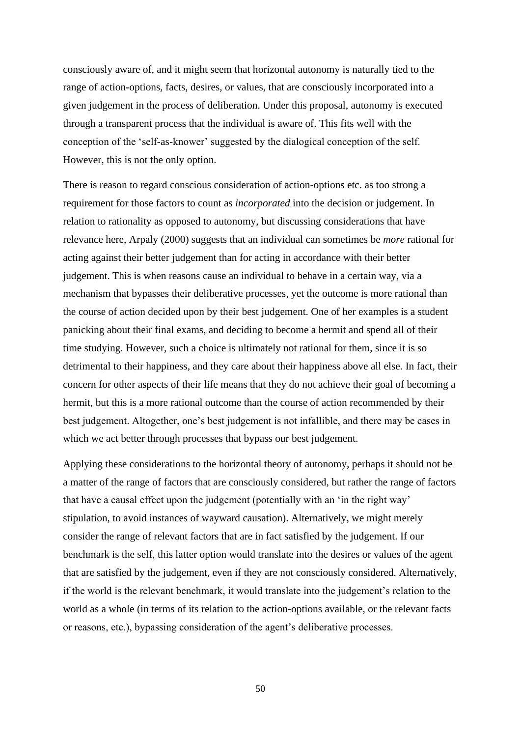consciously aware of, and it might seem that horizontal autonomy is naturally tied to the range of action-options, facts, desires, or values, that are consciously incorporated into a given judgement in the process of deliberation. Under this proposal, autonomy is executed through a transparent process that the individual is aware of. This fits well with the conception of the 'self-as-knower' suggested by the dialogical conception of the self. However, this is not the only option.

There is reason to regard conscious consideration of action-options etc. as too strong a requirement for those factors to count as *incorporated* into the decision or judgement. In relation to rationality as opposed to autonomy, but discussing considerations that have relevance here, Arpaly (2000) suggests that an individual can sometimes be *more* rational for acting against their better judgement than for acting in accordance with their better judgement. This is when reasons cause an individual to behave in a certain way, via a mechanism that bypasses their deliberative processes, yet the outcome is more rational than the course of action decided upon by their best judgement. One of her examples is a student panicking about their final exams, and deciding to become a hermit and spend all of their time studying. However, such a choice is ultimately not rational for them, since it is so detrimental to their happiness, and they care about their happiness above all else. In fact, their concern for other aspects of their life means that they do not achieve their goal of becoming a hermit, but this is a more rational outcome than the course of action recommended by their best judgement. Altogether, one's best judgement is not infallible, and there may be cases in which we act better through processes that bypass our best judgement.

Applying these considerations to the horizontal theory of autonomy, perhaps it should not be a matter of the range of factors that are consciously considered, but rather the range of factors that have a causal effect upon the judgement (potentially with an 'in the right way' stipulation, to avoid instances of wayward causation). Alternatively, we might merely consider the range of relevant factors that are in fact satisfied by the judgement. If our benchmark is the self, this latter option would translate into the desires or values of the agent that are satisfied by the judgement, even if they are not consciously considered. Alternatively, if the world is the relevant benchmark, it would translate into the judgement's relation to the world as a whole (in terms of its relation to the action-options available, or the relevant facts or reasons, etc.), bypassing consideration of the agent's deliberative processes.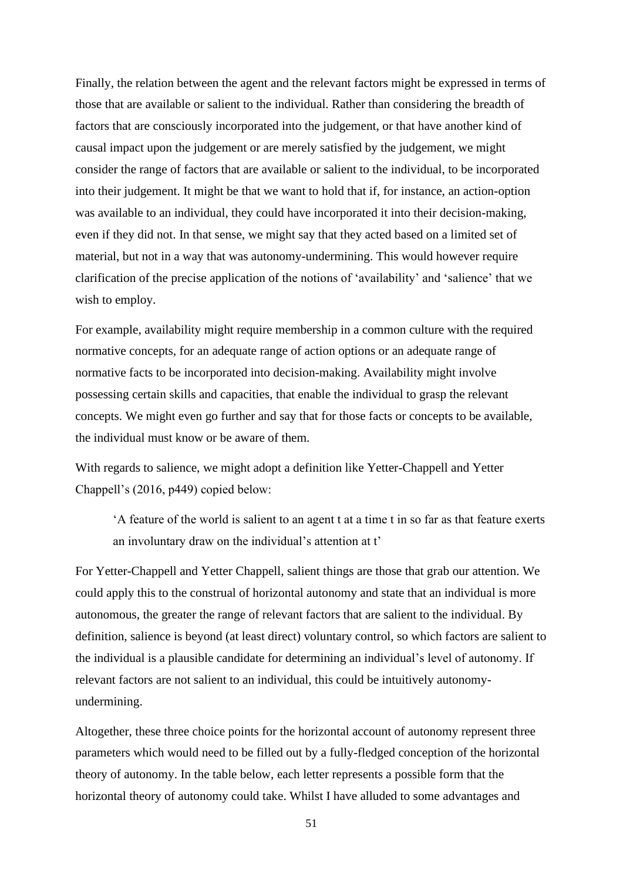Finally, the relation between the agent and the relevant factors might be expressed in terms of those that are available or salient to the individual. Rather than considering the breadth of factors that are consciously incorporated into the judgement, or that have another kind of causal impact upon the judgement or are merely satisfied by the judgement, we might consider the range of factors that are available or salient to the individual, to be incorporated into their judgement. It might be that we want to hold that if, for instance, an action-option was available to an individual, they could have incorporated it into their decision-making, even if they did not. In that sense, we might say that they acted based on a limited set of material, but not in a way that was autonomy-undermining. This would however require clarification of the precise application of the notions of 'availability' and 'salience' that we wish to employ.

For example, availability might require membership in a common culture with the required normative concepts, for an adequate range of action options or an adequate range of normative facts to be incorporated into decision-making. Availability might involve possessing certain skills and capacities, that enable the individual to grasp the relevant concepts. We might even go further and say that for those facts or concepts to be available, the individual must know or be aware of them.

With regards to salience, we might adopt a definition like Yetter-Chappell and Yetter Chappell's (2016, p449) copied below:

> 'A feature of the world is salient to an agent t at a time t in so far as that feature exerts an involuntary draw on the individual's attention at t'

For Yetter-Chappell and Yetter Chappell, salient things are those that grab our attention. We could apply this to the construal of horizontal autonomy and state that an individual is more autonomous, the greater the range of relevant factors that are salient to the individual. By definition, salience is beyond (at least direct) voluntary control, so which factors are salient to the individual is a plausible candidate for determining an individual's level of autonomy. If relevant factors are not salient to an individual, this could be intuitively autonomy-undermining.

Altogether, these three choice points for the horizontal account of autonomy represent three parameters which would need to be filled out by a fully-fledged conception of the horizontal theory of autonomy. In the table below, each letter represents a possible form that the horizontal theory of autonomy could take. Whilst I have alluded to some advantages and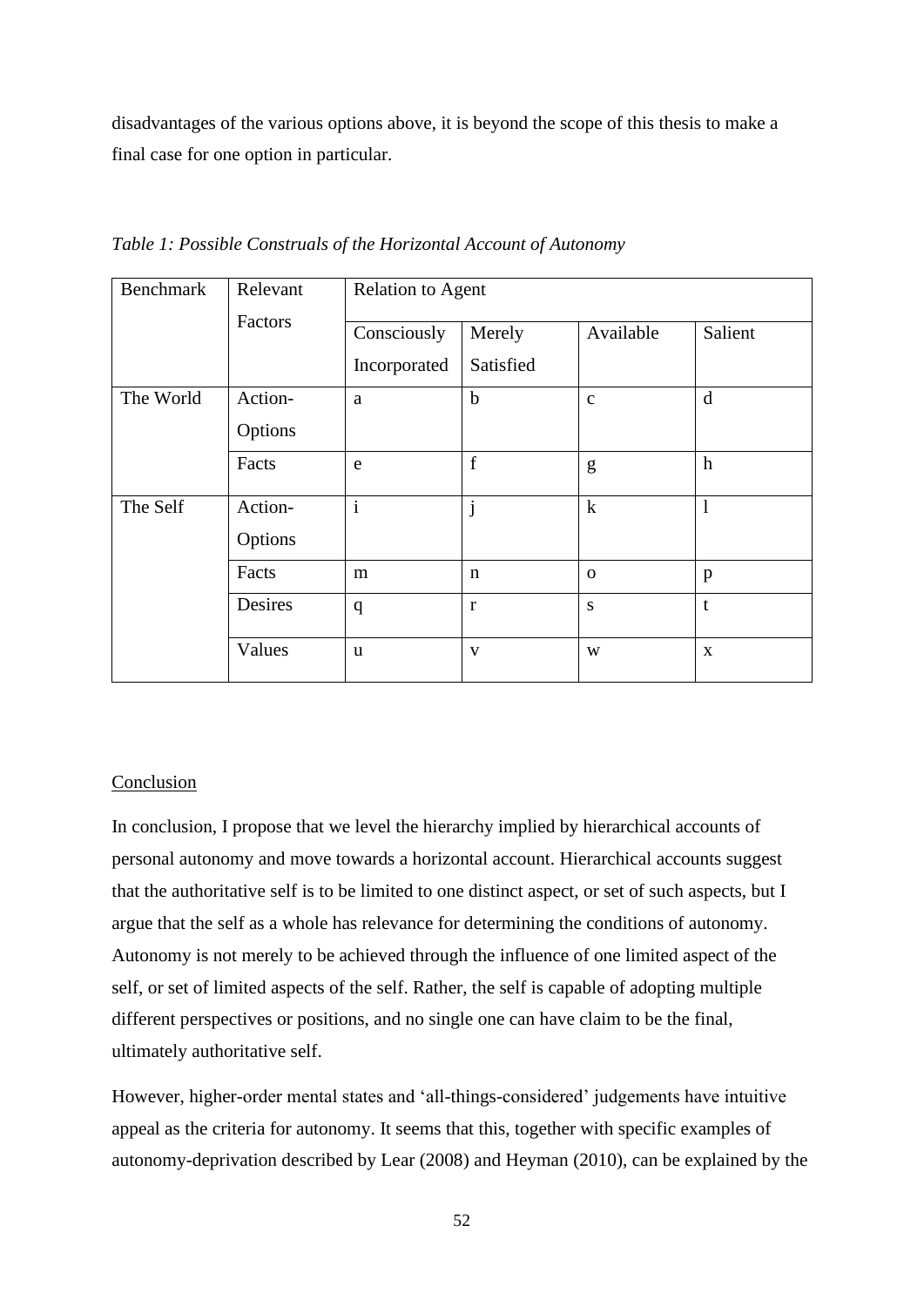disadvantages of the various options above, it is beyond the scope of this thesis to make a final case for one option in particular.

*Table 1: Possible Construals of the Horizontal Account of Autonomy*

| Benchmark | Relevant Factors | Relation to Agent | | | |
|---|---|---|---|---|---|
| | | Consciously Incorporated | Merely Satisfied | Available | Salient |
| The World | Action-Options | a | b | c | d |
| | Facts | e | f | g | h |
| The Self | Action-Options | i | j | k | l |
| | Facts | m | n | o | p |
| | Desires | q | r | s | t |
| | Values | u | v | w | x |

Conclusion

In conclusion, I propose that we level the hierarchy implied by hierarchical accounts of personal autonomy and move towards a horizontal account. Hierarchical accounts suggest that the authoritative self is to be limited to one distinct aspect, or set of such aspects, but I argue that the self as a whole has relevance for determining the conditions of autonomy. Autonomy is not merely to be achieved through the influence of one limited aspect of the self, or set of limited aspects of the self. Rather, the self is capable of adopting multiple different perspectives or positions, and no single one can have claim to be the final, ultimately authoritative self.

However, higher-order mental states and 'all-things-considered' judgements have intuitive appeal as the criteria for autonomy. It seems that this, together with specific examples of autonomy-deprivation described by Lear (2008) and Heyman (2010), can be explained by the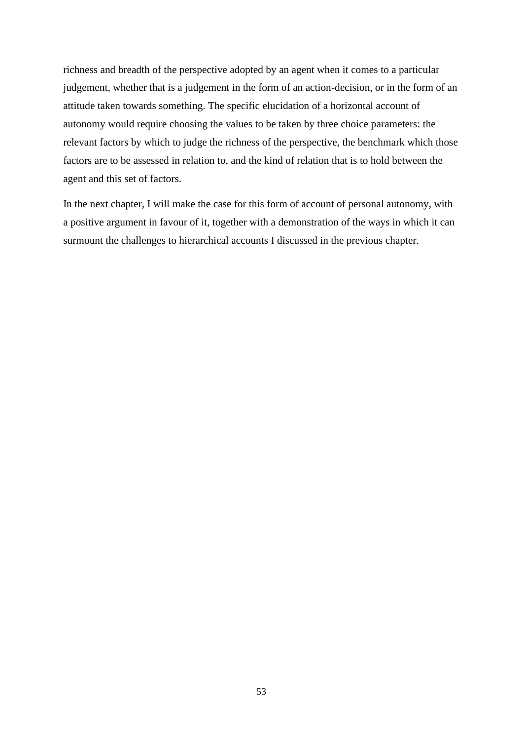richness and breadth of the perspective adopted by an agent when it comes to a particular judgement, whether that is a judgement in the form of an action-decision, or in the form of an attitude taken towards something. The specific elucidation of a horizontal account of autonomy would require choosing the values to be taken by three choice parameters: the relevant factors by which to judge the richness of the perspective, the benchmark which those factors are to be assessed in relation to, and the kind of relation that is to hold between the agent and this set of factors.

In the next chapter, I will make the case for this form of account of personal autonomy, with a positive argument in favour of it, together with a demonstration of the ways in which it can surmount the challenges to hierarchical accounts I discussed in the previous chapter.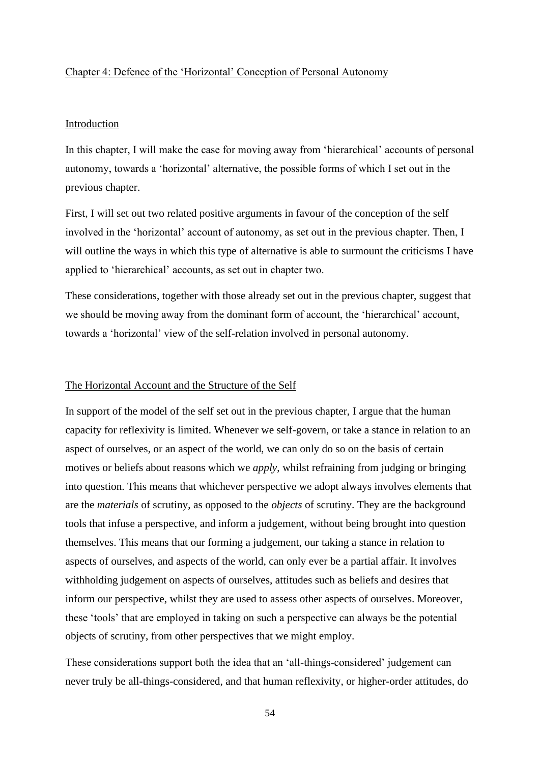## Chapter 4: Defence of the 'Horizontal' Conception of Personal Autonomy

### Introduction

In this chapter, I will make the case for moving away from 'hierarchical' accounts of personal autonomy, towards a 'horizontal' alternative, the possible forms of which I set out in the previous chapter.

First, I will set out two related positive arguments in favour of the conception of the self involved in the 'horizontal' account of autonomy, as set out in the previous chapter. Then, I will outline the ways in which this type of alternative is able to surmount the criticisms I have applied to 'hierarchical' accounts, as set out in chapter two.

These considerations, together with those already set out in the previous chapter, suggest that we should be moving away from the dominant form of account, the 'hierarchical' account, towards a 'horizontal' view of the self-relation involved in personal autonomy.

### The Horizontal Account and the Structure of the Self

In support of the model of the self set out in the previous chapter, I argue that the human capacity for reflexivity is limited. Whenever we self-govern, or take a stance in relation to an aspect of ourselves, or an aspect of the world, we can only do so on the basis of certain motives or beliefs about reasons which we *apply*, whilst refraining from judging or bringing into question. This means that whichever perspective we adopt always involves elements that are the *materials* of scrutiny, as opposed to the *objects* of scrutiny. They are the background tools that infuse a perspective, and inform a judgement, without being brought into question themselves. This means that our forming a judgement, our taking a stance in relation to aspects of ourselves, and aspects of the world, can only ever be a partial affair. It involves withholding judgement on aspects of ourselves, attitudes such as beliefs and desires that inform our perspective, whilst they are used to assess other aspects of ourselves. Moreover, these 'tools' that are employed in taking on such a perspective can always be the potential objects of scrutiny, from other perspectives that we might employ.

These considerations support both the idea that an 'all-things-considered' judgement can never truly be all-things-considered, and that human reflexivity, or higher-order attitudes, do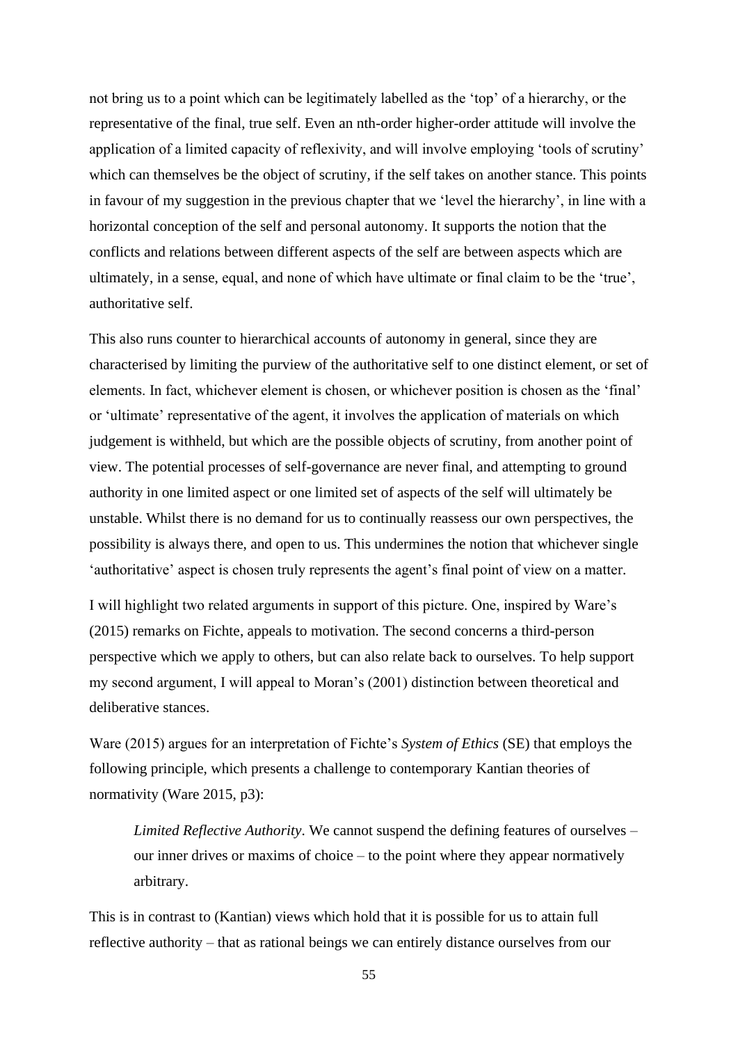not bring us to a point which can be legitimately labelled as the 'top' of a hierarchy, or the representative of the final, true self. Even an nth-order higher-order attitude will involve the application of a limited capacity of reflexivity, and will involve employing 'tools of scrutiny' which can themselves be the object of scrutiny, if the self takes on another stance. This points in favour of my suggestion in the previous chapter that we 'level the hierarchy', in line with a horizontal conception of the self and personal autonomy. It supports the notion that the conflicts and relations between different aspects of the self are between aspects which are ultimately, in a sense, equal, and none of which have ultimate or final claim to be the 'true', authoritative self.

This also runs counter to hierarchical accounts of autonomy in general, since they are characterised by limiting the purview of the authoritative self to one distinct element, or set of elements. In fact, whichever element is chosen, or whichever position is chosen as the 'final' or 'ultimate' representative of the agent, it involves the application of materials on which judgement is withheld, but which are the possible objects of scrutiny, from another point of view. The potential processes of self-governance are never final, and attempting to ground authority in one limited aspect or one limited set of aspects of the self will ultimately be unstable. Whilst there is no demand for us to continually reassess our own perspectives, the possibility is always there, and open to us. This undermines the notion that whichever single 'authoritative' aspect is chosen truly represents the agent's final point of view on a matter.

I will highlight two related arguments in support of this picture. One, inspired by Ware's (2015) remarks on Fichte, appeals to motivation. The second concerns a third-person perspective which we apply to others, but can also relate back to ourselves. To help support my second argument, I will appeal to Moran's (2001) distinction between theoretical and deliberative stances.

Ware (2015) argues for an interpretation of Fichte's *System of Ethics* (SE) that employs the following principle, which presents a challenge to contemporary Kantian theories of normativity (Ware 2015, p3):

> *Limited Reflective Authority*. We cannot suspend the defining features of ourselves – our inner drives or maxims of choice – to the point where they appear normatively arbitrary.

This is in contrast to (Kantian) views which hold that it is possible for us to attain full reflective authority – that as rational beings we can entirely distance ourselves from our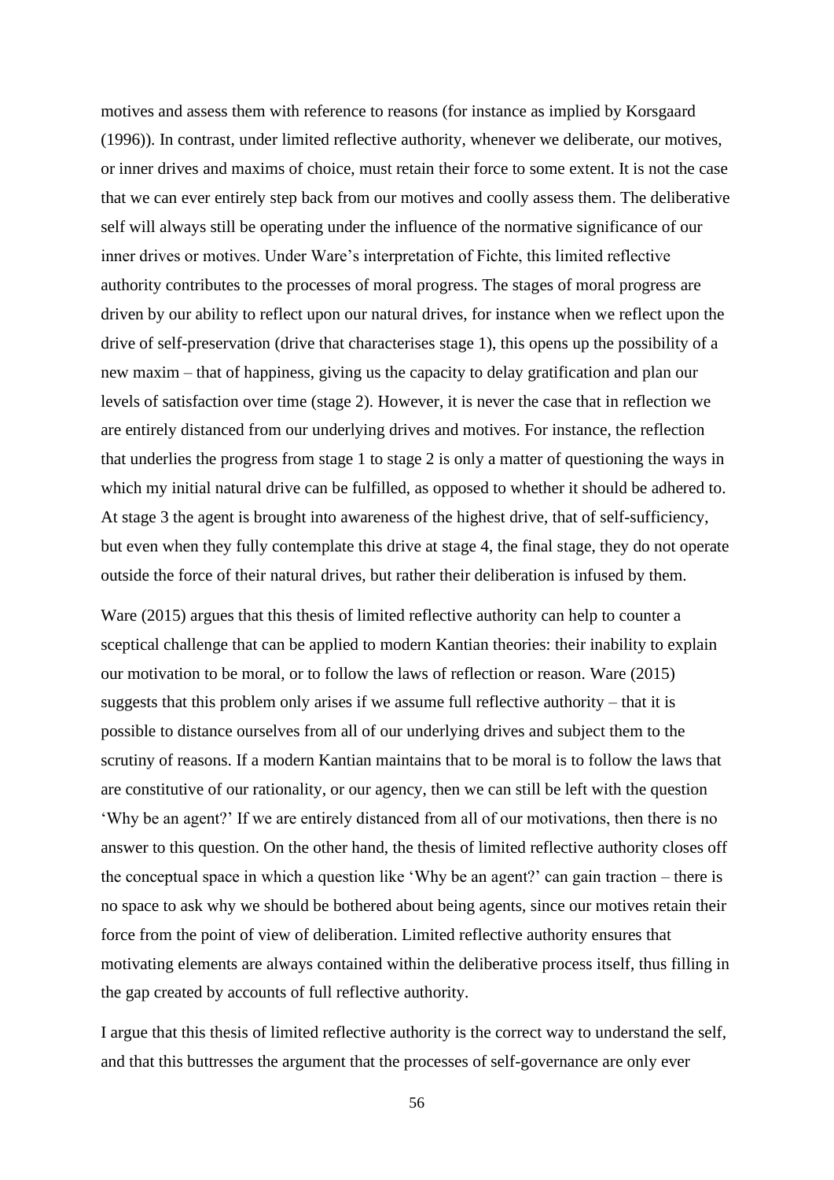motives and assess them with reference to reasons (for instance as implied by Korsgaard (1996)). In contrast, under limited reflective authority, whenever we deliberate, our motives, or inner drives and maxims of choice, must retain their force to some extent. It is not the case that we can ever entirely step back from our motives and coolly assess them. The deliberative self will always still be operating under the influence of the normative significance of our inner drives or motives. Under Ware's interpretation of Fichte, this limited reflective authority contributes to the processes of moral progress. The stages of moral progress are driven by our ability to reflect upon our natural drives, for instance when we reflect upon the drive of self-preservation (drive that characterises stage 1), this opens up the possibility of a new maxim – that of happiness, giving us the capacity to delay gratification and plan our levels of satisfaction over time (stage 2). However, it is never the case that in reflection we are entirely distanced from our underlying drives and motives. For instance, the reflection that underlies the progress from stage 1 to stage 2 is only a matter of questioning the ways in which my initial natural drive can be fulfilled, as opposed to whether it should be adhered to. At stage 3 the agent is brought into awareness of the highest drive, that of self-sufficiency, but even when they fully contemplate this drive at stage 4, the final stage, they do not operate outside the force of their natural drives, but rather their deliberation is infused by them.

Ware (2015) argues that this thesis of limited reflective authority can help to counter a sceptical challenge that can be applied to modern Kantian theories: their inability to explain our motivation to be moral, or to follow the laws of reflection or reason. Ware (2015) suggests that this problem only arises if we assume full reflective authority – that it is possible to distance ourselves from all of our underlying drives and subject them to the scrutiny of reasons. If a modern Kantian maintains that to be moral is to follow the laws that are constitutive of our rationality, or our agency, then we can still be left with the question 'Why be an agent?' If we are entirely distanced from all of our motivations, then there is no answer to this question. On the other hand, the thesis of limited reflective authority closes off the conceptual space in which a question like 'Why be an agent?' can gain traction – there is no space to ask why we should be bothered about being agents, since our motives retain their force from the point of view of deliberation. Limited reflective authority ensures that motivating elements are always contained within the deliberative process itself, thus filling in the gap created by accounts of full reflective authority.

I argue that this thesis of limited reflective authority is the correct way to understand the self, and that this buttresses the argument that the processes of self-governance are only ever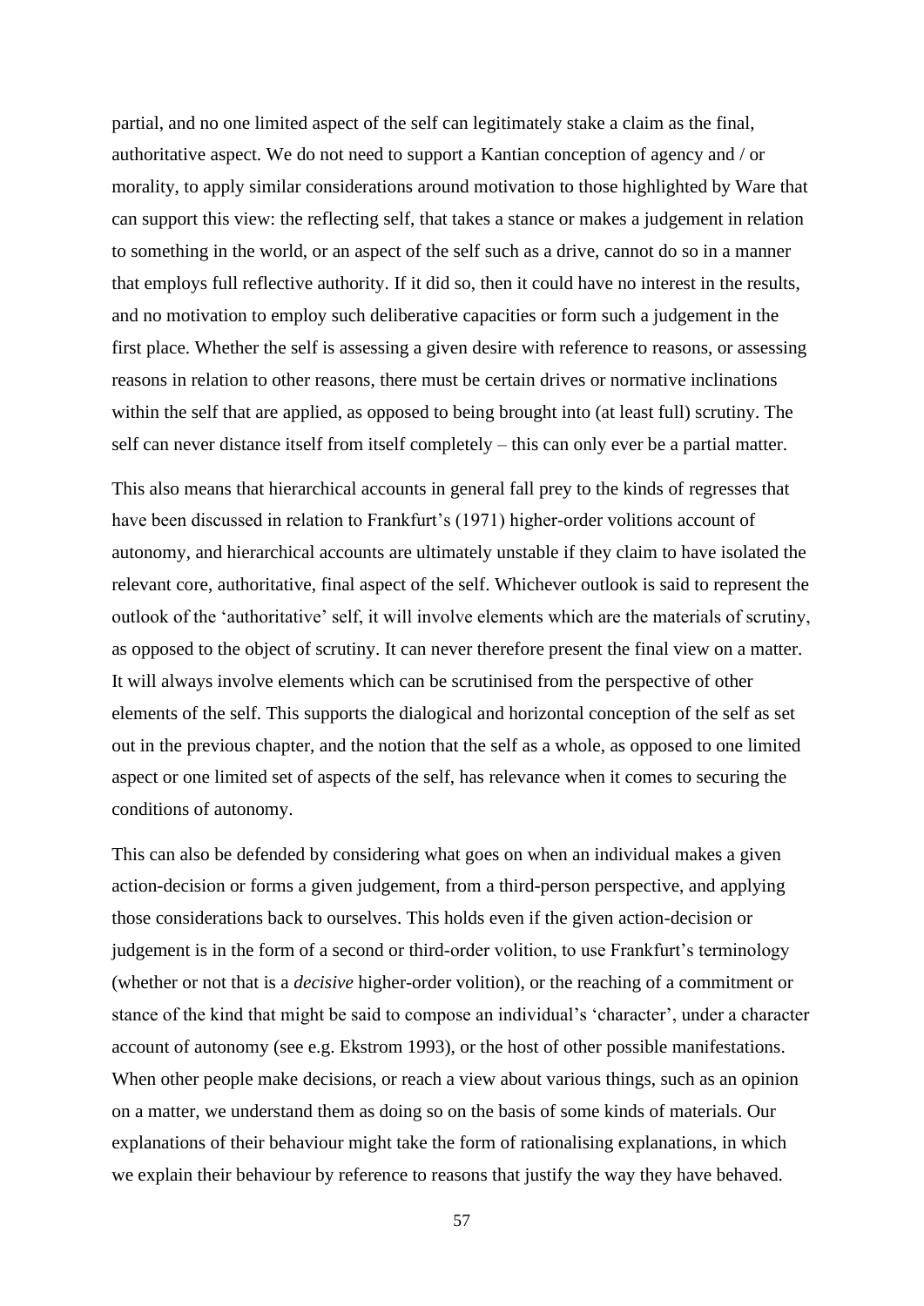partial, and no one limited aspect of the self can legitimately stake a claim as the final, authoritative aspect. We do not need to support a Kantian conception of agency and / or morality, to apply similar considerations around motivation to those highlighted by Ware that can support this view: the reflecting self, that takes a stance or makes a judgement in relation to something in the world, or an aspect of the self such as a drive, cannot do so in a manner that employs full reflective authority. If it did so, then it could have no interest in the results, and no motivation to employ such deliberative capacities or form such a judgement in the first place. Whether the self is assessing a given desire with reference to reasons, or assessing reasons in relation to other reasons, there must be certain drives or normative inclinations within the self that are applied, as opposed to being brought into (at least full) scrutiny. The self can never distance itself from itself completely – this can only ever be a partial matter.

This also means that hierarchical accounts in general fall prey to the kinds of regresses that have been discussed in relation to Frankfurt's (1971) higher-order volitions account of autonomy, and hierarchical accounts are ultimately unstable if they claim to have isolated the relevant core, authoritative, final aspect of the self. Whichever outlook is said to represent the outlook of the 'authoritative' self, it will involve elements which are the materials of scrutiny, as opposed to the object of scrutiny. It can never therefore present the final view on a matter. It will always involve elements which can be scrutinised from the perspective of other elements of the self. This supports the dialogical and horizontal conception of the self as set out in the previous chapter, and the notion that the self as a whole, as opposed to one limited aspect or one limited set of aspects of the self, has relevance when it comes to securing the conditions of autonomy.

This can also be defended by considering what goes on when an individual makes a given action-decision or forms a given judgement, from a third-person perspective, and applying those considerations back to ourselves. This holds even if the given action-decision or judgement is in the form of a second or third-order volition, to use Frankfurt's terminology (whether or not that is a *decisive* higher-order volition), or the reaching of a commitment or stance of the kind that might be said to compose an individual's 'character', under a character account of autonomy (see e.g. Ekstrom 1993), or the host of other possible manifestations. When other people make decisions, or reach a view about various things, such as an opinion on a matter, we understand them as doing so on the basis of some kinds of materials. Our explanations of their behaviour might take the form of rationalising explanations, in which we explain their behaviour by reference to reasons that justify the way they have behaved.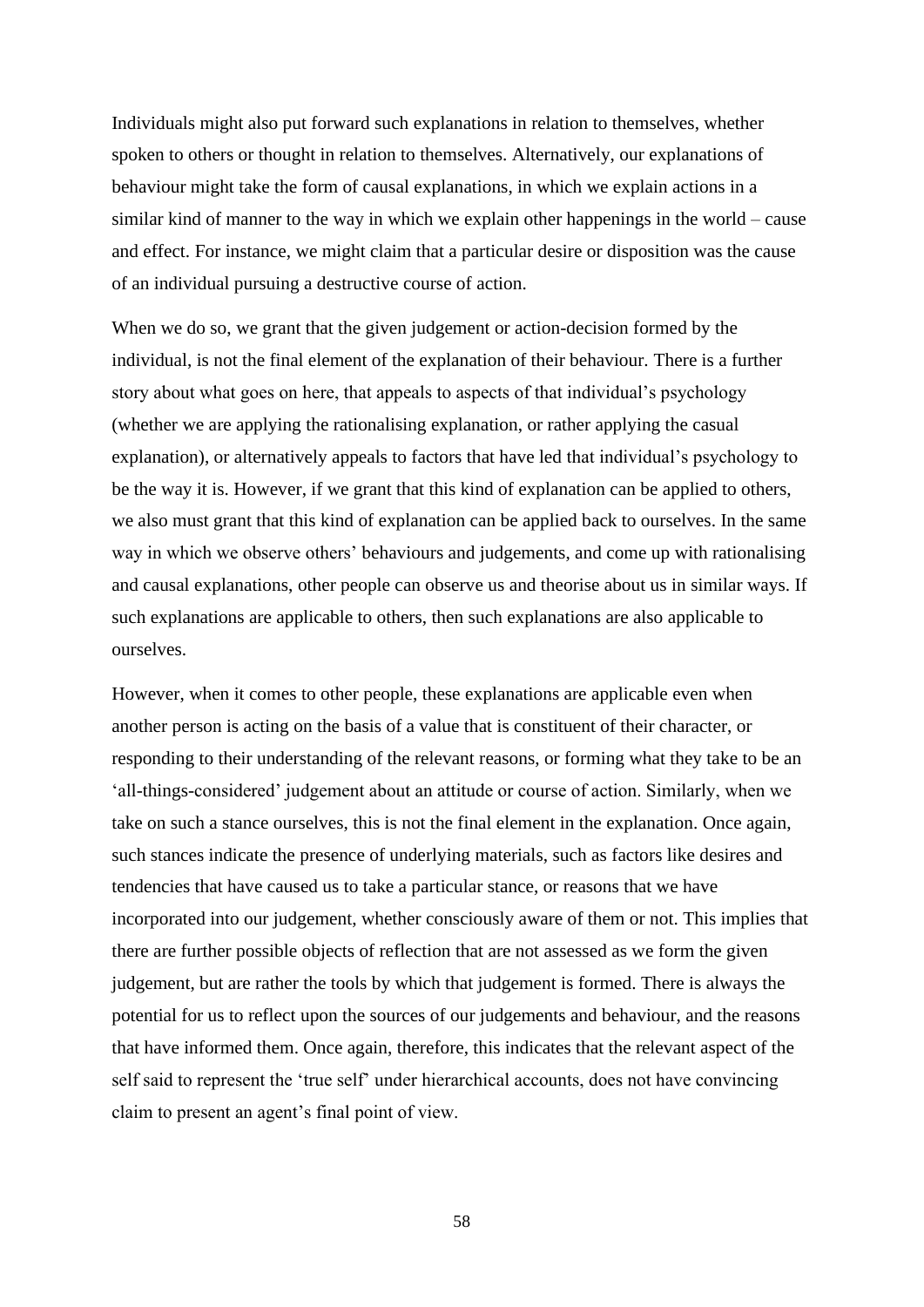Individuals might also put forward such explanations in relation to themselves, whether spoken to others or thought in relation to themselves. Alternatively, our explanations of behaviour might take the form of causal explanations, in which we explain actions in a similar kind of manner to the way in which we explain other happenings in the world – cause and effect. For instance, we might claim that a particular desire or disposition was the cause of an individual pursuing a destructive course of action.

When we do so, we grant that the given judgement or action-decision formed by the individual, is not the final element of the explanation of their behaviour. There is a further story about what goes on here, that appeals to aspects of that individual's psychology (whether we are applying the rationalising explanation, or rather applying the casual explanation), or alternatively appeals to factors that have led that individual's psychology to be the way it is. However, if we grant that this kind of explanation can be applied to others, we also must grant that this kind of explanation can be applied back to ourselves. In the same way in which we observe others' behaviours and judgements, and come up with rationalising and causal explanations, other people can observe us and theorise about us in similar ways. If such explanations are applicable to others, then such explanations are also applicable to ourselves.

However, when it comes to other people, these explanations are applicable even when another person is acting on the basis of a value that is constituent of their character, or responding to their understanding of the relevant reasons, or forming what they take to be an 'all-things-considered' judgement about an attitude or course of action. Similarly, when we take on such a stance ourselves, this is not the final element in the explanation. Once again, such stances indicate the presence of underlying materials, such as factors like desires and tendencies that have caused us to take a particular stance, or reasons that we have incorporated into our judgement, whether consciously aware of them or not. This implies that there are further possible objects of reflection that are not assessed as we form the given judgement, but are rather the tools by which that judgement is formed. There is always the potential for us to reflect upon the sources of our judgements and behaviour, and the reasons that have informed them. Once again, therefore, this indicates that the relevant aspect of the self said to represent the 'true self' under hierarchical accounts, does not have convincing claim to present an agent's final point of view.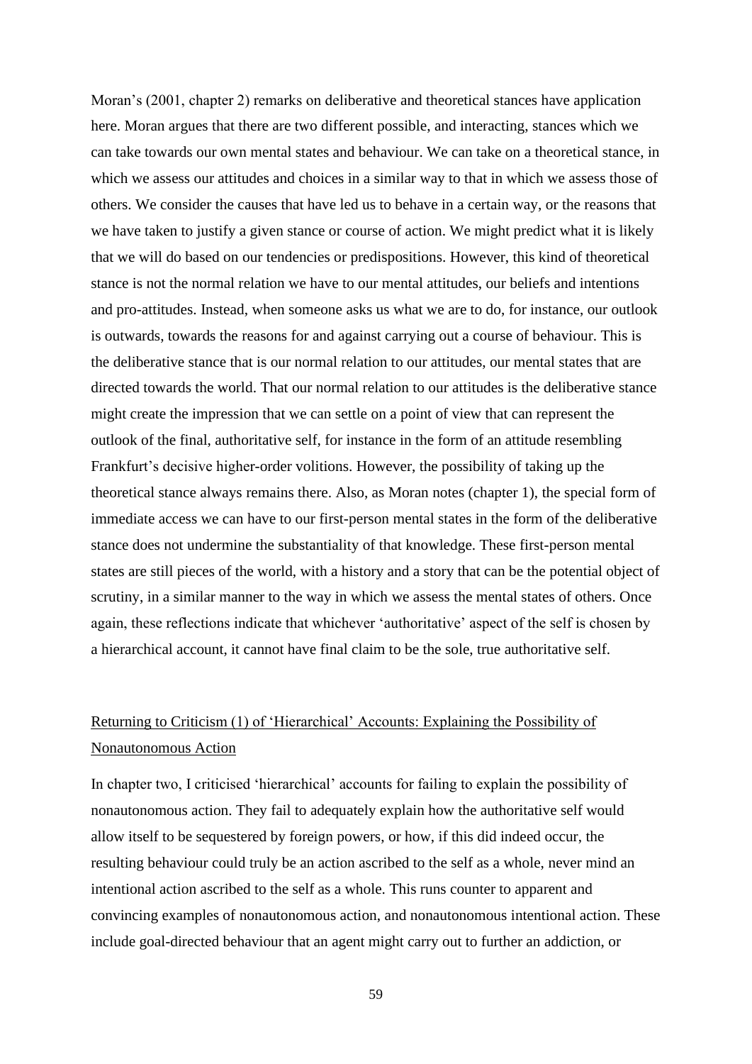Moran's (2001, chapter 2) remarks on deliberative and theoretical stances have application here. Moran argues that there are two different possible, and interacting, stances which we can take towards our own mental states and behaviour. We can take on a theoretical stance, in which we assess our attitudes and choices in a similar way to that in which we assess those of others. We consider the causes that have led us to behave in a certain way, or the reasons that we have taken to justify a given stance or course of action. We might predict what it is likely that we will do based on our tendencies or predispositions. However, this kind of theoretical stance is not the normal relation we have to our mental attitudes, our beliefs and intentions and pro-attitudes. Instead, when someone asks us what we are to do, for instance, our outlook is outwards, towards the reasons for and against carrying out a course of behaviour. This is the deliberative stance that is our normal relation to our attitudes, our mental states that are directed towards the world. That our normal relation to our attitudes is the deliberative stance might create the impression that we can settle on a point of view that can represent the outlook of the final, authoritative self, for instance in the form of an attitude resembling Frankfurt's decisive higher-order volitions. However, the possibility of taking up the theoretical stance always remains there. Also, as Moran notes (chapter 1), the special form of immediate access we can have to our first-person mental states in the form of the deliberative stance does not undermine the substantiality of that knowledge. These first-person mental states are still pieces of the world, with a history and a story that can be the potential object of scrutiny, in a similar manner to the way in which we assess the mental states of others. Once again, these reflections indicate that whichever 'authoritative' aspect of the self is chosen by a hierarchical account, it cannot have final claim to be the sole, true authoritative self.

## Returning to Criticism (1) of 'Hierarchical' Accounts: Explaining the Possibility of Nonautonomous Action

In chapter two, I criticised 'hierarchical' accounts for failing to explain the possibility of nonautonomous action. They fail to adequately explain how the authoritative self would allow itself to be sequestered by foreign powers, or how, if this did indeed occur, the resulting behaviour could truly be an action ascribed to the self as a whole, never mind an intentional action ascribed to the self as a whole. This runs counter to apparent and convincing examples of nonautonomous action, and nonautonomous intentional action. These include goal-directed behaviour that an agent might carry out to further an addiction, or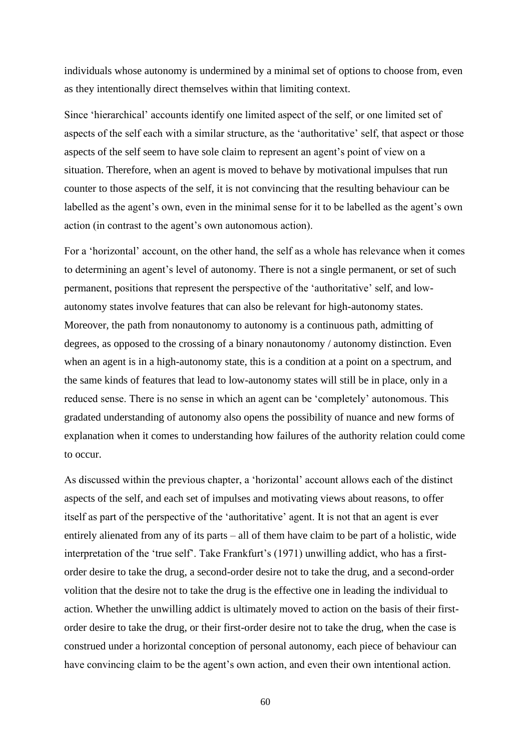individuals whose autonomy is undermined by a minimal set of options to choose from, even as they intentionally direct themselves within that limiting context.

Since 'hierarchical' accounts identify one limited aspect of the self, or one limited set of aspects of the self each with a similar structure, as the 'authoritative' self, that aspect or those aspects of the self seem to have sole claim to represent an agent's point of view on a situation. Therefore, when an agent is moved to behave by motivational impulses that run counter to those aspects of the self, it is not convincing that the resulting behaviour can be labelled as the agent's own, even in the minimal sense for it to be labelled as the agent's own action (in contrast to the agent's own autonomous action).

For a 'horizontal' account, on the other hand, the self as a whole has relevance when it comes to determining an agent's level of autonomy. There is not a single permanent, or set of such permanent, positions that represent the perspective of the 'authoritative' self, and low-autonomy states involve features that can also be relevant for high-autonomy states. Moreover, the path from nonautonomy to autonomy is a continuous path, admitting of degrees, as opposed to the crossing of a binary nonautonomy / autonomy distinction. Even when an agent is in a high-autonomy state, this is a condition at a point on a spectrum, and the same kinds of features that lead to low-autonomy states will still be in place, only in a reduced sense. There is no sense in which an agent can be 'completely' autonomous. This gradated understanding of autonomy also opens the possibility of nuance and new forms of explanation when it comes to understanding how failures of the authority relation could come to occur.

As discussed within the previous chapter, a 'horizontal' account allows each of the distinct aspects of the self, and each set of impulses and motivating views about reasons, to offer itself as part of the perspective of the 'authoritative' agent. It is not that an agent is ever entirely alienated from any of its parts – all of them have claim to be part of a holistic, wide interpretation of the 'true self'. Take Frankfurt's (1971) unwilling addict, who has a first-order desire to take the drug, a second-order desire not to take the drug, and a second-order volition that the desire not to take the drug is the effective one in leading the individual to action. Whether the unwilling addict is ultimately moved to action on the basis of their first-order desire to take the drug, or their first-order desire not to take the drug, when the case is construed under a horizontal conception of personal autonomy, each piece of behaviour can have convincing claim to be the agent's own action, and even their own intentional action.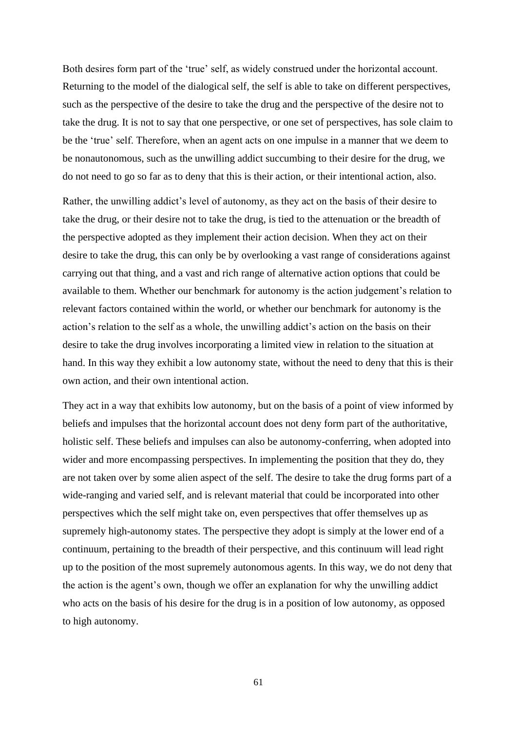Both desires form part of the 'true' self, as widely construed under the horizontal account. Returning to the model of the dialogical self, the self is able to take on different perspectives, such as the perspective of the desire to take the drug and the perspective of the desire not to take the drug. It is not to say that one perspective, or one set of perspectives, has sole claim to be the 'true' self. Therefore, when an agent acts on one impulse in a manner that we deem to be nonautonomous, such as the unwilling addict succumbing to their desire for the drug, we do not need to go so far as to deny that this is their action, or their intentional action, also.

Rather, the unwilling addict's level of autonomy, as they act on the basis of their desire to take the drug, or their desire not to take the drug, is tied to the attenuation or the breadth of the perspective adopted as they implement their action decision. When they act on their desire to take the drug, this can only be by overlooking a vast range of considerations against carrying out that thing, and a vast and rich range of alternative action options that could be available to them. Whether our benchmark for autonomy is the action judgement's relation to relevant factors contained within the world, or whether our benchmark for autonomy is the action's relation to the self as a whole, the unwilling addict's action on the basis on their desire to take the drug involves incorporating a limited view in relation to the situation at hand. In this way they exhibit a low autonomy state, without the need to deny that this is their own action, and their own intentional action.

They act in a way that exhibits low autonomy, but on the basis of a point of view informed by beliefs and impulses that the horizontal account does not deny form part of the authoritative, holistic self. These beliefs and impulses can also be autonomy-conferring, when adopted into wider and more encompassing perspectives. In implementing the position that they do, they are not taken over by some alien aspect of the self. The desire to take the drug forms part of a wide-ranging and varied self, and is relevant material that could be incorporated into other perspectives which the self might take on, even perspectives that offer themselves up as supremely high-autonomy states. The perspective they adopt is simply at the lower end of a continuum, pertaining to the breadth of their perspective, and this continuum will lead right up to the position of the most supremely autonomous agents. In this way, we do not deny that the action is the agent's own, though we offer an explanation for why the unwilling addict who acts on the basis of his desire for the drug is in a position of low autonomy, as opposed to high autonomy.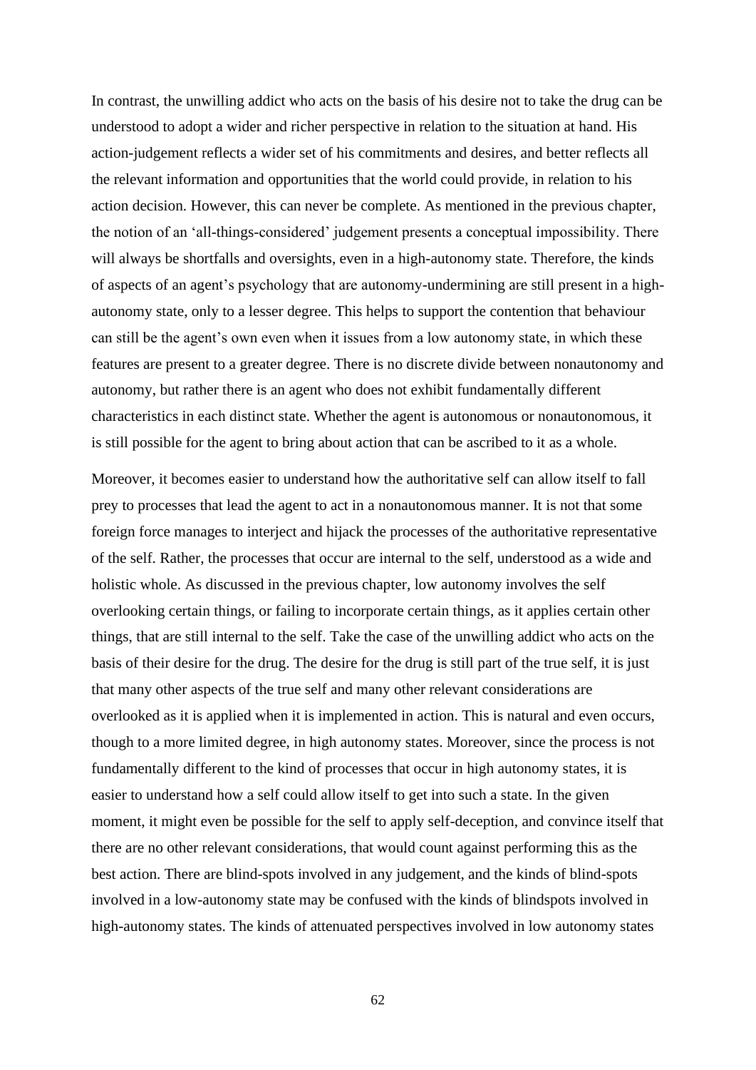In contrast, the unwilling addict who acts on the basis of his desire not to take the drug can be understood to adopt a wider and richer perspective in relation to the situation at hand. His action-judgement reflects a wider set of his commitments and desires, and better reflects all the relevant information and opportunities that the world could provide, in relation to his action decision. However, this can never be complete. As mentioned in the previous chapter, the notion of an 'all-things-considered' judgement presents a conceptual impossibility. There will always be shortfalls and oversights, even in a high-autonomy state. Therefore, the kinds of aspects of an agent's psychology that are autonomy-undermining are still present in a high-autonomy state, only to a lesser degree. This helps to support the contention that behaviour can still be the agent's own even when it issues from a low autonomy state, in which these features are present to a greater degree. There is no discrete divide between nonautonomy and autonomy, but rather there is an agent who does not exhibit fundamentally different characteristics in each distinct state. Whether the agent is autonomous or nonautonomous, it is still possible for the agent to bring about action that can be ascribed to it as a whole.

Moreover, it becomes easier to understand how the authoritative self can allow itself to fall prey to processes that lead the agent to act in a nonautonomous manner. It is not that some foreign force manages to interject and hijack the processes of the authoritative representative of the self. Rather, the processes that occur are internal to the self, understood as a wide and holistic whole. As discussed in the previous chapter, low autonomy involves the self overlooking certain things, or failing to incorporate certain things, as it applies certain other things, that are still internal to the self. Take the case of the unwilling addict who acts on the basis of their desire for the drug. The desire for the drug is still part of the true self, it is just that many other aspects of the true self and many other relevant considerations are overlooked as it is applied when it is implemented in action. This is natural and even occurs, though to a more limited degree, in high autonomy states. Moreover, since the process is not fundamentally different to the kind of processes that occur in high autonomy states, it is easier to understand how a self could allow itself to get into such a state. In the given moment, it might even be possible for the self to apply self-deception, and convince itself that there are no other relevant considerations, that would count against performing this as the best action. There are blind-spots involved in any judgement, and the kinds of blind-spots involved in a low-autonomy state may be confused with the kinds of blindspots involved in high-autonomy states. The kinds of attenuated perspectives involved in low autonomy states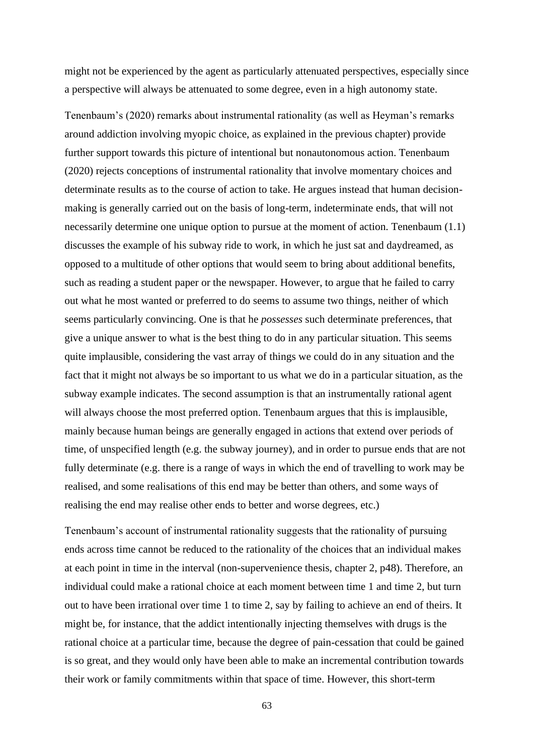might not be experienced by the agent as particularly attenuated perspectives, especially since a perspective will always be attenuated to some degree, even in a high autonomy state.

Tenenbaum's (2020) remarks about instrumental rationality (as well as Heyman's remarks around addiction involving myopic choice, as explained in the previous chapter) provide further support towards this picture of intentional but nonautonomous action. Tenenbaum (2020) rejects conceptions of instrumental rationality that involve momentary choices and determinate results as to the course of action to take. He argues instead that human decision-making is generally carried out on the basis of long-term, indeterminate ends, that will not necessarily determine one unique option to pursue at the moment of action. Tenenbaum (1.1) discusses the example of his subway ride to work, in which he just sat and daydreamed, as opposed to a multitude of other options that would seem to bring about additional benefits, such as reading a student paper or the newspaper. However, to argue that he failed to carry out what he most wanted or preferred to do seems to assume two things, neither of which seems particularly convincing. One is that he *possesses* such determinate preferences, that give a unique answer to what is the best thing to do in any particular situation. This seems quite implausible, considering the vast array of things we could do in any situation and the fact that it might not always be so important to us what we do in a particular situation, as the subway example indicates. The second assumption is that an instrumentally rational agent will always choose the most preferred option. Tenenbaum argues that this is implausible, mainly because human beings are generally engaged in actions that extend over periods of time, of unspecified length (e.g. the subway journey), and in order to pursue ends that are not fully determinate (e.g. there is a range of ways in which the end of travelling to work may be realised, and some realisations of this end may be better than others, and some ways of realising the end may realise other ends to better and worse degrees, etc.)

Tenenbaum's account of instrumental rationality suggests that the rationality of pursuing ends across time cannot be reduced to the rationality of the choices that an individual makes at each point in time in the interval (non-supervenience thesis, chapter 2, p48). Therefore, an individual could make a rational choice at each moment between time 1 and time 2, but turn out to have been irrational over time 1 to time 2, say by failing to achieve an end of theirs. It might be, for instance, that the addict intentionally injecting themselves with drugs is the rational choice at a particular time, because the degree of pain-cessation that could be gained is so great, and they would only have been able to make an incremental contribution towards their work or family commitments within that space of time. However, this short-term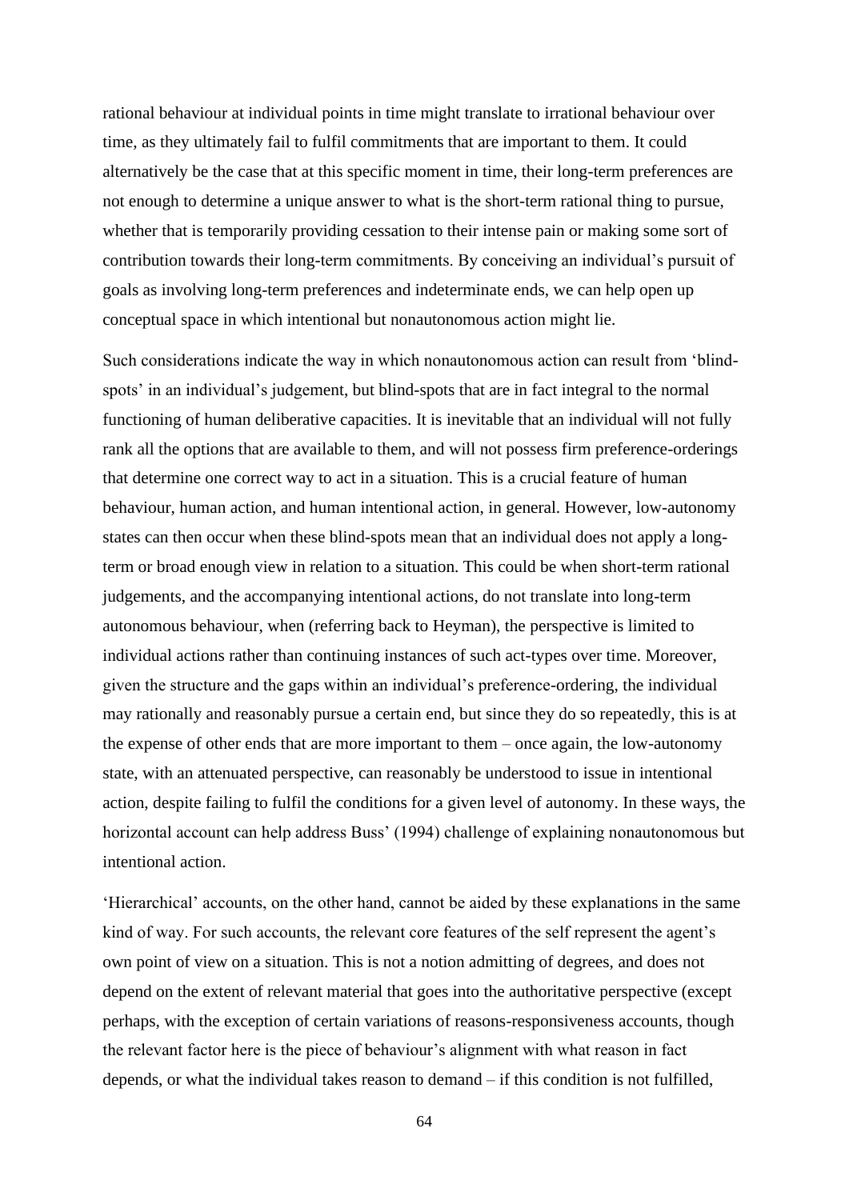rational behaviour at individual points in time might translate to irrational behaviour over time, as they ultimately fail to fulfil commitments that are important to them. It could alternatively be the case that at this specific moment in time, their long-term preferences are not enough to determine a unique answer to what is the short-term rational thing to pursue, whether that is temporarily providing cessation to their intense pain or making some sort of contribution towards their long-term commitments. By conceiving an individual's pursuit of goals as involving long-term preferences and indeterminate ends, we can help open up conceptual space in which intentional but nonautonomous action might lie.

Such considerations indicate the way in which nonautonomous action can result from 'blind-spots' in an individual's judgement, but blind-spots that are in fact integral to the normal functioning of human deliberative capacities. It is inevitable that an individual will not fully rank all the options that are available to them, and will not possess firm preference-orderings that determine one correct way to act in a situation. This is a crucial feature of human behaviour, human action, and human intentional action, in general. However, low-autonomy states can then occur when these blind-spots mean that an individual does not apply a long-term or broad enough view in relation to a situation. This could be when short-term rational judgements, and the accompanying intentional actions, do not translate into long-term autonomous behaviour, when (referring back to Heyman), the perspective is limited to individual actions rather than continuing instances of such act-types over time. Moreover, given the structure and the gaps within an individual's preference-ordering, the individual may rationally and reasonably pursue a certain end, but since they do so repeatedly, this is at the expense of other ends that are more important to them – once again, the low-autonomy state, with an attenuated perspective, can reasonably be understood to issue in intentional action, despite failing to fulfil the conditions for a given level of autonomy. In these ways, the horizontal account can help address Buss' (1994) challenge of explaining nonautonomous but intentional action.

'Hierarchical' accounts, on the other hand, cannot be aided by these explanations in the same kind of way. For such accounts, the relevant core features of the self represent the agent's own point of view on a situation. This is not a notion admitting of degrees, and does not depend on the extent of relevant material that goes into the authoritative perspective (except perhaps, with the exception of certain variations of reasons-responsiveness accounts, though the relevant factor here is the piece of behaviour's alignment with what reason in fact depends, or what the individual takes reason to demand – if this condition is not fulfilled,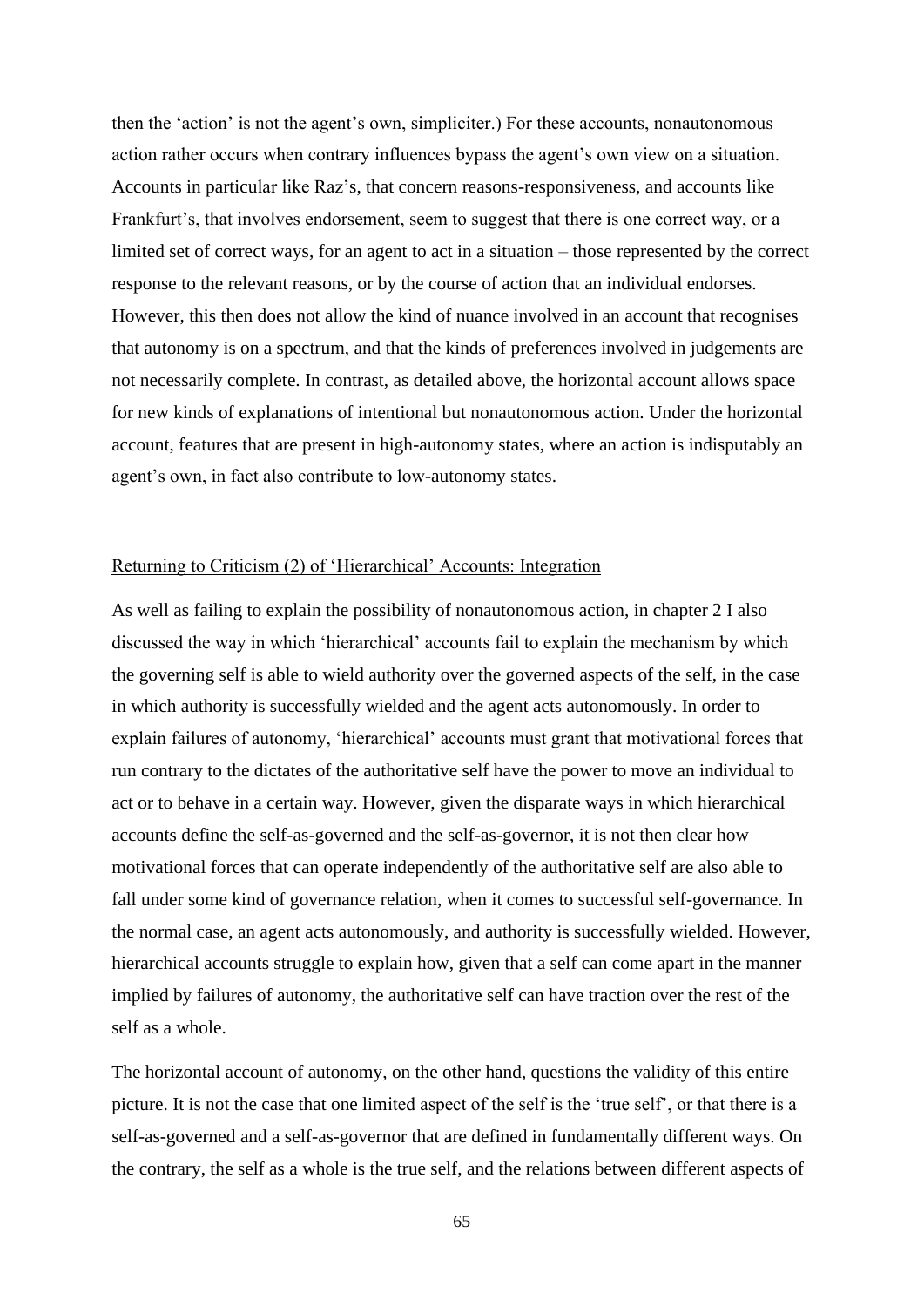then the 'action' is not the agent's own, simpliciter.) For these accounts, nonautonomous action rather occurs when contrary influences bypass the agent's own view on a situation. Accounts in particular like Raz's, that concern reasons-responsiveness, and accounts like Frankfurt's, that involves endorsement, seem to suggest that there is one correct way, or a limited set of correct ways, for an agent to act in a situation – those represented by the correct response to the relevant reasons, or by the course of action that an individual endorses. However, this then does not allow the kind of nuance involved in an account that recognises that autonomy is on a spectrum, and that the kinds of preferences involved in judgements are not necessarily complete. In contrast, as detailed above, the horizontal account allows space for new kinds of explanations of intentional but nonautonomous action. Under the horizontal account, features that are present in high-autonomy states, where an action is indisputably an agent's own, in fact also contribute to low-autonomy states.

<u>Returning to Criticism (2) of 'Hierarchical' Accounts: Integration</u>

As well as failing to explain the possibility of nonautonomous action, in chapter 2 I also discussed the way in which 'hierarchical' accounts fail to explain the mechanism by which the governing self is able to wield authority over the governed aspects of the self, in the case in which authority is successfully wielded and the agent acts autonomously. In order to explain failures of autonomy, 'hierarchical' accounts must grant that motivational forces that run contrary to the dictates of the authoritative self have the power to move an individual to act or to behave in a certain way. However, given the disparate ways in which hierarchical accounts define the self-as-governed and the self-as-governor, it is not then clear how motivational forces that can operate independently of the authoritative self are also able to fall under some kind of governance relation, when it comes to successful self-governance. In the normal case, an agent acts autonomously, and authority is successfully wielded. However, hierarchical accounts struggle to explain how, given that a self can come apart in the manner implied by failures of autonomy, the authoritative self can have traction over the rest of the self as a whole.

The horizontal account of autonomy, on the other hand, questions the validity of this entire picture. It is not the case that one limited aspect of the self is the 'true self', or that there is a self-as-governed and a self-as-governor that are defined in fundamentally different ways. On the contrary, the self as a whole is the true self, and the relations between different aspects of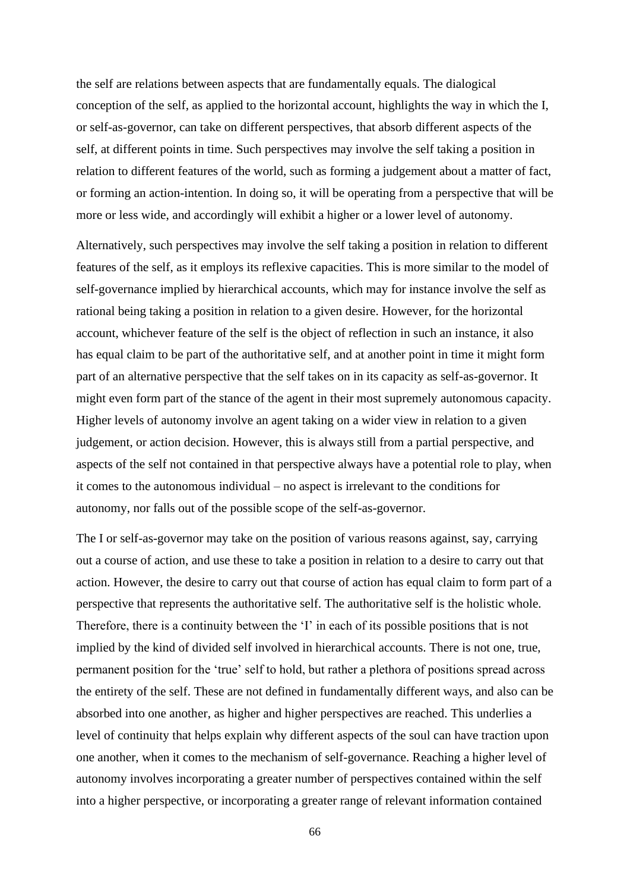the self are relations between aspects that are fundamentally equals. The dialogical conception of the self, as applied to the horizontal account, highlights the way in which the I, or self-as-governor, can take on different perspectives, that absorb different aspects of the self, at different points in time. Such perspectives may involve the self taking a position in relation to different features of the world, such as forming a judgement about a matter of fact, or forming an action-intention. In doing so, it will be operating from a perspective that will be more or less wide, and accordingly will exhibit a higher or a lower level of autonomy.

Alternatively, such perspectives may involve the self taking a position in relation to different features of the self, as it employs its reflexive capacities. This is more similar to the model of self-governance implied by hierarchical accounts, which may for instance involve the self as rational being taking a position in relation to a given desire. However, for the horizontal account, whichever feature of the self is the object of reflection in such an instance, it also has equal claim to be part of the authoritative self, and at another point in time it might form part of an alternative perspective that the self takes on in its capacity as self-as-governor. It might even form part of the stance of the agent in their most supremely autonomous capacity. Higher levels of autonomy involve an agent taking on a wider view in relation to a given judgement, or action decision. However, this is always still from a partial perspective, and aspects of the self not contained in that perspective always have a potential role to play, when it comes to the autonomous individual – no aspect is irrelevant to the conditions for autonomy, nor falls out of the possible scope of the self-as-governor.

The I or self-as-governor may take on the position of various reasons against, say, carrying out a course of action, and use these to take a position in relation to a desire to carry out that action. However, the desire to carry out that course of action has equal claim to form part of a perspective that represents the authoritative self. The authoritative self is the holistic whole. Therefore, there is a continuity between the 'I' in each of its possible positions that is not implied by the kind of divided self involved in hierarchical accounts. There is not one, true, permanent position for the 'true' self to hold, but rather a plethora of positions spread across the entirety of the self. These are not defined in fundamentally different ways, and also can be absorbed into one another, as higher and higher perspectives are reached. This underlies a level of continuity that helps explain why different aspects of the soul can have traction upon one another, when it comes to the mechanism of self-governance. Reaching a higher level of autonomy involves incorporating a greater number of perspectives contained within the self into a higher perspective, or incorporating a greater range of relevant information contained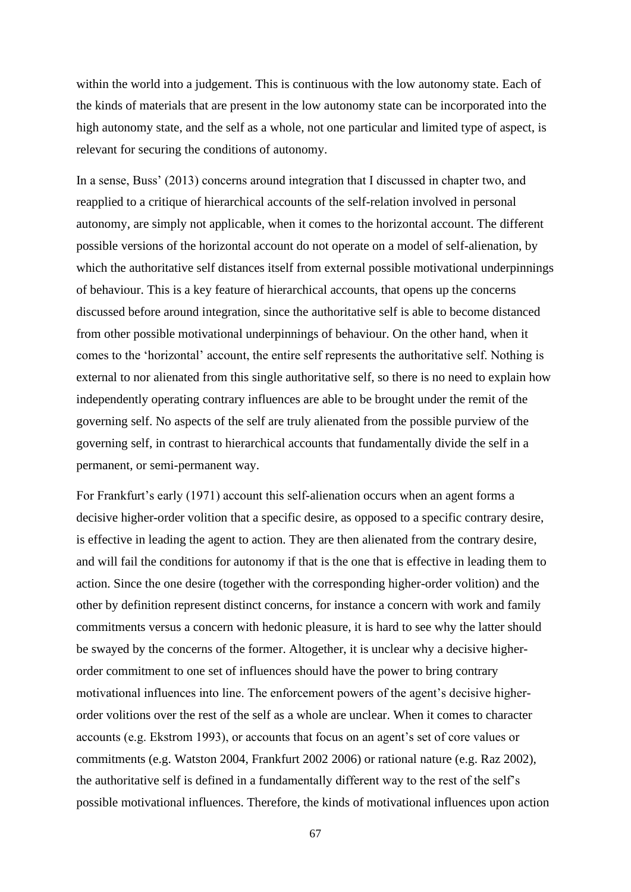within the world into a judgement. This is continuous with the low autonomy state. Each of the kinds of materials that are present in the low autonomy state can be incorporated into the high autonomy state, and the self as a whole, not one particular and limited type of aspect, is relevant for securing the conditions of autonomy.

In a sense, Buss' (2013) concerns around integration that I discussed in chapter two, and reapplied to a critique of hierarchical accounts of the self-relation involved in personal autonomy, are simply not applicable, when it comes to the horizontal account. The different possible versions of the horizontal account do not operate on a model of self-alienation, by which the authoritative self distances itself from external possible motivational underpinnings of behaviour. This is a key feature of hierarchical accounts, that opens up the concerns discussed before around integration, since the authoritative self is able to become distanced from other possible motivational underpinnings of behaviour. On the other hand, when it comes to the 'horizontal' account, the entire self represents the authoritative self. Nothing is external to nor alienated from this single authoritative self, so there is no need to explain how independently operating contrary influences are able to be brought under the remit of the governing self. No aspects of the self are truly alienated from the possible purview of the governing self, in contrast to hierarchical accounts that fundamentally divide the self in a permanent, or semi-permanent way.

For Frankfurt's early (1971) account this self-alienation occurs when an agent forms a decisive higher-order volition that a specific desire, as opposed to a specific contrary desire, is effective in leading the agent to action. They are then alienated from the contrary desire, and will fail the conditions for autonomy if that is the one that is effective in leading them to action. Since the one desire (together with the corresponding higher-order volition) and the other by definition represent distinct concerns, for instance a concern with work and family commitments versus a concern with hedonic pleasure, it is hard to see why the latter should be swayed by the concerns of the former. Altogether, it is unclear why a decisive higher-order commitment to one set of influences should have the power to bring contrary motivational influences into line. The enforcement powers of the agent's decisive higher-order volitions over the rest of the self as a whole are unclear. When it comes to character accounts (e.g. Ekstrom 1993), or accounts that focus on an agent's set of core values or commitments (e.g. Watston 2004, Frankfurt 2002 2006) or rational nature (e.g. Raz 2002), the authoritative self is defined in a fundamentally different way to the rest of the self's possible motivational influences. Therefore, the kinds of motivational influences upon action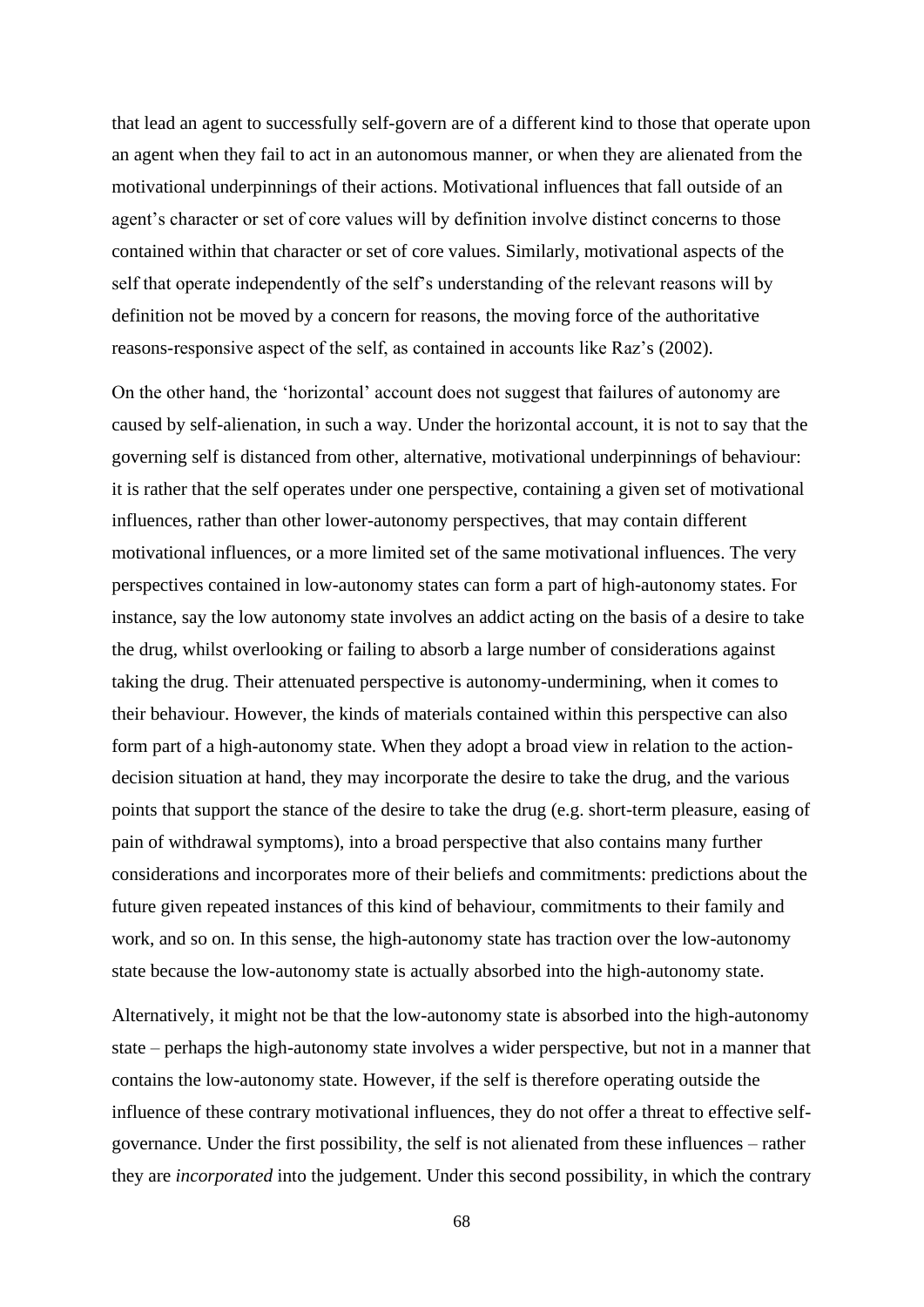that lead an agent to successfully self-govern are of a different kind to those that operate upon an agent when they fail to act in an autonomous manner, or when they are alienated from the motivational underpinnings of their actions. Motivational influences that fall outside of an agent's character or set of core values will by definition involve distinct concerns to those contained within that character or set of core values. Similarly, motivational aspects of the self that operate independently of the self's understanding of the relevant reasons will by definition not be moved by a concern for reasons, the moving force of the authoritative reasons-responsive aspect of the self, as contained in accounts like Raz's (2002).

On the other hand, the 'horizontal' account does not suggest that failures of autonomy are caused by self-alienation, in such a way. Under the horizontal account, it is not to say that the governing self is distanced from other, alternative, motivational underpinnings of behaviour: it is rather that the self operates under one perspective, containing a given set of motivational influences, rather than other lower-autonomy perspectives, that may contain different motivational influences, or a more limited set of the same motivational influences. The very perspectives contained in low-autonomy states can form a part of high-autonomy states. For instance, say the low autonomy state involves an addict acting on the basis of a desire to take the drug, whilst overlooking or failing to absorb a large number of considerations against taking the drug. Their attenuated perspective is autonomy-undermining, when it comes to their behaviour. However, the kinds of materials contained within this perspective can also form part of a high-autonomy state. When they adopt a broad view in relation to the action-decision situation at hand, they may incorporate the desire to take the drug, and the various points that support the stance of the desire to take the drug (e.g. short-term pleasure, easing of pain of withdrawal symptoms), into a broad perspective that also contains many further considerations and incorporates more of their beliefs and commitments: predictions about the future given repeated instances of this kind of behaviour, commitments to their family and work, and so on. In this sense, the high-autonomy state has traction over the low-autonomy state because the low-autonomy state is actually absorbed into the high-autonomy state.

Alternatively, it might not be that the low-autonomy state is absorbed into the high-autonomy state – perhaps the high-autonomy state involves a wider perspective, but not in a manner that contains the low-autonomy state. However, if the self is therefore operating outside the influence of these contrary motivational influences, they do not offer a threat to effective self-governance. Under the first possibility, the self is not alienated from these influences – rather they are *incorporated* into the judgement. Under this second possibility, in which the contrary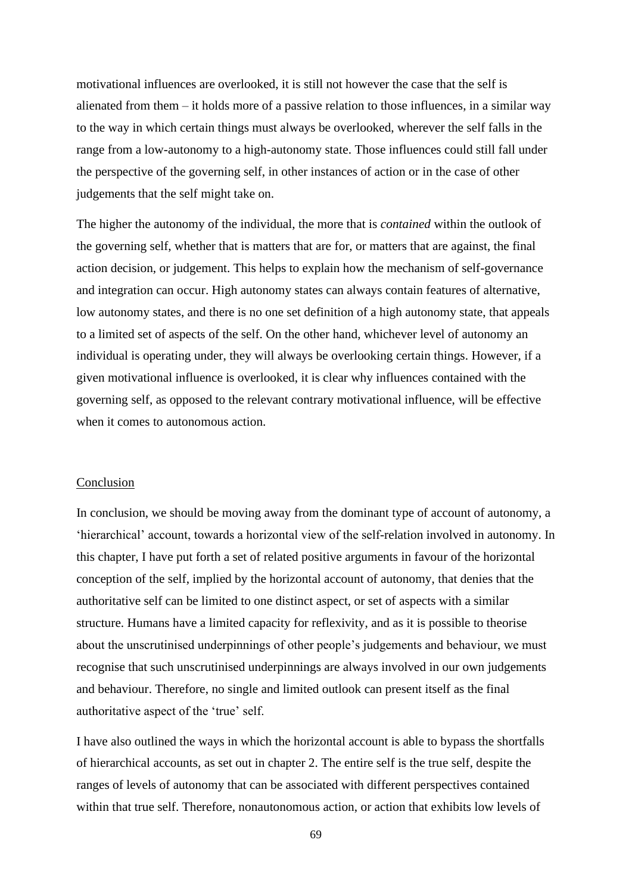motivational influences are overlooked, it is still not however the case that the self is alienated from them – it holds more of a passive relation to those influences, in a similar way to the way in which certain things must always be overlooked, wherever the self falls in the range from a low-autonomy to a high-autonomy state. Those influences could still fall under the perspective of the governing self, in other instances of action or in the case of other judgements that the self might take on.

The higher the autonomy of the individual, the more that is *contained* within the outlook of the governing self, whether that is matters that are for, or matters that are against, the final action decision, or judgement. This helps to explain how the mechanism of self-governance and integration can occur. High autonomy states can always contain features of alternative, low autonomy states, and there is no one set definition of a high autonomy state, that appeals to a limited set of aspects of the self. On the other hand, whichever level of autonomy an individual is operating under, they will always be overlooking certain things. However, if a given motivational influence is overlooked, it is clear why influences contained with the governing self, as opposed to the relevant contrary motivational influence, will be effective when it comes to autonomous action.

## Conclusion

In conclusion, we should be moving away from the dominant type of account of autonomy, a 'hierarchical' account, towards a horizontal view of the self-relation involved in autonomy. In this chapter, I have put forth a set of related positive arguments in favour of the horizontal conception of the self, implied by the horizontal account of autonomy, that denies that the authoritative self can be limited to one distinct aspect, or set of aspects with a similar structure. Humans have a limited capacity for reflexivity, and as it is possible to theorise about the unscrutinised underpinnings of other people's judgements and behaviour, we must recognise that such unscrutinised underpinnings are always involved in our own judgements and behaviour. Therefore, no single and limited outlook can present itself as the final authoritative aspect of the 'true' self.

I have also outlined the ways in which the horizontal account is able to bypass the shortfalls of hierarchical accounts, as set out in chapter 2. The entire self is the true self, despite the ranges of levels of autonomy that can be associated with different perspectives contained within that true self. Therefore, nonautonomous action, or action that exhibits low levels of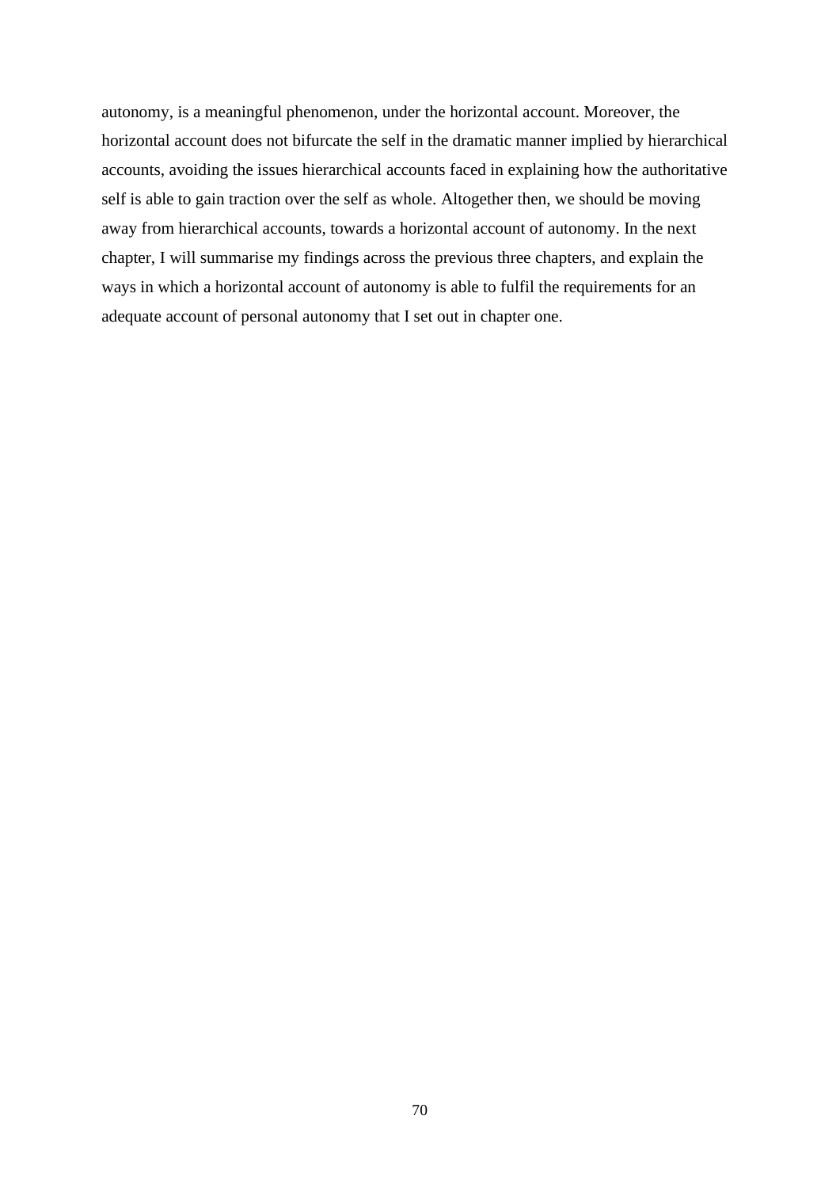autonomy, is a meaningful phenomenon, under the horizontal account. Moreover, the horizontal account does not bifurcate the self in the dramatic manner implied by hierarchical accounts, avoiding the issues hierarchical accounts faced in explaining how the authoritative self is able to gain traction over the self as whole. Altogether then, we should be moving away from hierarchical accounts, towards a horizontal account of autonomy. In the next chapter, I will summarise my findings across the previous three chapters, and explain the ways in which a horizontal account of autonomy is able to fulfil the requirements for an adequate account of personal autonomy that I set out in chapter one.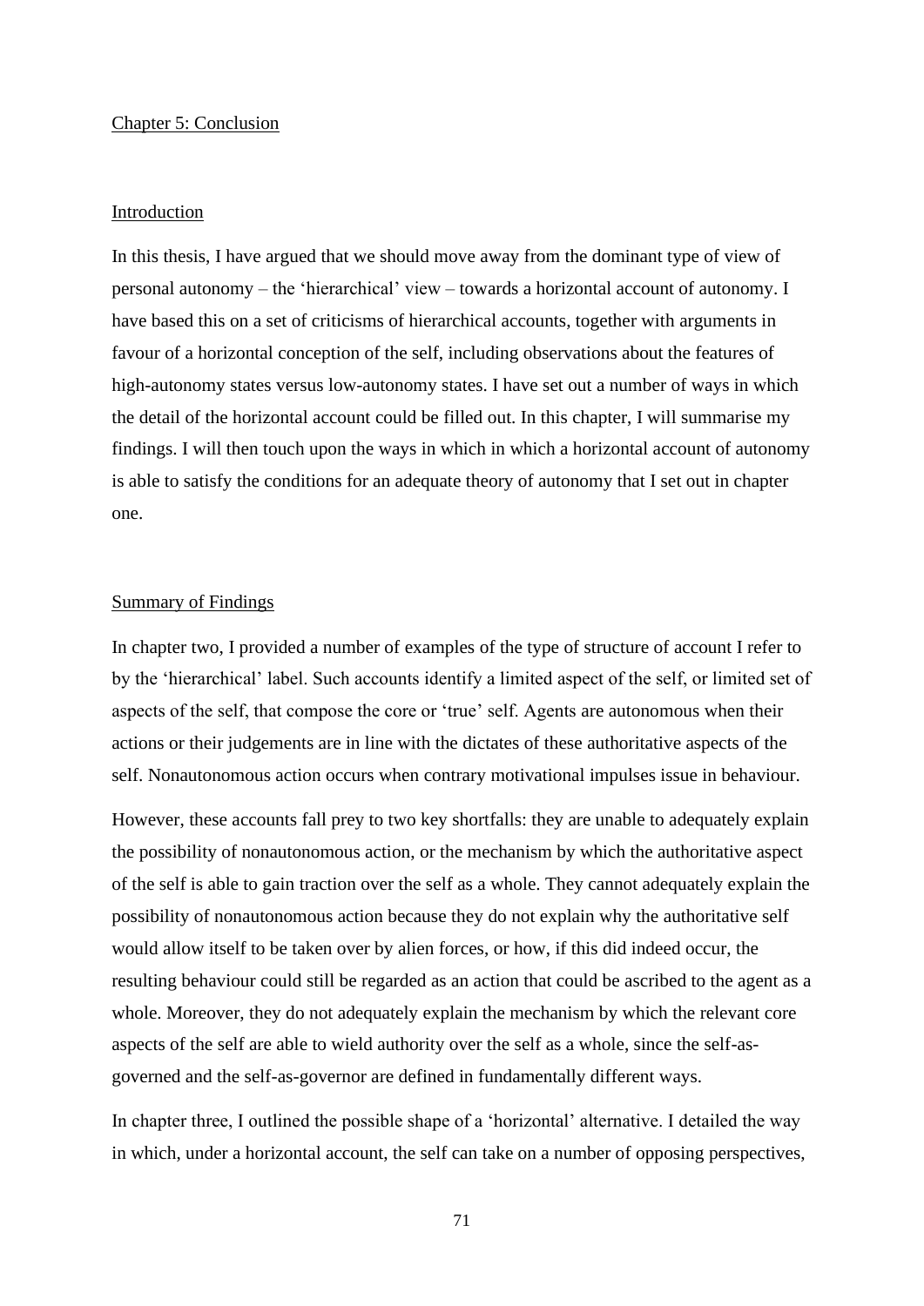# Chapter 5: Conclusion

## Introduction

In this thesis, I have argued that we should move away from the dominant type of view of personal autonomy – the 'hierarchical' view – towards a horizontal account of autonomy. I have based this on a set of criticisms of hierarchical accounts, together with arguments in favour of a horizontal conception of the self, including observations about the features of high-autonomy states versus low-autonomy states. I have set out a number of ways in which the detail of the horizontal account could be filled out. In this chapter, I will summarise my findings. I will then touch upon the ways in which in which a horizontal account of autonomy is able to satisfy the conditions for an adequate theory of autonomy that I set out in chapter one.

## Summary of Findings

In chapter two, I provided a number of examples of the type of structure of account I refer to by the 'hierarchical' label. Such accounts identify a limited aspect of the self, or limited set of aspects of the self, that compose the core or 'true' self. Agents are autonomous when their actions or their judgements are in line with the dictates of these authoritative aspects of the self. Nonautonomous action occurs when contrary motivational impulses issue in behaviour.

However, these accounts fall prey to two key shortfalls: they are unable to adequately explain the possibility of nonautonomous action, or the mechanism by which the authoritative aspect of the self is able to gain traction over the self as a whole. They cannot adequately explain the possibility of nonautonomous action because they do not explain why the authoritative self would allow itself to be taken over by alien forces, or how, if this did indeed occur, the resulting behaviour could still be regarded as an action that could be ascribed to the agent as a whole. Moreover, they do not adequately explain the mechanism by which the relevant core aspects of the self are able to wield authority over the self as a whole, since the self-as-governed and the self-as-governor are defined in fundamentally different ways.

In chapter three, I outlined the possible shape of a 'horizontal' alternative. I detailed the way in which, under a horizontal account, the self can take on a number of opposing perspectives,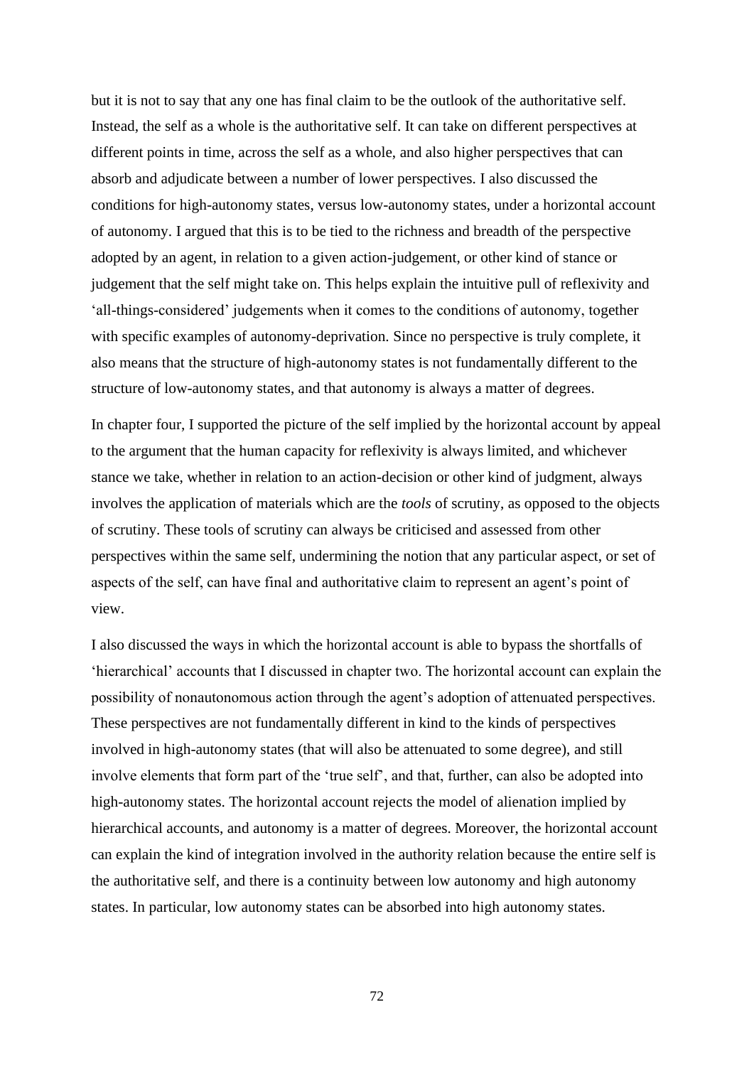but it is not to say that any one has final claim to be the outlook of the authoritative self. Instead, the self as a whole is the authoritative self. It can take on different perspectives at different points in time, across the self as a whole, and also higher perspectives that can absorb and adjudicate between a number of lower perspectives. I also discussed the conditions for high-autonomy states, versus low-autonomy states, under a horizontal account of autonomy. I argued that this is to be tied to the richness and breadth of the perspective adopted by an agent, in relation to a given action-judgement, or other kind of stance or judgement that the self might take on. This helps explain the intuitive pull of reflexivity and 'all-things-considered' judgements when it comes to the conditions of autonomy, together with specific examples of autonomy-deprivation. Since no perspective is truly complete, it also means that the structure of high-autonomy states is not fundamentally different to the structure of low-autonomy states, and that autonomy is always a matter of degrees.

In chapter four, I supported the picture of the self implied by the horizontal account by appeal to the argument that the human capacity for reflexivity is always limited, and whichever stance we take, whether in relation to an action-decision or other kind of judgment, always involves the application of materials which are the *tools* of scrutiny, as opposed to the objects of scrutiny. These tools of scrutiny can always be criticised and assessed from other perspectives within the same self, undermining the notion that any particular aspect, or set of aspects of the self, can have final and authoritative claim to represent an agent's point of view.

I also discussed the ways in which the horizontal account is able to bypass the shortfalls of 'hierarchical' accounts that I discussed in chapter two. The horizontal account can explain the possibility of nonautonomous action through the agent's adoption of attenuated perspectives. These perspectives are not fundamentally different in kind to the kinds of perspectives involved in high-autonomy states (that will also be attenuated to some degree), and still involve elements that form part of the 'true self', and that, further, can also be adopted into high-autonomy states. The horizontal account rejects the model of alienation implied by hierarchical accounts, and autonomy is a matter of degrees. Moreover, the horizontal account can explain the kind of integration involved in the authority relation because the entire self is the authoritative self, and there is a continuity between low autonomy and high autonomy states. In particular, low autonomy states can be absorbed into high autonomy states.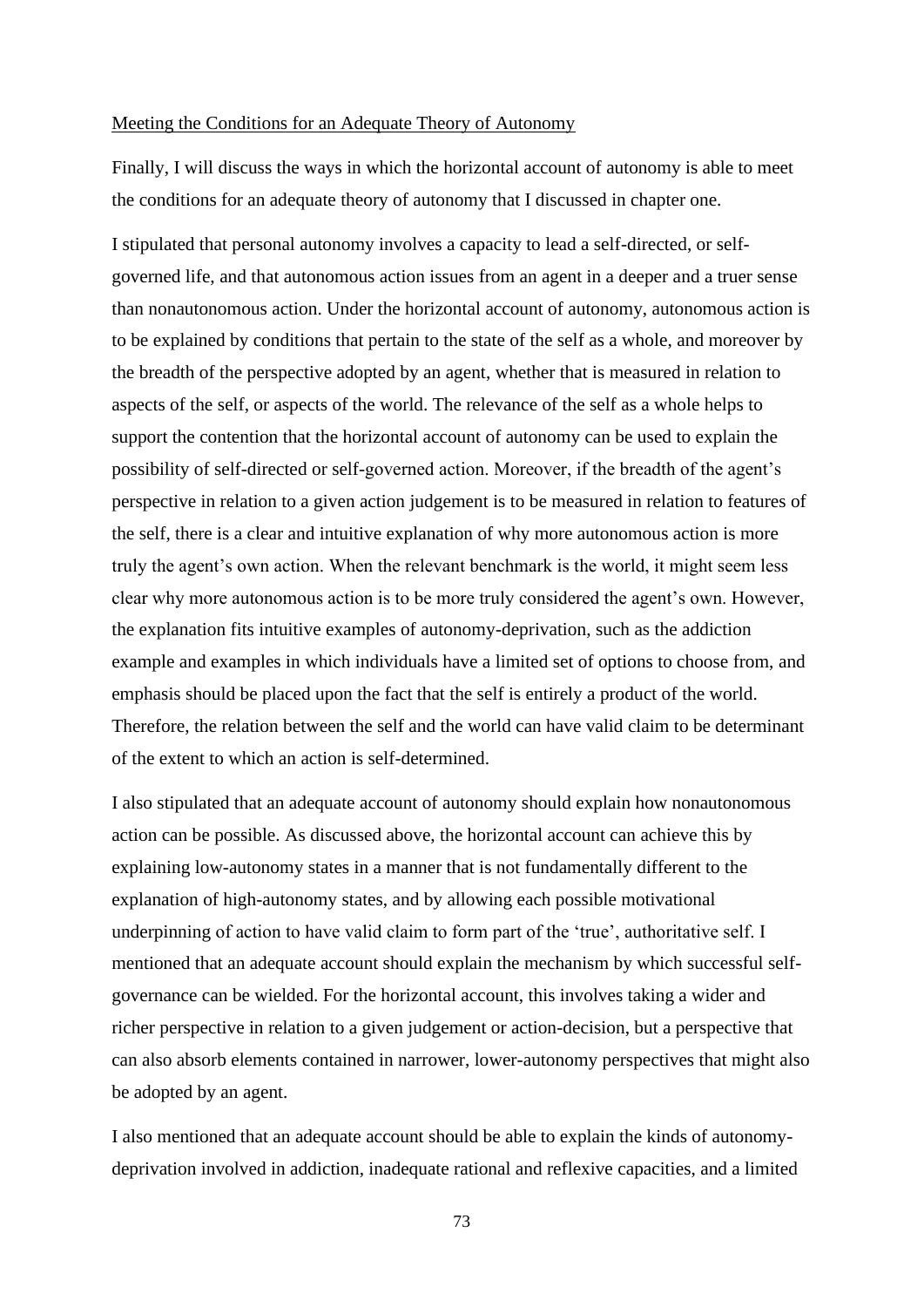Meeting the Conditions for an Adequate Theory of Autonomy

Finally, I will discuss the ways in which the horizontal account of autonomy is able to meet the conditions for an adequate theory of autonomy that I discussed in chapter one.

I stipulated that personal autonomy involves a capacity to lead a self-directed, or self-governed life, and that autonomous action issues from an agent in a deeper and a truer sense than nonautonomous action. Under the horizontal account of autonomy, autonomous action is to be explained by conditions that pertain to the state of the self as a whole, and moreover by the breadth of the perspective adopted by an agent, whether that is measured in relation to aspects of the self, or aspects of the world. The relevance of the self as a whole helps to support the contention that the horizontal account of autonomy can be used to explain the possibility of self-directed or self-governed action. Moreover, if the breadth of the agent's perspective in relation to a given action judgement is to be measured in relation to features of the self, there is a clear and intuitive explanation of why more autonomous action is more truly the agent's own action. When the relevant benchmark is the world, it might seem less clear why more autonomous action is to be more truly considered the agent's own. However, the explanation fits intuitive examples of autonomy-deprivation, such as the addiction example and examples in which individuals have a limited set of options to choose from, and emphasis should be placed upon the fact that the self is entirely a product of the world. Therefore, the relation between the self and the world can have valid claim to be determinant of the extent to which an action is self-determined.

I also stipulated that an adequate account of autonomy should explain how nonautonomous action can be possible. As discussed above, the horizontal account can achieve this by explaining low-autonomy states in a manner that is not fundamentally different to the explanation of high-autonomy states, and by allowing each possible motivational underpinning of action to have valid claim to form part of the 'true', authoritative self. I mentioned that an adequate account should explain the mechanism by which successful self-governance can be wielded. For the horizontal account, this involves taking a wider and richer perspective in relation to a given judgement or action-decision, but a perspective that can also absorb elements contained in narrower, lower-autonomy perspectives that might also be adopted by an agent.

I also mentioned that an adequate account should be able to explain the kinds of autonomy-deprivation involved in addiction, inadequate rational and reflexive capacities, and a limited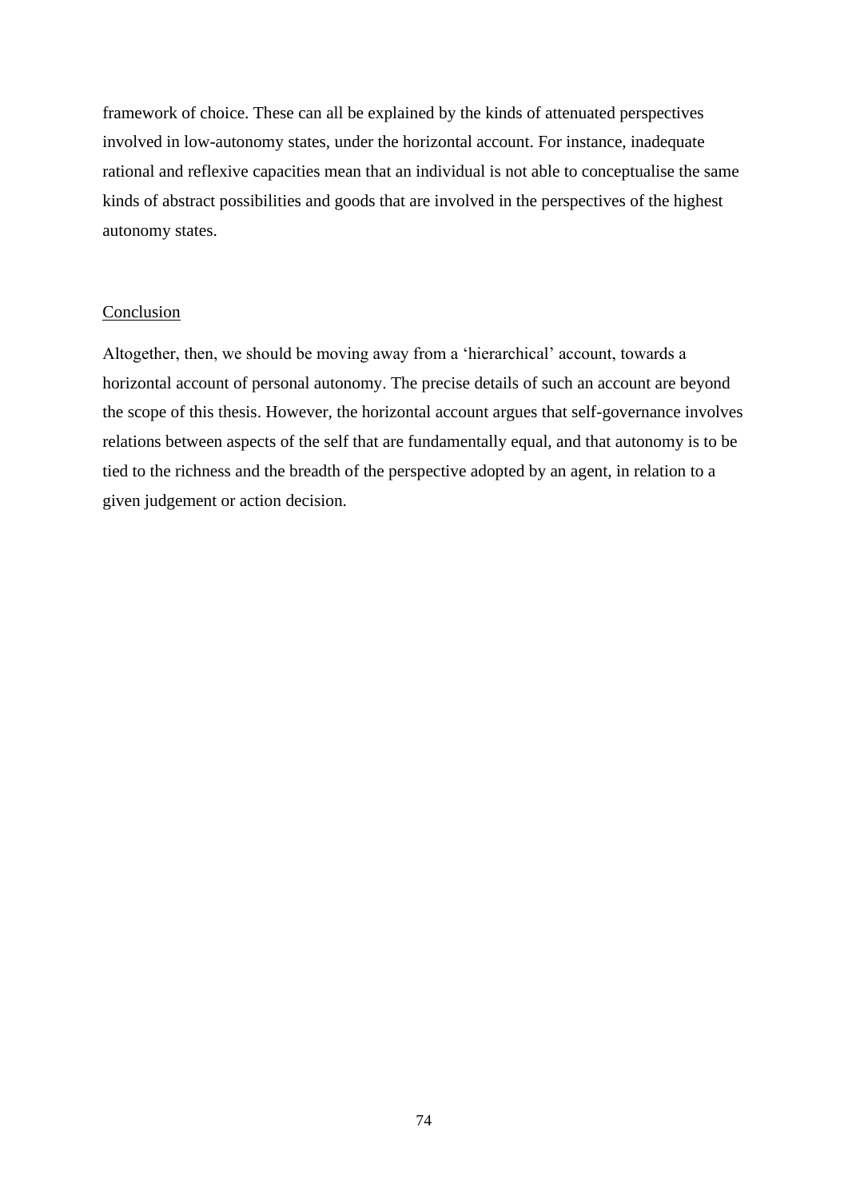framework of choice. These can all be explained by the kinds of attenuated perspectives involved in low-autonomy states, under the horizontal account. For instance, inadequate rational and reflexive capacities mean that an individual is not able to conceptualise the same kinds of abstract possibilities and goods that are involved in the perspectives of the highest autonomy states.

## Conclusion

Altogether, then, we should be moving away from a 'hierarchical' account, towards a horizontal account of personal autonomy. The precise details of such an account are beyond the scope of this thesis. However, the horizontal account argues that self-governance involves relations between aspects of the self that are fundamentally equal, and that autonomy is to be tied to the richness and the breadth of the perspective adopted by an agent, in relation to a given judgement or action decision.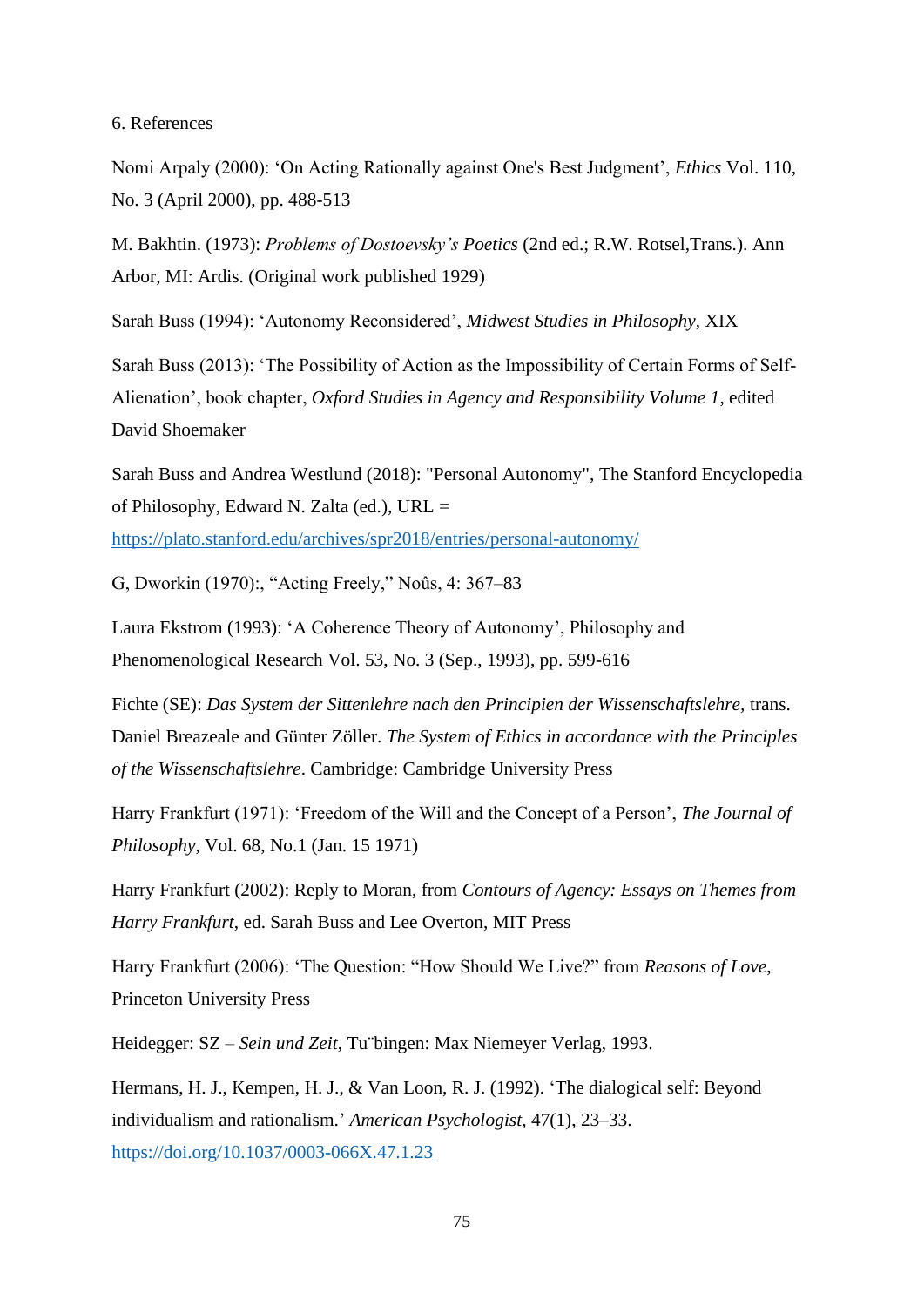6. References

Nomi Arpaly (2000): ‘On Acting Rationally against One's Best Judgment’, *Ethics* Vol. 110, No. 3 (April 2000), pp. 488-513

M. Bakhtin. (1973): *Problems of Dostoevsky’s Poetics* (2nd ed.; R.W. Rotsel,Trans.). Ann Arbor, MI: Ardis. (Original work published 1929)

Sarah Buss (1994): ‘Autonomy Reconsidered’, *Midwest Studies in Philosophy*, XIX

Sarah Buss (2013): ‘The Possibility of Action as the Impossibility of Certain Forms of Self-Alienation’, book chapter, *Oxford Studies in Agency and Responsibility Volume 1*, edited David Shoemaker

Sarah Buss and Andrea Westlund (2018): "Personal Autonomy", The Stanford Encyclopedia of Philosophy, Edward N. Zalta (ed.), URL = https://plato.stanford.edu/archives/spr2018/entries/personal-autonomy/

G, Dworkin (1970):, “Acting Freely,” Noûs, 4: 367–83

Laura Ekstrom (1993): ‘A Coherence Theory of Autonomy’, Philosophy and Phenomenological Research Vol. 53, No. 3 (Sep., 1993), pp. 599-616

Fichte (SE): *Das System der Sittenlehre nach den Principien der Wissenschaftslehre,* trans. Daniel Breazeale and Günter Zöller. *The System of Ethics in accordance with the Principles of the Wissenschaftslehre*. Cambridge: Cambridge University Press

Harry Frankfurt (1971): ‘Freedom of the Will and the Concept of a Person’, *The Journal of Philosophy*, Vol. 68, No.1 (Jan. 15 1971)

Harry Frankfurt (2002): Reply to Moran, from *Contours of Agency: Essays on Themes from Harry Frankfurt*, ed. Sarah Buss and Lee Overton, MIT Press

Harry Frankfurt (2006): ‘The Question: “How Should We Live?” from *Reasons of Love*, Princeton University Press

Heidegger: SZ – *Sein und Zeit*, Tu¨bingen: Max Niemeyer Verlag, 1993.

Hermans, H. J., Kempen, H. J., & Van Loon, R. J. (1992). ‘The dialogical self: Beyond individualism and rationalism.’ *American Psychologist*, 47(1), 23–33. https://doi.org/10.1037/0003-066X.47.1.23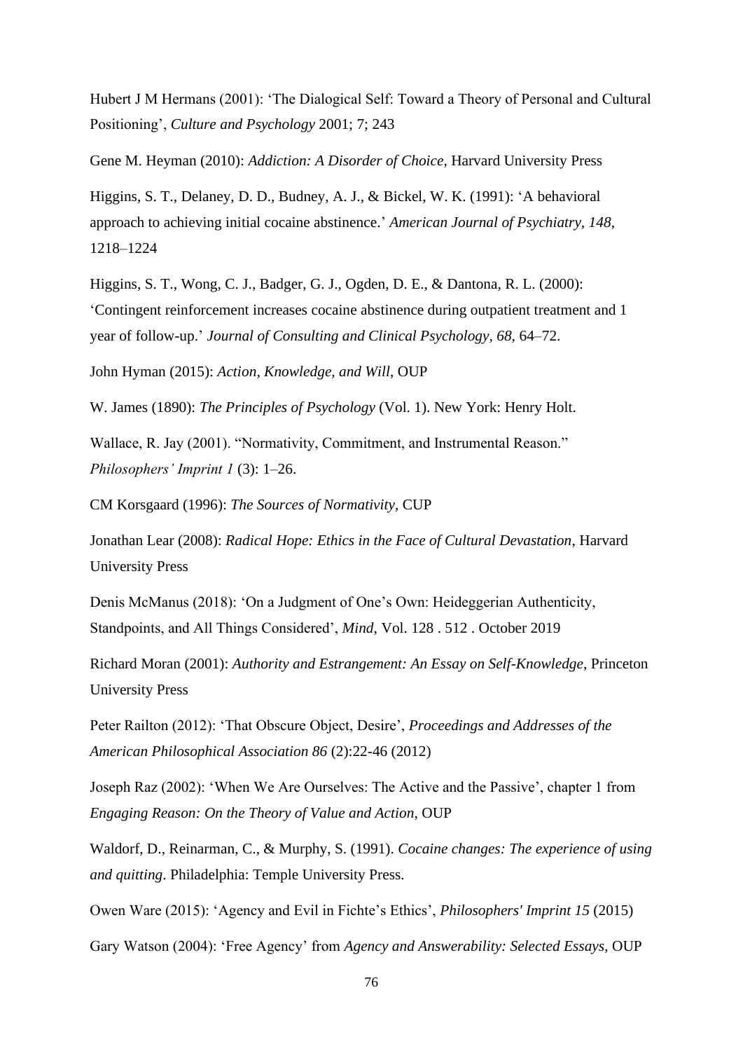Hubert J M Hermans (2001): 'The Dialogical Self: Toward a Theory of Personal and Cultural Positioning', *Culture and Psychology* 2001; 7; 243

Gene M. Heyman (2010): *Addiction: A Disorder of Choice*, Harvard University Press

Higgins, S. T., Delaney, D. D., Budney, A. J., & Bickel, W. K. (1991): 'A behavioral approach to achieving initial cocaine abstinence.' *American Journal of Psychiatry, 148*, 1218–1224

Higgins, S. T., Wong, C. J., Badger, G. J., Ogden, D. E., & Dantona, R. L. (2000): 'Contingent reinforcement increases cocaine abstinence during outpatient treatment and 1 year of follow-up.' *Journal of Consulting and Clinical Psychology, 68*, 64–72.

John Hyman (2015): *Action, Knowledge, and Will*, OUP

W. James (1890): *The Principles of Psychology* (Vol. 1). New York: Henry Holt.

Wallace, R. Jay (2001). "Normativity, Commitment, and Instrumental Reason." *Philosophers' Imprint 1* (3): 1–26.

CM Korsgaard (1996): *The Sources of Normativity*, CUP

Jonathan Lear (2008): *Radical Hope: Ethics in the Face of Cultural Devastation*, Harvard University Press

Denis McManus (2018): 'On a Judgment of One's Own: Heideggerian Authenticity, Standpoints, and All Things Considered', *Mind*, Vol. 128 . 512 . October 2019

Richard Moran (2001): *Authority and Estrangement: An Essay on Self-Knowledge*, Princeton University Press

Peter Railton (2012): 'That Obscure Object, Desire', *Proceedings and Addresses of the American Philosophical Association 86* (2):22-46 (2012)

Joseph Raz (2002): 'When We Are Ourselves: The Active and the Passive', chapter 1 from *Engaging Reason: On the Theory of Value and Action*, OUP

Waldorf, D., Reinarman, C., & Murphy, S. (1991). *Cocaine changes: The experience of using and quitting*. Philadelphia: Temple University Press.

Owen Ware (2015): 'Agency and Evil in Fichte's Ethics', *Philosophers' Imprint 15* (2015)

Gary Watson (2004): 'Free Agency' from *Agency and Answerability: Selected Essays*, OUP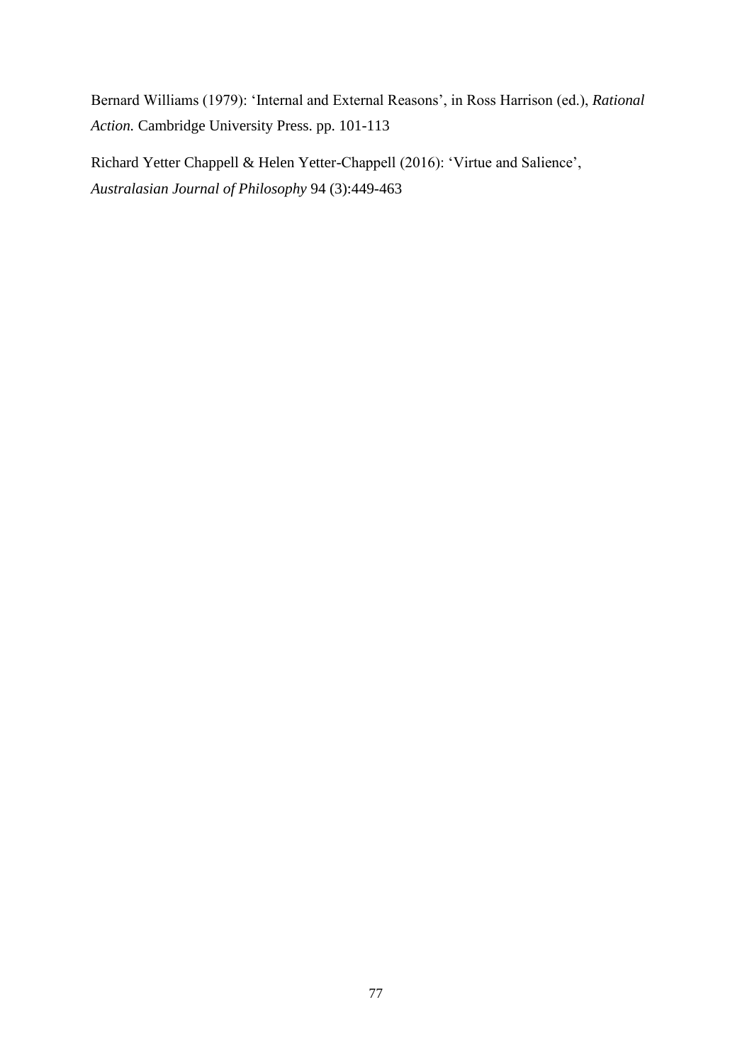Bernard Williams (1979): 'Internal and External Reasons', in Ross Harrison (ed.), *Rational Action.* Cambridge University Press. pp. 101-113

Richard Yetter Chappell & Helen Yetter-Chappell (2016): 'Virtue and Salience', *Australasian Journal of Philosophy* 94 (3):449-463